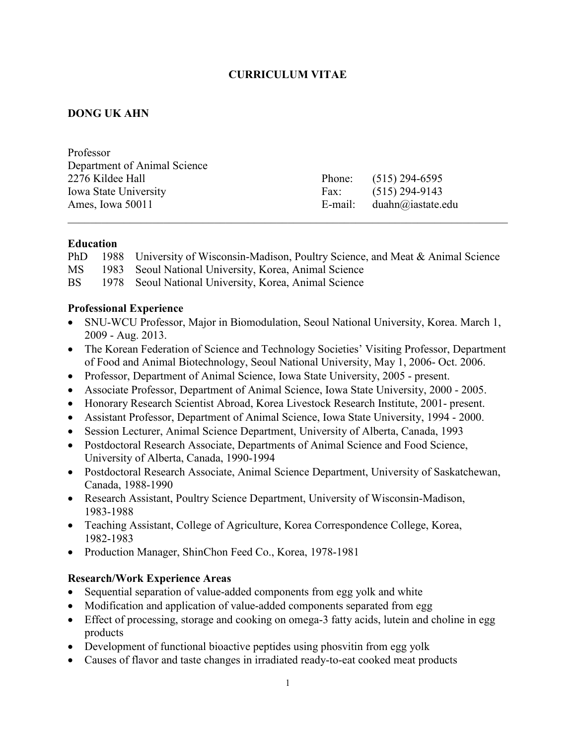# CURRICULUM VITAE

## DONG UK AHN

Professor
Department of Animal Science
2276 Kildee Hall
Iowa State University
Ames, Iowa 50011

Phone: (515) 294-6595
Fax: (515) 294-9143
E-mail: duahn@iastate.edu

---

### Education

PhD 1988 University of Wisconsin-Madison, Poultry Science, and Meat & Animal Science
MS 1983 Seoul National University, Korea, Animal Science
BS 1978 Seoul National University, Korea, Animal Science

### Professional Experience

- SNU-WCU Professor, Major in Biomodulation, Seoul National University, Korea. March 1, 2009 - Aug. 2013.
- The Korean Federation of Science and Technology Societies' Visiting Professor, Department of Food and Animal Biotechnology, Seoul National University, May 1, 2006- Oct. 2006.
- Professor, Department of Animal Science, Iowa State University, 2005 - present.
- Associate Professor, Department of Animal Science, Iowa State University, 2000 - 2005.
- Honorary Research Scientist Abroad, Korea Livestock Research Institute, 2001- present.
- Assistant Professor, Department of Animal Science, Iowa State University, 1994 - 2000.
- Session Lecturer, Animal Science Department, University of Alberta, Canada, 1993
- Postdoctoral Research Associate, Departments of Animal Science and Food Science, University of Alberta, Canada, 1990-1994
- Postdoctoral Research Associate, Animal Science Department, University of Saskatchewan, Canada, 1988-1990
- Research Assistant, Poultry Science Department, University of Wisconsin-Madison, 1983-1988
- Teaching Assistant, College of Agriculture, Korea Correspondence College, Korea, 1982-1983
- Production Manager, ShinChon Feed Co., Korea, 1978-1981

### Research/Work Experience Areas

- Sequential separation of value-added components from egg yolk and white
- Modification and application of value-added components separated from egg
- Effect of processing, storage and cooking on omega-3 fatty acids, lutein and choline in egg products
- Development of functional bioactive peptides using phosvitin from egg yolk
- Causes of flavor and taste changes in irradiated ready-to-eat cooked meat products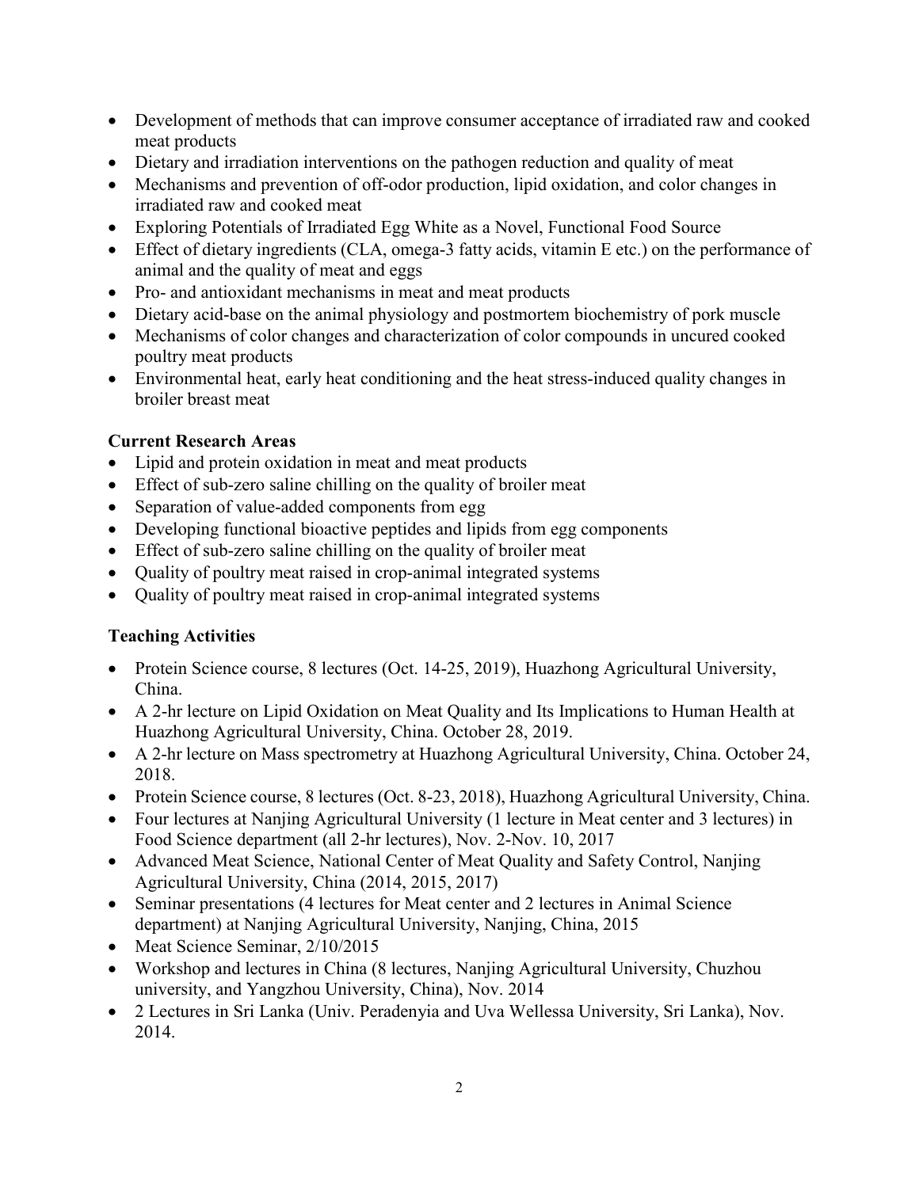- Development of methods that can improve consumer acceptance of irradiated raw and cooked meat products
- Dietary and irradiation interventions on the pathogen reduction and quality of meat
- Mechanisms and prevention of off-odor production, lipid oxidation, and color changes in irradiated raw and cooked meat
- Exploring Potentials of Irradiated Egg White as a Novel, Functional Food Source
- Effect of dietary ingredients (CLA, omega-3 fatty acids, vitamin E etc.) on the performance of animal and the quality of meat and eggs
- Pro- and antioxidant mechanisms in meat and meat products
- Dietary acid-base on the animal physiology and postmortem biochemistry of pork muscle
- Mechanisms of color changes and characterization of color compounds in uncured cooked poultry meat products
- Environmental heat, early heat conditioning and the heat stress-induced quality changes in broiler breast meat

**Current Research Areas**

- Lipid and protein oxidation in meat and meat products
- Effect of sub-zero saline chilling on the quality of broiler meat
- Separation of value-added components from egg
- Developing functional bioactive peptides and lipids from egg components
- Effect of sub-zero saline chilling on the quality of broiler meat
- Quality of poultry meat raised in crop-animal integrated systems
- Quality of poultry meat raised in crop-animal integrated systems

**Teaching Activities**

- Protein Science course, 8 lectures (Oct. 14-25, 2019), Huazhong Agricultural University, China.
- A 2-hr lecture on Lipid Oxidation on Meat Quality and Its Implications to Human Health at Huazhong Agricultural University, China. October 28, 2019.
- A 2-hr lecture on Mass spectrometry at Huazhong Agricultural University, China. October 24, 2018.
- Protein Science course, 8 lectures (Oct. 8-23, 2018), Huazhong Agricultural University, China.
- Four lectures at Nanjing Agricultural University (1 lecture in Meat center and 3 lectures) in Food Science department (all 2-hr lectures), Nov. 2-Nov. 10, 2017
- Advanced Meat Science, National Center of Meat Quality and Safety Control, Nanjing Agricultural University, China (2014, 2015, 2017)
- Seminar presentations (4 lectures for Meat center and 2 lectures in Animal Science department) at Nanjing Agricultural University, Nanjing, China, 2015
- Meat Science Seminar, 2/10/2015
- Workshop and lectures in China (8 lectures, Nanjing Agricultural University, Chuzhou university, and Yangzhou University, China), Nov. 2014
- 2 Lectures in Sri Lanka (Univ. Peradenyia and Uva Wellessa University, Sri Lanka), Nov. 2014.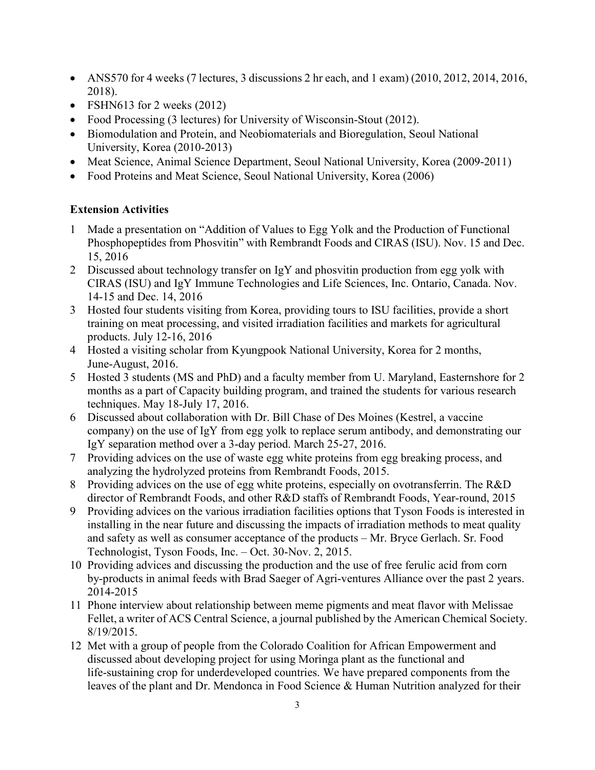- ANS570 for 4 weeks (7 lectures, 3 discussions 2 hr each, and 1 exam) (2010, 2012, 2014, 2016, 2018).
- FSHN613 for 2 weeks (2012)
- Food Processing (3 lectures) for University of Wisconsin-Stout (2012).
- Biomodulation and Protein, and Neobiomaterials and Bioregulation, Seoul National University, Korea (2010-2013)
- Meat Science, Animal Science Department, Seoul National University, Korea (2009-2011)
- Food Proteins and Meat Science, Seoul National University, Korea (2006)

**Extension Activities**

1 Made a presentation on "Addition of Values to Egg Yolk and the Production of Functional Phosphopeptides from Phosvitin" with Rembrandt Foods and CIRAS (ISU). Nov. 15 and Dec. 15, 2016

2 Discussed about technology transfer on IgY and phosvitin production from egg yolk with CIRAS (ISU) and IgY Immune Technologies and Life Sciences, Inc. Ontario, Canada. Nov. 14-15 and Dec. 14, 2016

3 Hosted four students visiting from Korea, providing tours to ISU facilities, provide a short training on meat processing, and visited irradiation facilities and markets for agricultural products. July 12-16, 2016

4 Hosted a visiting scholar from Kyungpook National University, Korea for 2 months, June-August, 2016.

5 Hosted 3 students (MS and PhD) and a faculty member from U. Maryland, Easternshore for 2 months as a part of Capacity building program, and trained the students for various research techniques. May 18-July 17, 2016.

6 Discussed about collaboration with Dr. Bill Chase of Des Moines (Kestrel, a vaccine company) on the use of IgY from egg yolk to replace serum antibody, and demonstrating our IgY separation method over a 3-day period. March 25-27, 2016.

7 Providing advices on the use of waste egg white proteins from egg breaking process, and analyzing the hydrolyzed proteins from Rembrandt Foods, 2015.

8 Providing advices on the use of egg white proteins, especially on ovotransferrin. The R&D director of Rembrandt Foods, and other R&D staffs of Rembrandt Foods, Year-round, 2015

9 Providing advices on the various irradiation facilities options that Tyson Foods is interested in installing in the near future and discussing the impacts of irradiation methods to meat quality and safety as well as consumer acceptance of the products – Mr. Bryce Gerlach. Sr. Food Technologist, Tyson Foods, Inc. – Oct. 30-Nov. 2, 2015.

10 Providing advices and discussing the production and the use of free ferulic acid from corn by-products in animal feeds with Brad Saeger of Agri-ventures Alliance over the past 2 years. 2014-2015

11 Phone interview about relationship between meme pigments and meat flavor with Melissae Fellet, a writer of ACS Central Science, a journal published by the American Chemical Society. 8/19/2015.

12 Met with a group of people from the Colorado Coalition for African Empowerment and discussed about developing project for using Moringa plant as the functional and life-sustaining crop for underdeveloped countries. We have prepared components from the leaves of the plant and Dr. Mendonca in Food Science & Human Nutrition analyzed for their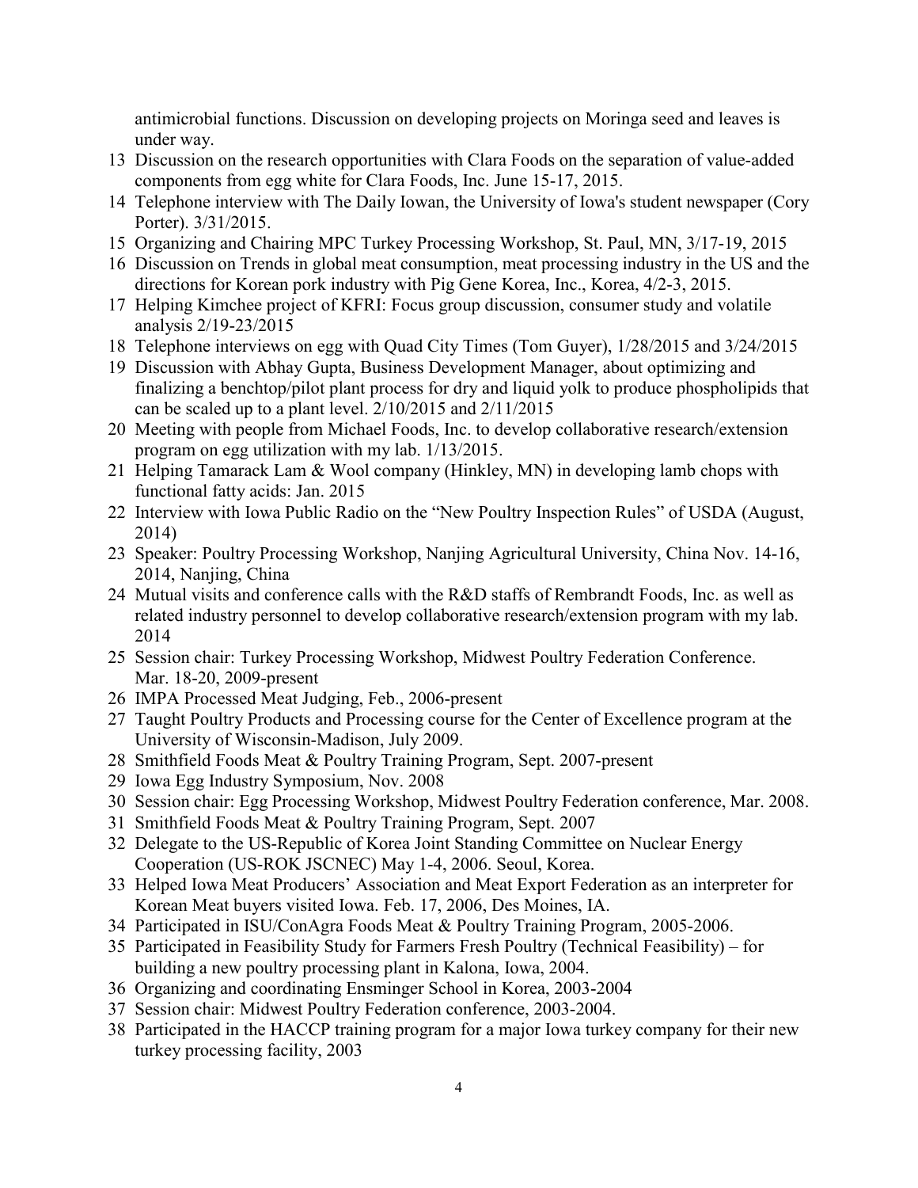antimicrobial functions. Discussion on developing projects on Moringa seed and leaves is under way.

13 Discussion on the research opportunities with Clara Foods on the separation of value-added components from egg white for Clara Foods, Inc. June 15-17, 2015.
14 Telephone interview with The Daily Iowan, the University of Iowa's student newspaper (Cory Porter). 3/31/2015.
15 Organizing and Chairing MPC Turkey Processing Workshop, St. Paul, MN, 3/17-19, 2015
16 Discussion on Trends in global meat consumption, meat processing industry in the US and the directions for Korean pork industry with Pig Gene Korea, Inc., Korea, 4/2-3, 2015.
17 Helping Kimchee project of KFRI: Focus group discussion, consumer study and volatile analysis 2/19-23/2015
18 Telephone interviews on egg with Quad City Times (Tom Guyer), 1/28/2015 and 3/24/2015
19 Discussion with Abhay Gupta, Business Development Manager, about optimizing and finalizing a benchtop/pilot plant process for dry and liquid yolk to produce phospholipids that can be scaled up to a plant level. 2/10/2015 and 2/11/2015
20 Meeting with people from Michael Foods, Inc. to develop collaborative research/extension program on egg utilization with my lab. 1/13/2015.
21 Helping Tamarack Lam & Wool company (Hinkley, MN) in developing lamb chops with functional fatty acids: Jan. 2015
22 Interview with Iowa Public Radio on the "New Poultry Inspection Rules" of USDA (August, 2014)
23 Speaker: Poultry Processing Workshop, Nanjing Agricultural University, China Nov. 14-16, 2014, Nanjing, China
24 Mutual visits and conference calls with the R&D staffs of Rembrandt Foods, Inc. as well as related industry personnel to develop collaborative research/extension program with my lab. 2014
25 Session chair: Turkey Processing Workshop, Midwest Poultry Federation Conference. Mar. 18-20, 2009-present
26 IMPA Processed Meat Judging, Feb., 2006-present
27 Taught Poultry Products and Processing course for the Center of Excellence program at the University of Wisconsin-Madison, July 2009.
28 Smithfield Foods Meat & Poultry Training Program, Sept. 2007-present
29 Iowa Egg Industry Symposium, Nov. 2008
30 Session chair: Egg Processing Workshop, Midwest Poultry Federation conference, Mar. 2008.
31 Smithfield Foods Meat & Poultry Training Program, Sept. 2007
32 Delegate to the US-Republic of Korea Joint Standing Committee on Nuclear Energy Cooperation (US-ROK JSCNEC) May 1-4, 2006. Seoul, Korea.
33 Helped Iowa Meat Producers' Association and Meat Export Federation as an interpreter for Korean Meat buyers visited Iowa. Feb. 17, 2006, Des Moines, IA.
34 Participated in ISU/ConAgra Foods Meat & Poultry Training Program, 2005-2006.
35 Participated in Feasibility Study for Farmers Fresh Poultry (Technical Feasibility) – for building a new poultry processing plant in Kalona, Iowa, 2004.
36 Organizing and coordinating Ensminger School in Korea, 2003-2004
37 Session chair: Midwest Poultry Federation conference, 2003-2004.
38 Participated in the HACCP training program for a major Iowa turkey company for their new turkey processing facility, 2003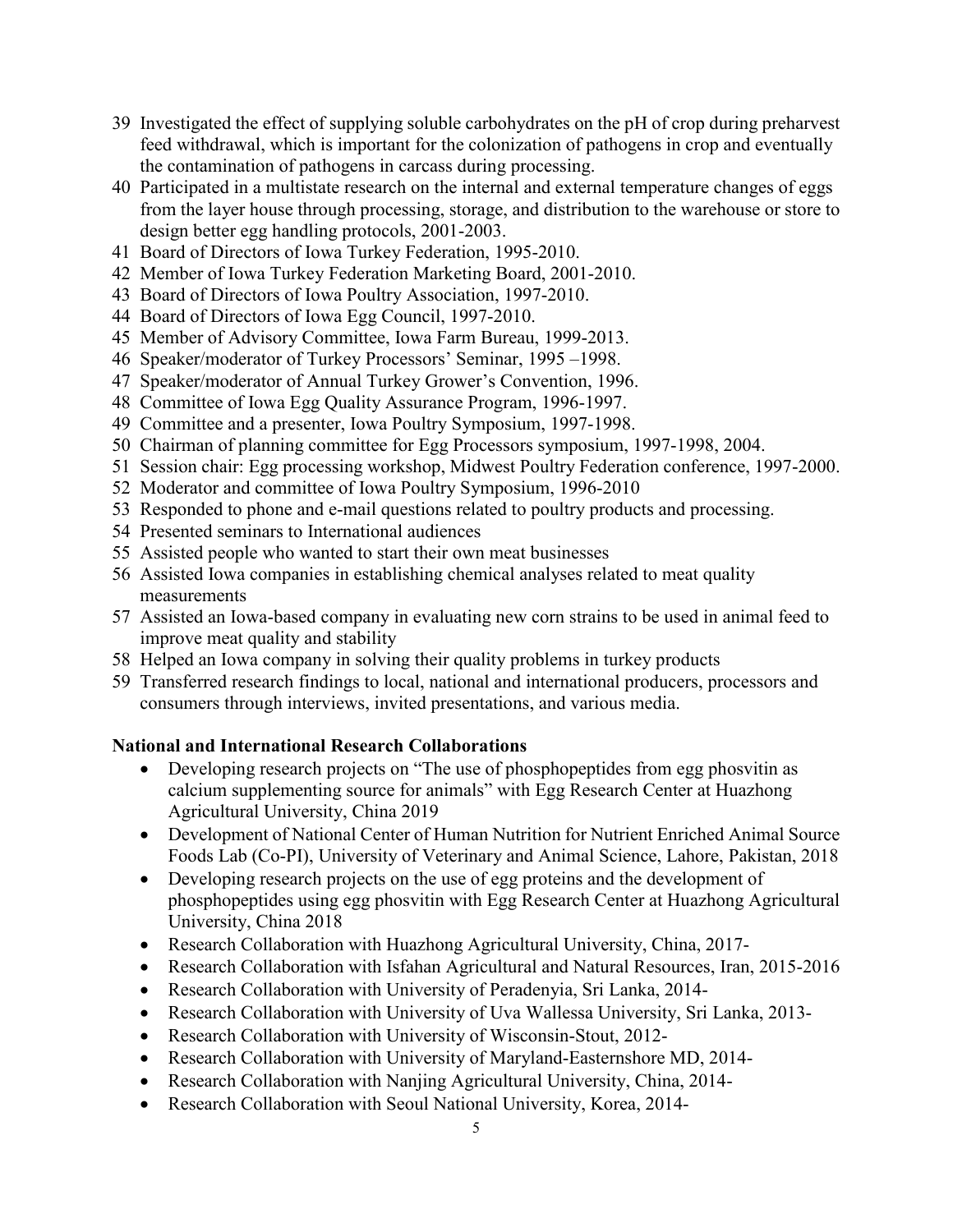39 Investigated the effect of supplying soluble carbohydrates on the pH of crop during preharvest feed withdrawal, which is important for the colonization of pathogens in crop and eventually the contamination of pathogens in carcass during processing.
40 Participated in a multistate research on the internal and external temperature changes of eggs from the layer house through processing, storage, and distribution to the warehouse or store to design better egg handling protocols, 2001-2003.
41 Board of Directors of Iowa Turkey Federation, 1995-2010.
42 Member of Iowa Turkey Federation Marketing Board, 2001-2010.
43 Board of Directors of Iowa Poultry Association, 1997-2010.
44 Board of Directors of Iowa Egg Council, 1997-2010.
45 Member of Advisory Committee, Iowa Farm Bureau, 1999-2013.
46 Speaker/moderator of Turkey Processors' Seminar, 1995 –1998.
47 Speaker/moderator of Annual Turkey Grower's Convention, 1996.
48 Committee of Iowa Egg Quality Assurance Program, 1996-1997.
49 Committee and a presenter, Iowa Poultry Symposium, 1997-1998.
50 Chairman of planning committee for Egg Processors symposium, 1997-1998, 2004.
51 Session chair: Egg processing workshop, Midwest Poultry Federation conference, 1997-2000.
52 Moderator and committee of Iowa Poultry Symposium, 1996-2010
53 Responded to phone and e-mail questions related to poultry products and processing.
54 Presented seminars to International audiences
55 Assisted people who wanted to start their own meat businesses
56 Assisted Iowa companies in establishing chemical analyses related to meat quality measurements
57 Assisted an Iowa-based company in evaluating new corn strains to be used in animal feed to improve meat quality and stability
58 Helped an Iowa company in solving their quality problems in turkey products
59 Transferred research findings to local, national and international producers, processors and consumers through interviews, invited presentations, and various media.

**National and International Research Collaborations**

- Developing research projects on "The use of phosphopeptides from egg phosvitin as calcium supplementing source for animals" with Egg Research Center at Huazhong Agricultural University, China 2019
- Development of National Center of Human Nutrition for Nutrient Enriched Animal Source Foods Lab (Co-PI), University of Veterinary and Animal Science, Lahore, Pakistan, 2018
- Developing research projects on the use of egg proteins and the development of phosphopeptides using egg phosvitin with Egg Research Center at Huazhong Agricultural University, China 2018
- Research Collaboration with Huazhong Agricultural University, China, 2017-
- Research Collaboration with Isfahan Agricultural and Natural Resources, Iran, 2015-2016
- Research Collaboration with University of Peradenyia, Sri Lanka, 2014-
- Research Collaboration with University of Uva Wallessa University, Sri Lanka, 2013-
- Research Collaboration with University of Wisconsin-Stout, 2012-
- Research Collaboration with University of Maryland-Easternshore MD, 2014-
- Research Collaboration with Nanjing Agricultural University, China, 2014-
- Research Collaboration with Seoul National University, Korea, 2014-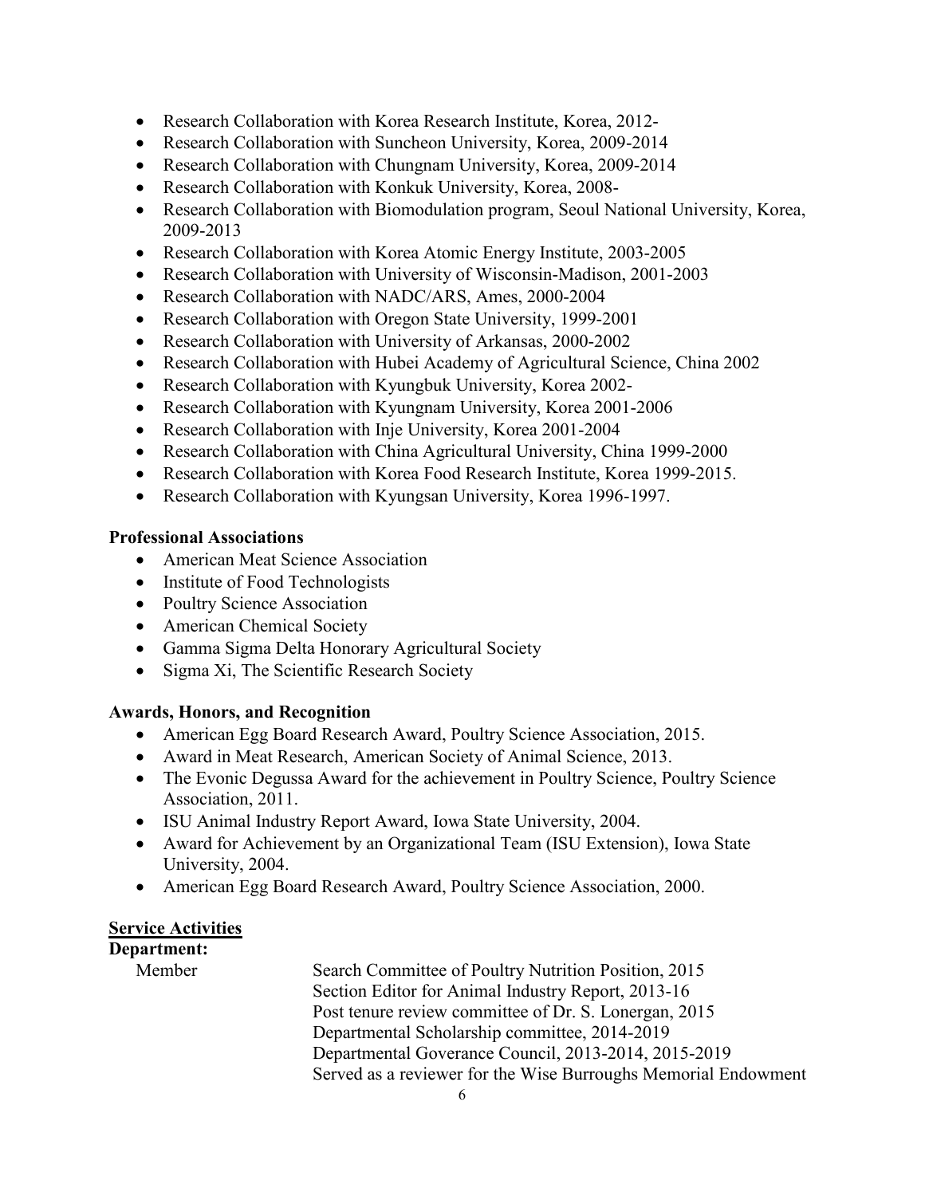- Research Collaboration with Korea Research Institute, Korea, 2012-
- Research Collaboration with Suncheon University, Korea, 2009-2014
- Research Collaboration with Chungnam University, Korea, 2009-2014
- Research Collaboration with Konkuk University, Korea, 2008-
- Research Collaboration with Biomodulation program, Seoul National University, Korea, 2009-2013
- Research Collaboration with Korea Atomic Energy Institute, 2003-2005
- Research Collaboration with University of Wisconsin-Madison, 2001-2003
- Research Collaboration with NADC/ARS, Ames, 2000-2004
- Research Collaboration with Oregon State University, 1999-2001
- Research Collaboration with University of Arkansas, 2000-2002
- Research Collaboration with Hubei Academy of Agricultural Science, China 2002
- Research Collaboration with Kyungbuk University, Korea 2002-
- Research Collaboration with Kyungnam University, Korea 2001-2006
- Research Collaboration with Inje University, Korea 2001-2004
- Research Collaboration with China Agricultural University, China 1999-2000
- Research Collaboration with Korea Food Research Institute, Korea 1999-2015.
- Research Collaboration with Kyungsan University, Korea 1996-1997.

**Professional Associations**

- American Meat Science Association
- Institute of Food Technologists
- Poultry Science Association
- American Chemical Society
- Gamma Sigma Delta Honorary Agricultural Society
- Sigma Xi, The Scientific Research Society

**Awards, Honors, and Recognition**

- American Egg Board Research Award, Poultry Science Association, 2015.
- Award in Meat Research, American Society of Animal Science, 2013.
- The Evonic Degussa Award for the achievement in Poultry Science, Poultry Science Association, 2011.
- ISU Animal Industry Report Award, Iowa State University, 2004.
- Award for Achievement by an Organizational Team (ISU Extension), Iowa State University, 2004.
- American Egg Board Research Award, Poultry Science Association, 2000.

**Service Activities**

**Department:**

Member
- Search Committee of Poultry Nutrition Position, 2015
- Section Editor for Animal Industry Report, 2013-16
- Post tenure review committee of Dr. S. Lonergan, 2015
- Departmental Scholarship committee, 2014-2019
- Departmental Goverance Council, 2013-2014, 2015-2019
- Served as a reviewer for the Wise Burroughs Memorial Endowment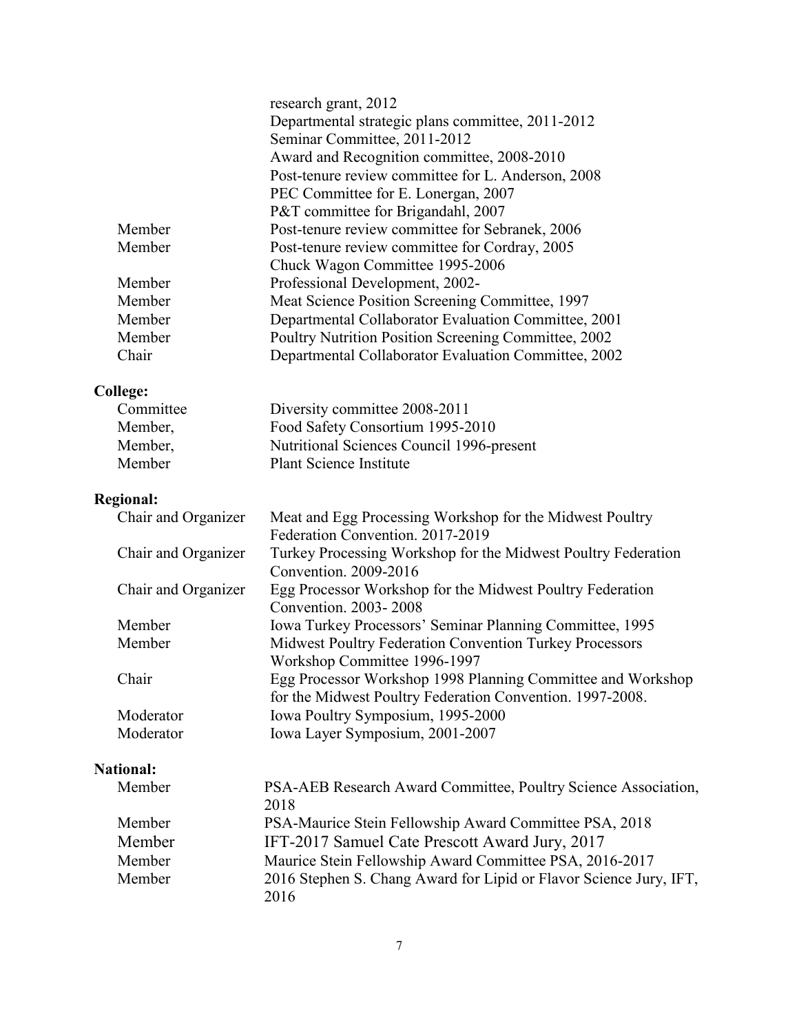| | |
|---|---|
| | research grant, 2012 |
| | Departmental strategic plans committee, 2011-2012 |
| | Seminar Committee, 2011-2012 |
| | Award and Recognition committee, 2008-2010 |
| | Post-tenure review committee for L. Anderson, 2008 |
| | PEC Committee for E. Lonergan, 2007 |
| | P&T committee for Brigandahl, 2007 |
| Member | Post-tenure review committee for Sebranek, 2006 |
| Member | Post-tenure review committee for Cordray, 2005 |
| | Chuck Wagon Committee 1995-2006 |
| Member | Professional Development, 2002- |
| Member | Meat Science Position Screening Committee, 1997 |
| Member | Departmental Collaborator Evaluation Committee, 2001 |
| Member | Poultry Nutrition Position Screening Committee, 2002 |
| Chair | Departmental Collaborator Evaluation Committee, 2002 |

**College:**

| | |
|---|---|
| Committee | Diversity committee 2008-2011 |
| Member, | Food Safety Consortium 1995-2010 |
| Member, | Nutritional Sciences Council 1996-present |
| Member | Plant Science Institute |

**Regional:**

| | |
|---|---|
| Chair and Organizer | Meat and Egg Processing Workshop for the Midwest Poultry Federation Convention. 2017-2019 |
| Chair and Organizer | Turkey Processing Workshop for the Midwest Poultry Federation Convention. 2009-2016 |
| Chair and Organizer | Egg Processor Workshop for the Midwest Poultry Federation Convention. 2003- 2008 |
| Member | Iowa Turkey Processors' Seminar Planning Committee, 1995 |
| Member | Midwest Poultry Federation Convention Turkey Processors Workshop Committee 1996-1997 |
| Chair | Egg Processor Workshop 1998 Planning Committee and Workshop for the Midwest Poultry Federation Convention. 1997-2008. |
| Moderator | Iowa Poultry Symposium, 1995-2000 |
| Moderator | Iowa Layer Symposium, 2001-2007 |

**National:**

| | |
|---|---|
| Member | PSA-AEB Research Award Committee, Poultry Science Association, 2018 |
| Member | PSA-Maurice Stein Fellowship Award Committee PSA, 2018 |
| Member | IFT-2017 Samuel Cate Prescott Award Jury, 2017 |
| Member | Maurice Stein Fellowship Award Committee PSA, 2016-2017 |
| Member | 2016 Stephen S. Chang Award for Lipid or Flavor Science Jury, IFT, 2016 |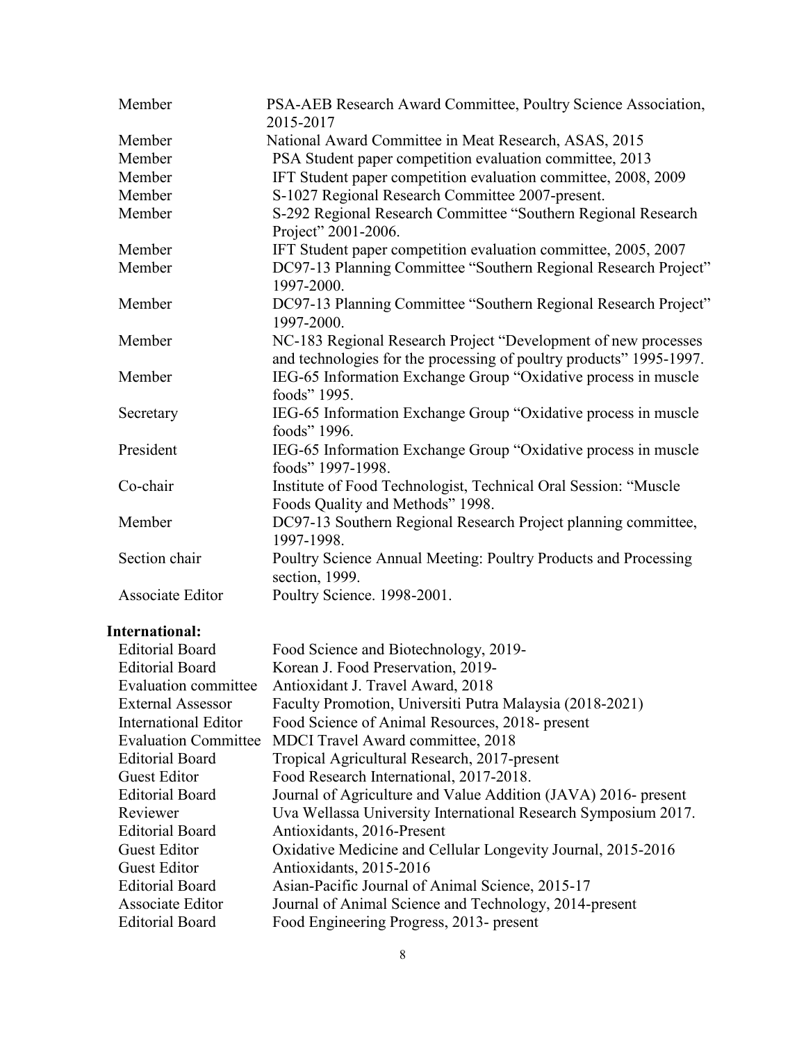| | |
|---|---|
| Member | PSA-AEB Research Award Committee, Poultry Science Association, 2015-2017 |
| Member | National Award Committee in Meat Research, ASAS, 2015 |
| Member | PSA Student paper competition evaluation committee, 2013 |
| Member | IFT Student paper competition evaluation committee, 2008, 2009 |
| Member | S-1027 Regional Research Committee 2007-present. |
| Member | S-292 Regional Research Committee "Southern Regional Research Project" 2001-2006. |
| Member | IFT Student paper competition evaluation committee, 2005, 2007 |
| Member | DC97-13 Planning Committee "Southern Regional Research Project" 1997-2000. |
| Member | DC97-13 Planning Committee "Southern Regional Research Project" 1997-2000. |
| Member | NC-183 Regional Research Project "Development of new processes and technologies for the processing of poultry products" 1995-1997. |
| Member | IEG-65 Information Exchange Group "Oxidative process in muscle foods" 1995. |
| Secretary | IEG-65 Information Exchange Group "Oxidative process in muscle foods" 1996. |
| President | IEG-65 Information Exchange Group "Oxidative process in muscle foods" 1997-1998. |
| Co-chair | Institute of Food Technologist, Technical Oral Session: "Muscle Foods Quality and Methods" 1998. |
| Member | DC97-13 Southern Regional Research Project planning committee, 1997-1998. |
| Section chair | Poultry Science Annual Meeting: Poultry Products and Processing section, 1999. |
| Associate Editor | Poultry Science. 1998-2001. |

**International:**

| | |
|---|---|
| Editorial Board | Food Science and Biotechnology, 2019- |
| Editorial Board | Korean J. Food Preservation, 2019- |
| Evaluation committee | Antioxidant J. Travel Award, 2018 |
| External Assessor | Faculty Promotion, Universiti Putra Malaysia (2018-2021) |
| International Editor | Food Science of Animal Resources, 2018- present |
| Evaluation Committee | MDCI Travel Award committee, 2018 |
| Editorial Board | Tropical Agricultural Research, 2017-present |
| Guest Editor | Food Research International, 2017-2018. |
| Editorial Board | Journal of Agriculture and Value Addition (JAVA) 2016- present |
| Reviewer | Uva Wellassa University International Research Symposium 2017. |
| Editorial Board | Antioxidants, 2016-Present |
| Guest Editor | Oxidative Medicine and Cellular Longevity Journal, 2015-2016 |
| Guest Editor | Antioxidants, 2015-2016 |
| Editorial Board | Asian-Pacific Journal of Animal Science, 2015-17 |
| Associate Editor | Journal of Animal Science and Technology, 2014-present |
| Editorial Board | Food Engineering Progress, 2013- present |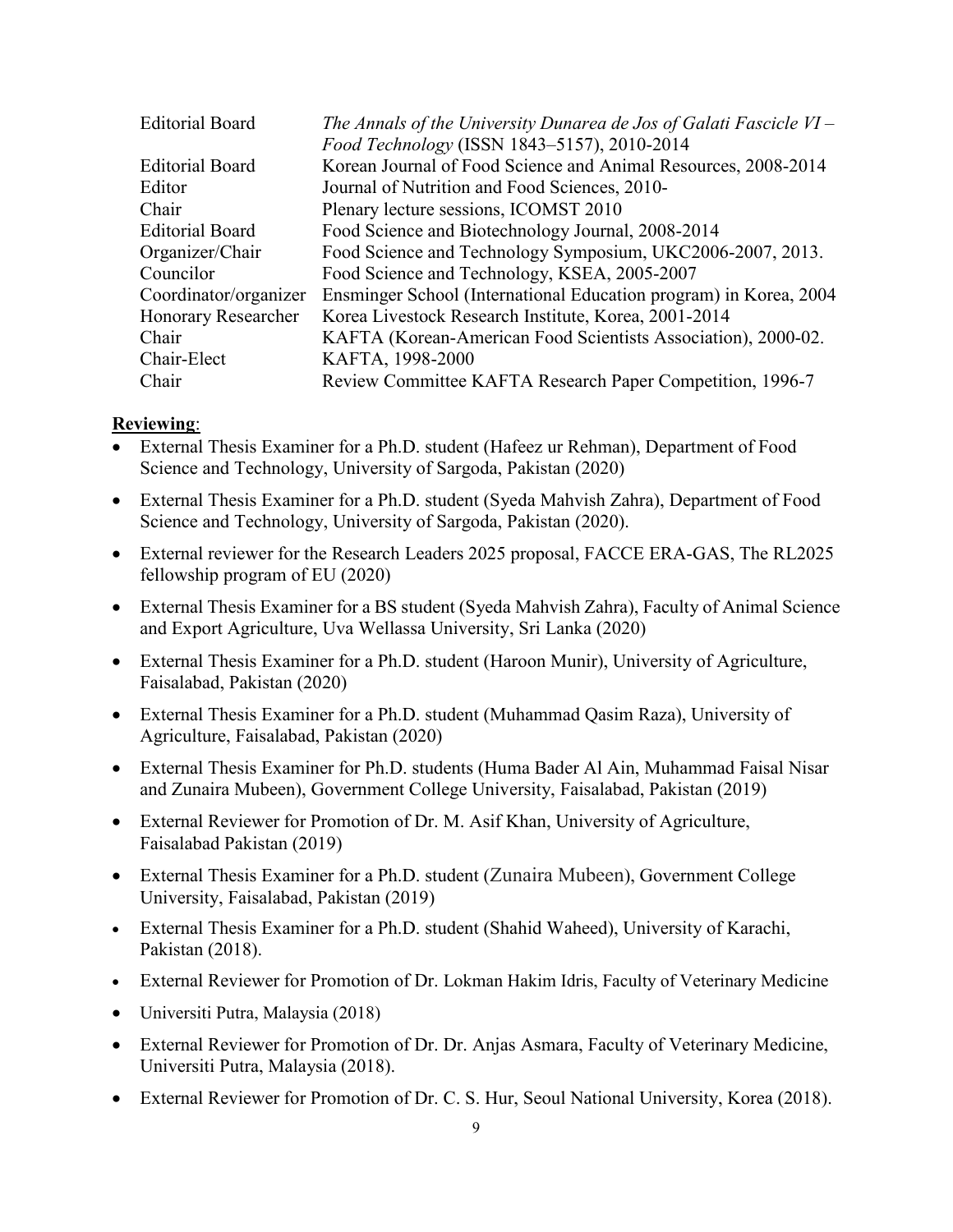| | |
|---|---|
| Editorial Board | *The Annals of the University Dunarea de Jos of Galati Fascicle VI – Food Technology* (ISSN 1843–5157), 2010-2014 |
| Editorial Board | Korean Journal of Food Science and Animal Resources, 2008-2014 |
| Editor | Journal of Nutrition and Food Sciences, 2010- |
| Chair | Plenary lecture sessions, ICOMST 2010 |
| Editorial Board | Food Science and Biotechnology Journal, 2008-2014 |
| Organizer/Chair | Food Science and Technology Symposium, UKC2006-2007, 2013. |
| Councilor | Food Science and Technology, KSEA, 2005-2007 |
| Coordinator/organizer | Ensminger School (International Education program) in Korea, 2004 |
| Honorary Researcher | Korea Livestock Research Institute, Korea, 2001-2014 |
| Chair | KAFTA (Korean-American Food Scientists Association), 2000-02. |
| Chair-Elect | KAFTA, 1998-2000 |
| Chair | Review Committee KAFTA Research Paper Competition, 1996-7 |

**Reviewing**:

- External Thesis Examiner for a Ph.D. student (Hafeez ur Rehman), Department of Food Science and Technology, University of Sargoda, Pakistan (2020)
- External Thesis Examiner for a Ph.D. student (Syeda Mahvish Zahra), Department of Food Science and Technology, University of Sargoda, Pakistan (2020).
- External reviewer for the Research Leaders 2025 proposal, FACCE ERA-GAS, The RL2025 fellowship program of EU (2020)
- External Thesis Examiner for a BS student (Syeda Mahvish Zahra), Faculty of Animal Science and Export Agriculture, Uva Wellassa University, Sri Lanka (2020)
- External Thesis Examiner for a Ph.D. student (Haroon Munir), University of Agriculture, Faisalabad, Pakistan (2020)
- External Thesis Examiner for a Ph.D. student (Muhammad Qasim Raza), University of Agriculture, Faisalabad, Pakistan (2020)
- External Thesis Examiner for Ph.D. students (Huma Bader Al Ain, Muhammad Faisal Nisar and Zunaira Mubeen), Government College University, Faisalabad, Pakistan (2019)
- External Reviewer for Promotion of Dr. M. Asif Khan, University of Agriculture, Faisalabad Pakistan (2019)
- External Thesis Examiner for a Ph.D. student (Zunaira Mubeen), Government College University, Faisalabad, Pakistan (2019)
- External Thesis Examiner for a Ph.D. student (Shahid Waheed), University of Karachi, Pakistan (2018).
- External Reviewer for Promotion of Dr. Lokman Hakim Idris, Faculty of Veterinary Medicine
- Universiti Putra, Malaysia (2018)
- External Reviewer for Promotion of Dr. Dr. Anjas Asmara, Faculty of Veterinary Medicine, Universiti Putra, Malaysia (2018).
- External Reviewer for Promotion of Dr. C. S. Hur, Seoul National University, Korea (2018).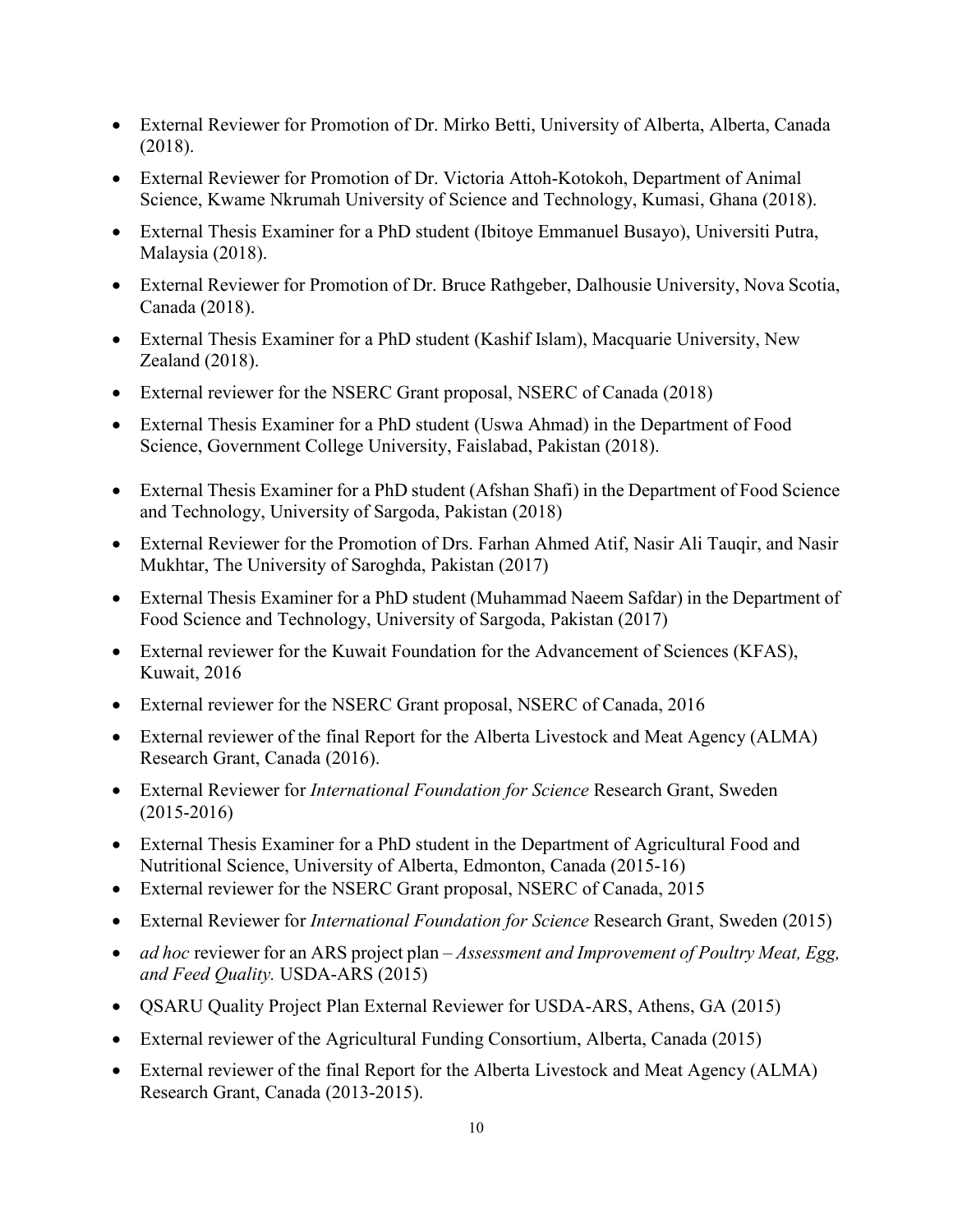- External Reviewer for Promotion of Dr. Mirko Betti, University of Alberta, Alberta, Canada (2018).
- External Reviewer for Promotion of Dr. Victoria Attoh-Kotokoh, Department of Animal Science, Kwame Nkrumah University of Science and Technology, Kumasi, Ghana (2018).
- External Thesis Examiner for a PhD student (Ibitoye Emmanuel Busayo), Universiti Putra, Malaysia (2018).
- External Reviewer for Promotion of Dr. Bruce Rathgeber, Dalhousie University, Nova Scotia, Canada (2018).
- External Thesis Examiner for a PhD student (Kashif Islam), Macquarie University, New Zealand (2018).
- External reviewer for the NSERC Grant proposal, NSERC of Canada (2018)
- External Thesis Examiner for a PhD student (Uswa Ahmad) in the Department of Food Science, Government College University, Faislabad, Pakistan (2018).
- External Thesis Examiner for a PhD student (Afshan Shafi) in the Department of Food Science and Technology, University of Sargoda, Pakistan (2018)
- External Reviewer for the Promotion of Drs. Farhan Ahmed Atif, Nasir Ali Tauqir, and Nasir Mukhtar, The University of Saroghda, Pakistan (2017)
- External Thesis Examiner for a PhD student (Muhammad Naeem Safdar) in the Department of Food Science and Technology, University of Sargoda, Pakistan (2017)
- External reviewer for the Kuwait Foundation for the Advancement of Sciences (KFAS), Kuwait, 2016
- External reviewer for the NSERC Grant proposal, NSERC of Canada, 2016
- External reviewer of the final Report for the Alberta Livestock and Meat Agency (ALMA) Research Grant, Canada (2016).
- External Reviewer for *International Foundation for Science* Research Grant, Sweden (2015-2016)
- External Thesis Examiner for a PhD student in the Department of Agricultural Food and Nutritional Science, University of Alberta, Edmonton, Canada (2015-16)
- External reviewer for the NSERC Grant proposal, NSERC of Canada, 2015
- External Reviewer for *International Foundation for Science* Research Grant, Sweden (2015)
- *ad hoc* reviewer for an ARS project plan – *Assessment and Improvement of Poultry Meat, Egg, and Feed Quality.* USDA-ARS (2015)
- QSARU Quality Project Plan External Reviewer for USDA-ARS, Athens, GA (2015)
- External reviewer of the Agricultural Funding Consortium, Alberta, Canada (2015)
- External reviewer of the final Report for the Alberta Livestock and Meat Agency (ALMA) Research Grant, Canada (2013-2015).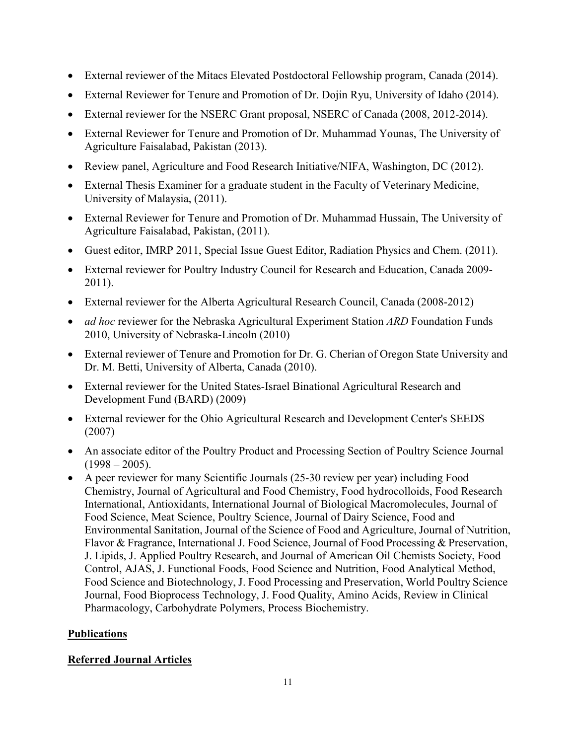- External reviewer of the Mitacs Elevated Postdoctoral Fellowship program, Canada (2014).
- External Reviewer for Tenure and Promotion of Dr. Dojin Ryu, University of Idaho (2014).
- External reviewer for the NSERC Grant proposal, NSERC of Canada (2008, 2012-2014).
- External Reviewer for Tenure and Promotion of Dr. Muhammad Younas, The University of Agriculture Faisalabad, Pakistan (2013).
- Review panel, Agriculture and Food Research Initiative/NIFA, Washington, DC (2012).
- External Thesis Examiner for a graduate student in the Faculty of Veterinary Medicine, University of Malaysia, (2011).
- External Reviewer for Tenure and Promotion of Dr. Muhammad Hussain, The University of Agriculture Faisalabad, Pakistan, (2011).
- Guest editor, IMRP 2011, Special Issue Guest Editor, Radiation Physics and Chem. (2011).
- External reviewer for Poultry Industry Council for Research and Education, Canada 2009-2011).
- External reviewer for the Alberta Agricultural Research Council, Canada (2008-2012)
- *ad hoc* reviewer for the Nebraska Agricultural Experiment Station *ARD* Foundation Funds 2010, University of Nebraska-Lincoln (2010)
- External reviewer of Tenure and Promotion for Dr. G. Cherian of Oregon State University and Dr. M. Betti, University of Alberta, Canada (2010).
- External reviewer for the United States-Israel Binational Agricultural Research and Development Fund (BARD) (2009)
- External reviewer for the Ohio Agricultural Research and Development Center's SEEDS (2007)
- An associate editor of the Poultry Product and Processing Section of Poultry Science Journal (1998 – 2005).
- A peer reviewer for many Scientific Journals (25-30 review per year) including Food Chemistry, Journal of Agricultural and Food Chemistry, Food hydrocolloids, Food Research International, Antioxidants, International Journal of Biological Macromolecules, Journal of Food Science, Meat Science, Poultry Science, Journal of Dairy Science, Food and Environmental Sanitation, Journal of the Science of Food and Agriculture, Journal of Nutrition, Flavor & Fragrance, International J. Food Science, Journal of Food Processing & Preservation, J. Lipids, J. Applied Poultry Research, and Journal of American Oil Chemists Society, Food Control, AJAS, J. Functional Foods, Food Science and Nutrition, Food Analytical Method, Food Science and Biotechnology, J. Food Processing and Preservation, World Poultry Science Journal, Food Bioprocess Technology, J. Food Quality, Amino Acids, Review in Clinical Pharmacology, Carbohydrate Polymers, Process Biochemistry.

## **Publications**

### **Referred Journal Articles**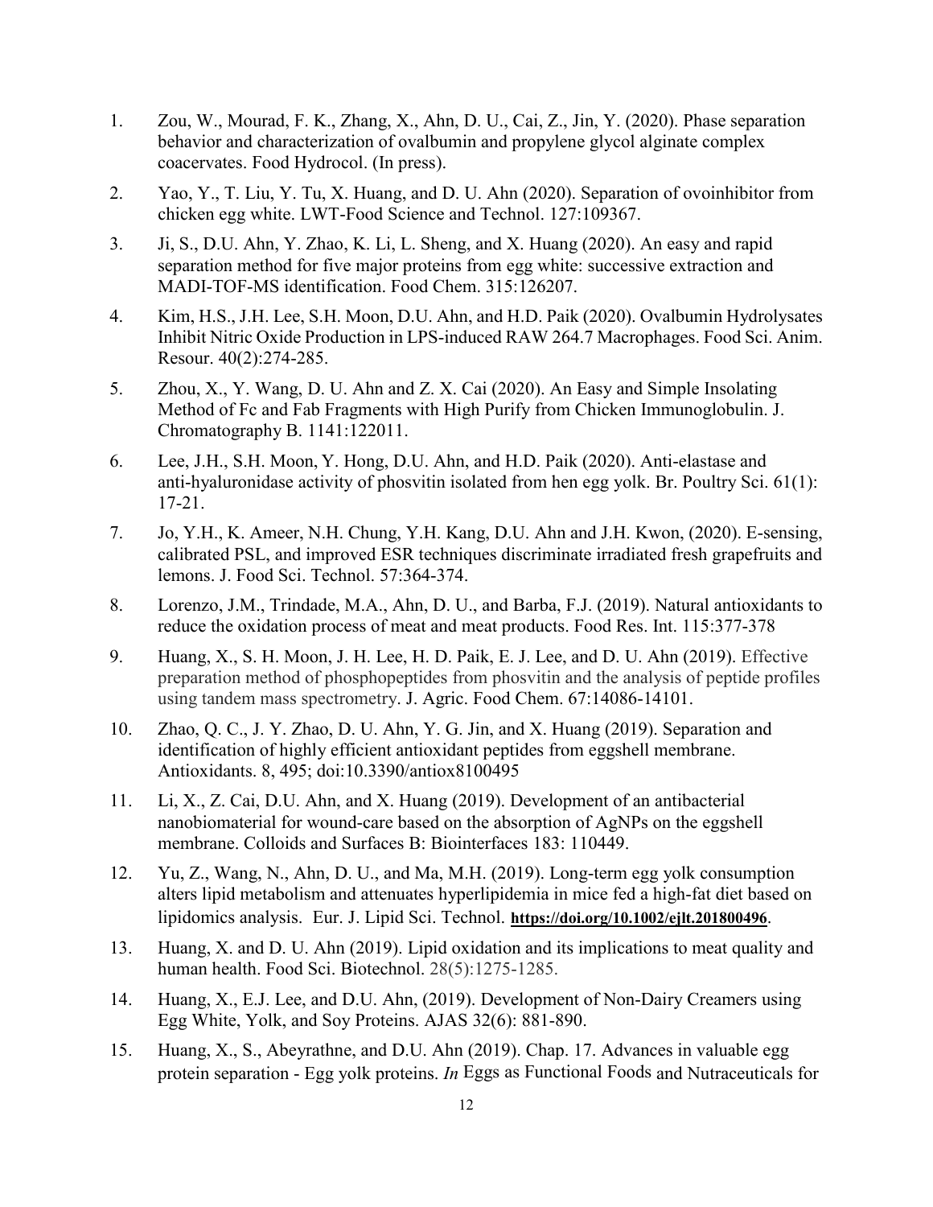1. Zou, W., Mourad, F. K., Zhang, X., Ahn, D. U., Cai, Z., Jin, Y. (2020). Phase separation behavior and characterization of ovalbumin and propylene glycol alginate complex coacervates. Food Hydrocol. (In press).

2. Yao, Y., T. Liu, Y. Tu, X. Huang, and D. U. Ahn (2020). Separation of ovoinhibitor from chicken egg white. LWT-Food Science and Technol. 127:109367.

3. Ji, S., D.U. Ahn, Y. Zhao, K. Li, L. Sheng, and X. Huang (2020). An easy and rapid separation method for five major proteins from egg white: successive extraction and MADI-TOF-MS identification. Food Chem. 315:126207.

4. Kim, H.S., J.H. Lee, S.H. Moon, D.U. Ahn, and H.D. Paik (2020). Ovalbumin Hydrolysates Inhibit Nitric Oxide Production in LPS-induced RAW 264.7 Macrophages. Food Sci. Anim. Resour. 40(2):274-285.

5. Zhou, X., Y. Wang, D. U. Ahn and Z. X. Cai (2020). An Easy and Simple Insolating Method of Fc and Fab Fragments with High Purify from Chicken Immunoglobulin. J. Chromatography B. 1141:122011.

6. Lee, J.H., S.H. Moon, Y. Hong, D.U. Ahn, and H.D. Paik (2020). Anti-elastase and anti-hyaluronidase activity of phosvitin isolated from hen egg yolk. Br. Poultry Sci. 61(1): 17-21.

7. Jo, Y.H., K. Ameer, N.H. Chung, Y.H. Kang, D.U. Ahn and J.H. Kwon, (2020). E-sensing, calibrated PSL, and improved ESR techniques discriminate irradiated fresh grapefruits and lemons. J. Food Sci. Technol. 57:364-374.

8. Lorenzo, J.M., Trindade, M.A., Ahn, D. U., and Barba, F.J. (2019). Natural antioxidants to reduce the oxidation process of meat and meat products. Food Res. Int. 115:377-378

9. Huang, X., S. H. Moon, J. H. Lee, H. D. Paik, E. J. Lee, and D. U. Ahn (2019). Effective preparation method of phosphopeptides from phosvitin and the analysis of peptide profiles using tandem mass spectrometry. J. Agric. Food Chem. 67:14086-14101.

10. Zhao, Q. C., J. Y. Zhao, D. U. Ahn, Y. G. Jin, and X. Huang (2019). Separation and identification of highly efficient antioxidant peptides from eggshell membrane. Antioxidants. 8, 495; doi:10.3390/antiox8100495

11. Li, X., Z. Cai, D.U. Ahn, and X. Huang (2019). Development of an antibacterial nanobiomaterial for wound-care based on the absorption of AgNPs on the eggshell membrane. Colloids and Surfaces B: Biointerfaces 183: 110449.

12. Yu, Z., Wang, N., Ahn, D. U., and Ma, M.H. (2019). Long-term egg yolk consumption alters lipid metabolism and attenuates hyperlipidemia in mice fed a high-fat diet based on lipidomics analysis. Eur. J. Lipid Sci. Technol. **https://doi.org/10.1002/ejlt.201800496**.

13. Huang, X. and D. U. Ahn (2019). Lipid oxidation and its implications to meat quality and human health. Food Sci. Biotechnol. 28(5):1275-1285.

14. Huang, X., E.J. Lee, and D.U. Ahn, (2019). Development of Non-Dairy Creamers using Egg White, Yolk, and Soy Proteins. AJAS 32(6): 881-890.

15. Huang, X., S., Abeyrathne, and D.U. Ahn (2019). Chap. 17. Advances in valuable egg protein separation - Egg yolk proteins. *In* Eggs as Functional Foods and Nutraceuticals for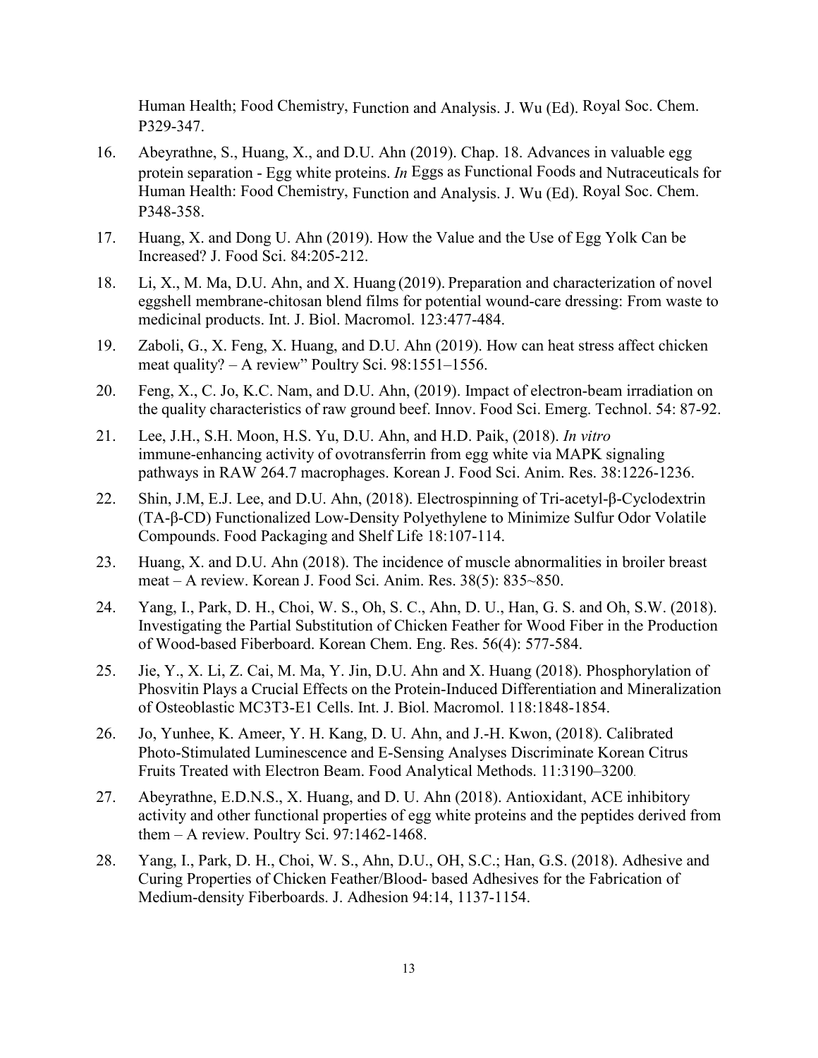Human Health; Food Chemistry, Function and Analysis. J. Wu (Ed). Royal Soc. Chem. P329-347.

16. Abeyrathne, S., Huang, X., and D.U. Ahn (2019). Chap. 18. Advances in valuable egg protein separation - Egg white proteins. *In* Eggs as Functional Foods and Nutraceuticals for Human Health: Food Chemistry, Function and Analysis. J. Wu (Ed). Royal Soc. Chem. P348-358.

17. Huang, X. and Dong U. Ahn (2019). How the Value and the Use of Egg Yolk Can be Increased? J. Food Sci. 84:205-212.

18. Li, X., M. Ma, D.U. Ahn, and X. Huang (2019). Preparation and characterization of novel eggshell membrane-chitosan blend films for potential wound-care dressing: From waste to medicinal products. Int. J. Biol. Macromol. 123:477-484.

19. Zaboli, G., X. Feng, X. Huang, and D.U. Ahn (2019). How can heat stress affect chicken meat quality? – A review" Poultry Sci. 98:1551–1556.

20. Feng, X., C. Jo, K.C. Nam, and D.U. Ahn, (2019). Impact of electron-beam irradiation on the quality characteristics of raw ground beef. Innov. Food Sci. Emerg. Technol. 54: 87-92.

21. Lee, J.H., S.H. Moon, H.S. Yu, D.U. Ahn, and H.D. Paik, (2018). *In vitro* immune-enhancing activity of ovotransferrin from egg white via MAPK signaling pathways in RAW 264.7 macrophages. Korean J. Food Sci. Anim. Res. 38:1226-1236.

22. Shin, J.M, E.J. Lee, and D.U. Ahn, (2018). Electrospinning of Tri-acetyl-β-Cyclodextrin (TA-β-CD) Functionalized Low-Density Polyethylene to Minimize Sulfur Odor Volatile Compounds. Food Packaging and Shelf Life 18:107-114.

23. Huang, X. and D.U. Ahn (2018). The incidence of muscle abnormalities in broiler breast meat – A review. Korean J. Food Sci. Anim. Res. 38(5): 835~850.

24. Yang, I., Park, D. H., Choi, W. S., Oh, S. C., Ahn, D. U., Han, G. S. and Oh, S.W. (2018). Investigating the Partial Substitution of Chicken Feather for Wood Fiber in the Production of Wood-based Fiberboard. Korean Chem. Eng. Res. 56(4): 577-584.

25. Jie, Y., X. Li, Z. Cai, M. Ma, Y. Jin, D.U. Ahn and X. Huang (2018). Phosphorylation of Phosvitin Plays a Crucial Effects on the Protein-Induced Differentiation and Mineralization of Osteoblastic MC3T3-E1 Cells. Int. J. Biol. Macromol. 118:1848-1854.

26. Jo, Yunhee, K. Ameer, Y. H. Kang, D. U. Ahn, and J.-H. Kwon, (2018). Calibrated Photo-Stimulated Luminescence and E-Sensing Analyses Discriminate Korean Citrus Fruits Treated with Electron Beam. Food Analytical Methods. 11:3190–3200.

27. Abeyrathne, E.D.N.S., X. Huang, and D. U. Ahn (2018). Antioxidant, ACE inhibitory activity and other functional properties of egg white proteins and the peptides derived from them – A review. Poultry Sci. 97:1462-1468.

28. Yang, I., Park, D. H., Choi, W. S., Ahn, D.U., OH, S.C.; Han, G.S. (2018). Adhesive and Curing Properties of Chicken Feather/Blood- based Adhesives for the Fabrication of Medium-density Fiberboards. J. Adhesion 94:14, 1137-1154.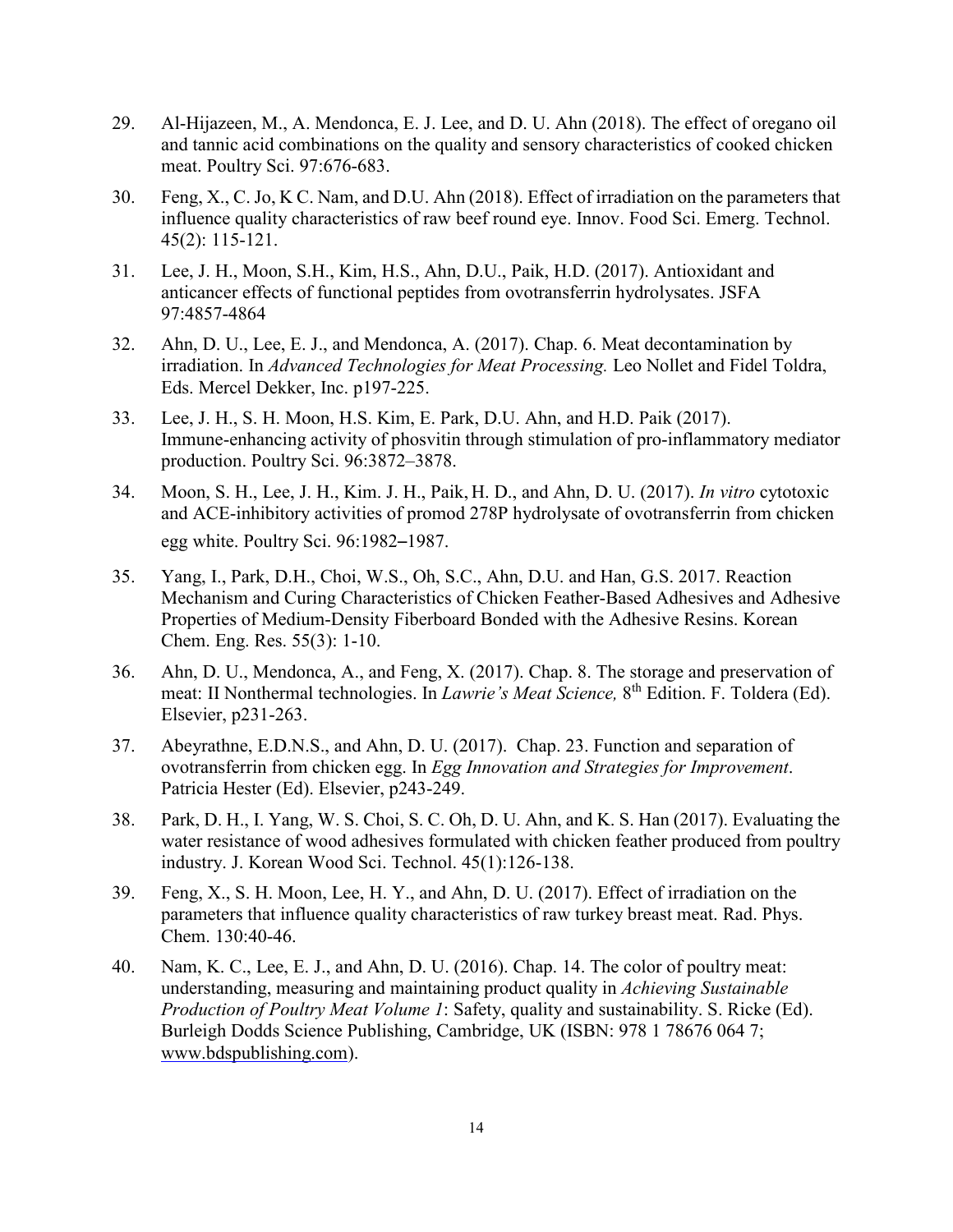29. Al-Hijazeen, M., A. Mendonca, E. J. Lee, and D. U. Ahn (2018). The effect of oregano oil and tannic acid combinations on the quality and sensory characteristics of cooked chicken meat. Poultry Sci. 97:676-683.

30. Feng, X., C. Jo, K C. Nam, and D.U. Ahn (2018). Effect of irradiation on the parameters that influence quality characteristics of raw beef round eye. Innov. Food Sci. Emerg. Technol. 45(2): 115-121.

31. Lee, J. H., Moon, S.H., Kim, H.S., Ahn, D.U., Paik, H.D. (2017). Antioxidant and anticancer effects of functional peptides from ovotransferrin hydrolysates. JSFA 97:4857-4864

32. Ahn, D. U., Lee, E. J., and Mendonca, A. (2017). Chap. 6. Meat decontamination by irradiation. In *Advanced Technologies for Meat Processing.* Leo Nollet and Fidel Toldra, Eds. Mercel Dekker, Inc. p197-225.

33. Lee, J. H., S. H. Moon, H.S. Kim, E. Park, D.U. Ahn, and H.D. Paik (2017). Immune-enhancing activity of phosvitin through stimulation of pro-inflammatory mediator production. Poultry Sci. 96:3872–3878.

34. Moon, S. H., Lee, J. H., Kim. J. H., Paik, H. D., and Ahn, D. U. (2017). *In vitro* cytotoxic and ACE-inhibitory activities of promod 278P hydrolysate of ovotransferrin from chicken egg white. Poultry Sci. 96:1982–1987.

35. Yang, I., Park, D.H., Choi, W.S., Oh, S.C., Ahn, D.U. and Han, G.S. 2017. Reaction Mechanism and Curing Characteristics of Chicken Feather-Based Adhesives and Adhesive Properties of Medium-Density Fiberboard Bonded with the Adhesive Resins. Korean Chem. Eng. Res. 55(3): 1-10.

36. Ahn, D. U., Mendonca, A., and Feng, X. (2017). Chap. 8. The storage and preservation of meat: II Nonthermal technologies. In *Lawrie's Meat Science,* 8th Edition. F. Toldera (Ed). Elsevier, p231-263.

37. Abeyrathne, E.D.N.S., and Ahn, D. U. (2017). Chap. 23. Function and separation of ovotransferrin from chicken egg. In *Egg Innovation and Strategies for Improvement*. Patricia Hester (Ed). Elsevier, p243-249.

38. Park, D. H., I. Yang, W. S. Choi, S. C. Oh, D. U. Ahn, and K. S. Han (2017). Evaluating the water resistance of wood adhesives formulated with chicken feather produced from poultry industry. J. Korean Wood Sci. Technol. 45(1):126-138.

39. Feng, X., S. H. Moon, Lee, H. Y., and Ahn, D. U. (2017). Effect of irradiation on the parameters that influence quality characteristics of raw turkey breast meat. Rad. Phys. Chem. 130:40-46.

40. Nam, K. C., Lee, E. J., and Ahn, D. U. (2016). Chap. 14. The color of poultry meat: understanding, measuring and maintaining product quality in *Achieving Sustainable Production of Poultry Meat Volume 1*: Safety, quality and sustainability. S. Ricke (Ed). Burleigh Dodds Science Publishing, Cambridge, UK (ISBN: 978 1 78676 064 7; www.bdspublishing.com).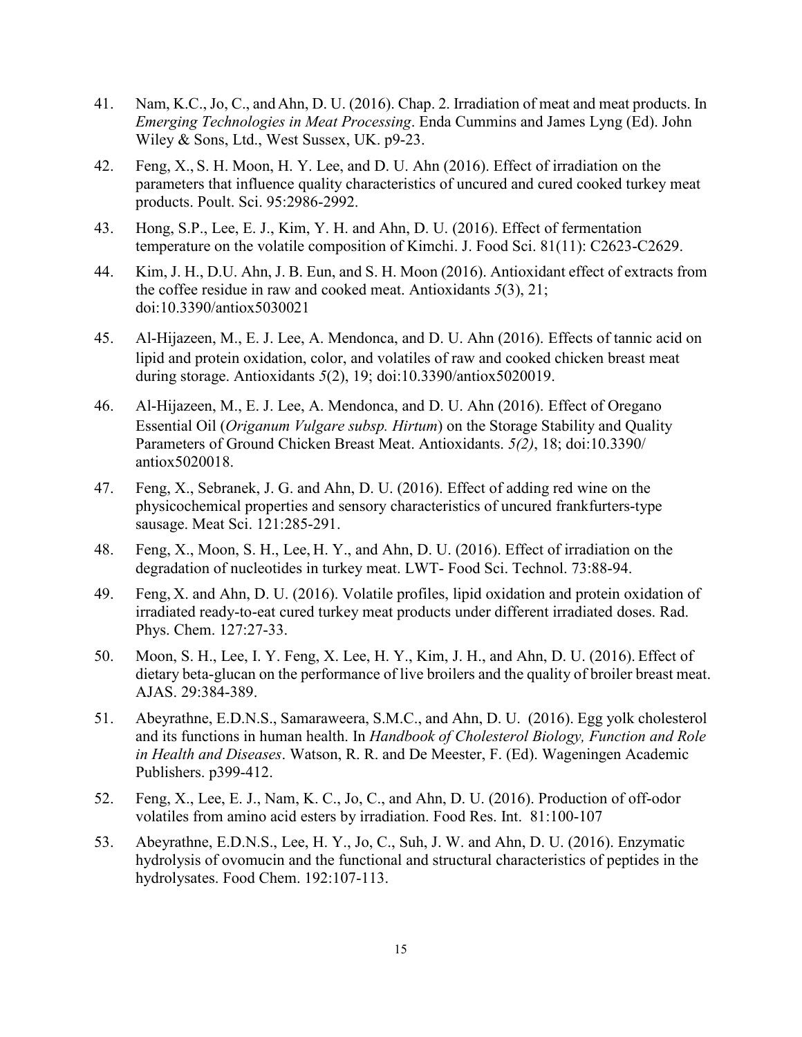41. Nam, K.C., Jo, C., and Ahn, D. U. (2016). Chap. 2. Irradiation of meat and meat products. In *Emerging Technologies in Meat Processing*. Enda Cummins and James Lyng (Ed). John Wiley & Sons, Ltd., West Sussex, UK. p9-23.

42. Feng, X., S. H. Moon, H. Y. Lee, and D. U. Ahn (2016). Effect of irradiation on the parameters that influence quality characteristics of uncured and cured cooked turkey meat products. Poult. Sci. 95:2986-2992.

43. Hong, S.P., Lee, E. J., Kim, Y. H. and Ahn, D. U. (2016). Effect of fermentation temperature on the volatile composition of Kimchi. J. Food Sci. 81(11): C2623-C2629.

44. Kim, J. H., D.U. Ahn, J. B. Eun, and S. H. Moon (2016). Antioxidant effect of extracts from the coffee residue in raw and cooked meat. Antioxidants *5*(3), 21; doi:10.3390/antiox5030021

45. Al-Hijazeen, M., E. J. Lee, A. Mendonca, and D. U. Ahn (2016). Effects of tannic acid on lipid and protein oxidation, color, and volatiles of raw and cooked chicken breast meat during storage. Antioxidants *5*(2), 19; doi:10.3390/antiox5020019.

46. Al-Hijazeen, M., E. J. Lee, A. Mendonca, and D. U. Ahn (2016). Effect of Oregano Essential Oil (*Origanum Vulgare subsp. Hirtum*) on the Storage Stability and Quality Parameters of Ground Chicken Breast Meat. Antioxidants. *5(2)*, 18; doi:10.3390/ antiox5020018.

47. Feng, X., Sebranek, J. G. and Ahn, D. U. (2016). Effect of adding red wine on the physicochemical properties and sensory characteristics of uncured frankfurters-type sausage. Meat Sci. 121:285-291.

48. Feng, X., Moon, S. H., Lee, H. Y., and Ahn, D. U. (2016). Effect of irradiation on the degradation of nucleotides in turkey meat. LWT- Food Sci. Technol. 73:88-94.

49. Feng, X. and Ahn, D. U. (2016). Volatile profiles, lipid oxidation and protein oxidation of irradiated ready-to-eat cured turkey meat products under different irradiated doses. Rad. Phys. Chem. 127:27-33.

50. Moon, S. H., Lee, I. Y. Feng, X. Lee, H. Y., Kim, J. H., and Ahn, D. U. (2016). Effect of dietary beta-glucan on the performance of live broilers and the quality of broiler breast meat. AJAS. 29:384-389.

51. Abeyrathne, E.D.N.S., Samaraweera, S.M.C., and Ahn, D. U. (2016). Egg yolk cholesterol and its functions in human health. In *Handbook of Cholesterol Biology, Function and Role in Health and Diseases*. Watson, R. R. and De Meester, F. (Ed). Wageningen Academic Publishers. p399-412.

52. Feng, X., Lee, E. J., Nam, K. C., Jo, C., and Ahn, D. U. (2016). Production of off-odor volatiles from amino acid esters by irradiation. Food Res. Int. 81:100-107

53. Abeyrathne, E.D.N.S., Lee, H. Y., Jo, C., Suh, J. W. and Ahn, D. U. (2016). Enzymatic hydrolysis of ovomucin and the functional and structural characteristics of peptides in the hydrolysates. Food Chem. 192:107-113.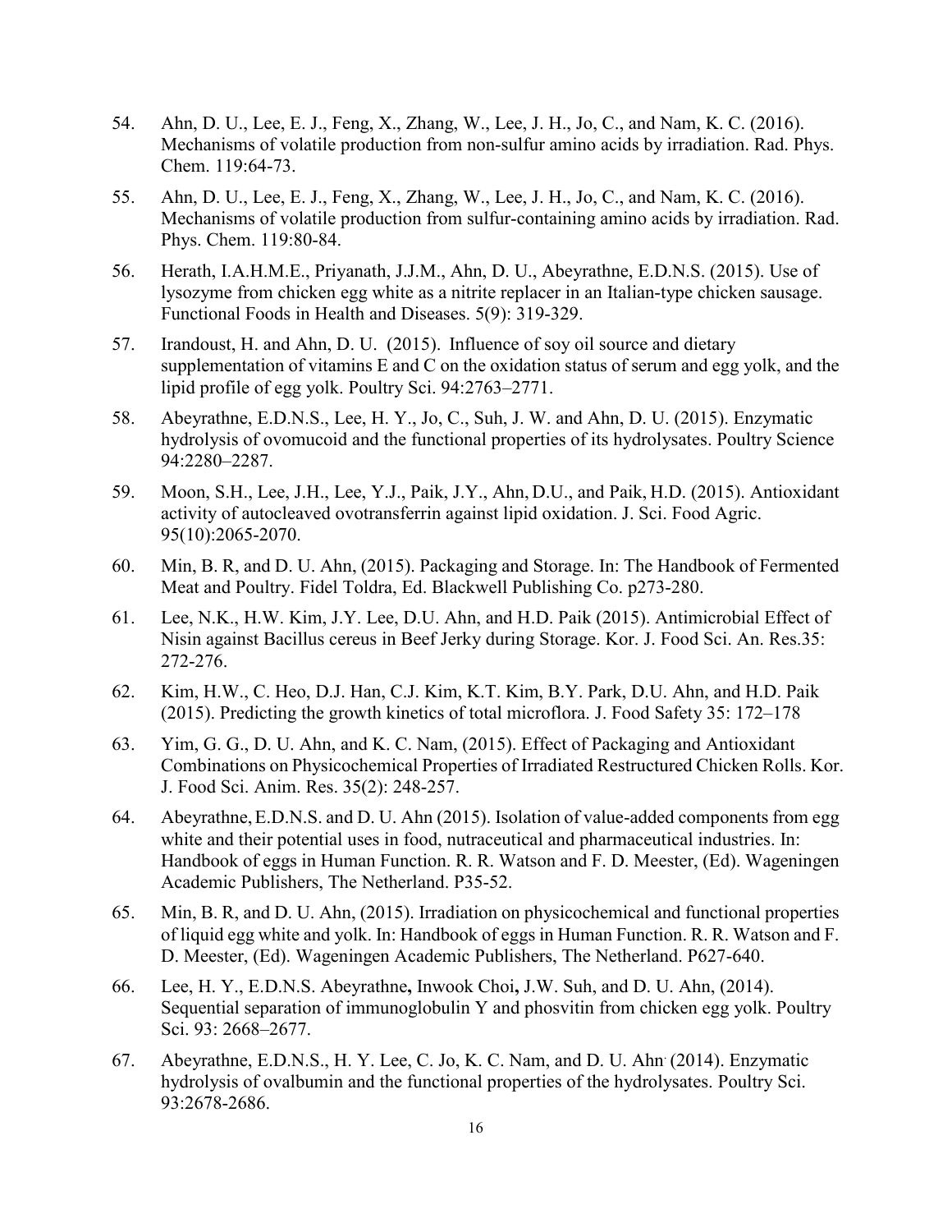54. Ahn, D. U., Lee, E. J., Feng, X., Zhang, W., Lee, J. H., Jo, C., and Nam, K. C. (2016). Mechanisms of volatile production from non-sulfur amino acids by irradiation. Rad. Phys. Chem. 119:64-73.

55. Ahn, D. U., Lee, E. J., Feng, X., Zhang, W., Lee, J. H., Jo, C., and Nam, K. C. (2016). Mechanisms of volatile production from sulfur-containing amino acids by irradiation. Rad. Phys. Chem. 119:80-84.

56. Herath, I.A.H.M.E., Priyanath, J.J.M., Ahn, D. U., Abeyrathne, E.D.N.S. (2015). Use of lysozyme from chicken egg white as a nitrite replacer in an Italian-type chicken sausage. Functional Foods in Health and Diseases. 5(9): 319-329.

57. Irandoust, H. and Ahn, D. U. (2015). Influence of soy oil source and dietary supplementation of vitamins E and C on the oxidation status of serum and egg yolk, and the lipid profile of egg yolk. Poultry Sci. 94:2763–2771.

58. Abeyrathne, E.D.N.S., Lee, H. Y., Jo, C., Suh, J. W. and Ahn, D. U. (2015). Enzymatic hydrolysis of ovomucoid and the functional properties of its hydrolysates. Poultry Science 94:2280–2287.

59. Moon, S.H., Lee, J.H., Lee, Y.J., Paik, J.Y., Ahn, D.U., and Paik, H.D. (2015). Antioxidant activity of autocleaved ovotransferrin against lipid oxidation. J. Sci. Food Agric. 95(10):2065-2070.

60. Min, B. R, and D. U. Ahn, (2015). Packaging and Storage. In: The Handbook of Fermented Meat and Poultry. Fidel Toldra, Ed. Blackwell Publishing Co. p273-280.

61. Lee, N.K., H.W. Kim, J.Y. Lee, D.U. Ahn, and H.D. Paik (2015). Antimicrobial Effect of Nisin against Bacillus cereus in Beef Jerky during Storage. Kor. J. Food Sci. An. Res.35: 272-276.

62. Kim, H.W., C. Heo, D.J. Han, C.J. Kim, K.T. Kim, B.Y. Park, D.U. Ahn, and H.D. Paik (2015). Predicting the growth kinetics of total microflora. J. Food Safety 35: 172–178

63. Yim, G. G., D. U. Ahn, and K. C. Nam, (2015). Effect of Packaging and Antioxidant Combinations on Physicochemical Properties of Irradiated Restructured Chicken Rolls. Kor. J. Food Sci. Anim. Res. 35(2): 248-257.

64. Abeyrathne, E.D.N.S. and D. U. Ahn (2015). Isolation of value-added components from egg white and their potential uses in food, nutraceutical and pharmaceutical industries. In: Handbook of eggs in Human Function. R. R. Watson and F. D. Meester, (Ed). Wageningen Academic Publishers, The Netherland. P35-52.

65. Min, B. R, and D. U. Ahn, (2015). Irradiation on physicochemical and functional properties of liquid egg white and yolk. In: Handbook of eggs in Human Function. R. R. Watson and F. D. Meester, (Ed). Wageningen Academic Publishers, The Netherland. P627-640.

66. Lee, H. Y., E.D.N.S. Abeyrathne**,** Inwook Choi**,** J.W. Suh, and D. U. Ahn, (2014). Sequential separation of immunoglobulin Y and phosvitin from chicken egg yolk. Poultry Sci. 93: 2668–2677.

67. Abeyrathne, E.D.N.S., H. Y. Lee, C. Jo, K. C. Nam, and D. U. Ahn. (2014). Enzymatic hydrolysis of ovalbumin and the functional properties of the hydrolysates. Poultry Sci. 93:2678-2686.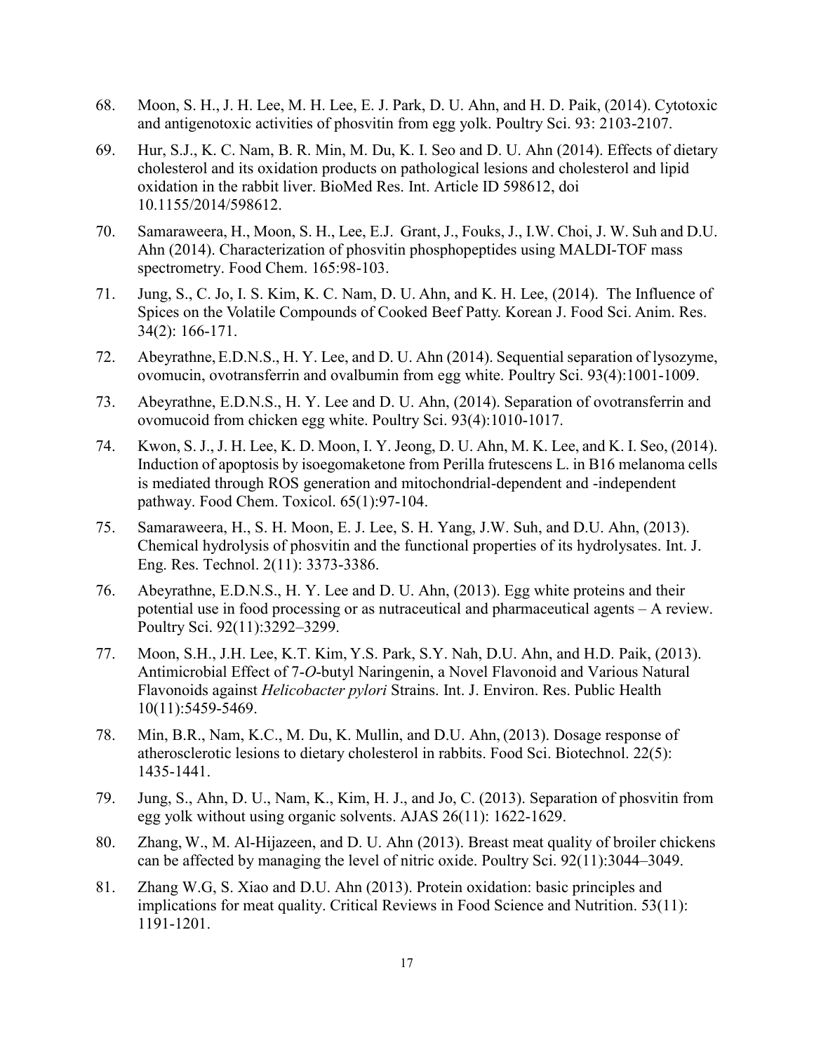68. Moon, S. H., J. H. Lee, M. H. Lee, E. J. Park, D. U. Ahn, and H. D. Paik, (2014). Cytotoxic and antigenotoxic activities of phosvitin from egg yolk. Poultry Sci. 93: 2103-2107.

69. Hur, S.J., K. C. Nam, B. R. Min, M. Du, K. I. Seo and D. U. Ahn (2014). Effects of dietary cholesterol and its oxidation products on pathological lesions and cholesterol and lipid oxidation in the rabbit liver. BioMed Res. Int. Article ID 598612, doi 10.1155/2014/598612.

70. Samaraweera, H., Moon, S. H., Lee, E.J. Grant, J., Fouks, J., I.W. Choi, J. W. Suh and D.U. Ahn (2014). Characterization of phosvitin phosphopeptides using MALDI-TOF mass spectrometry. Food Chem. 165:98-103.

71. Jung, S., C. Jo, I. S. Kim, K. C. Nam, D. U. Ahn, and K. H. Lee, (2014). The Influence of Spices on the Volatile Compounds of Cooked Beef Patty. Korean J. Food Sci. Anim. Res. 34(2): 166-171.

72. Abeyrathne, E.D.N.S., H. Y. Lee, and D. U. Ahn (2014). Sequential separation of lysozyme, ovomucin, ovotransferrin and ovalbumin from egg white. Poultry Sci. 93(4):1001-1009.

73. Abeyrathne, E.D.N.S., H. Y. Lee and D. U. Ahn, (2014). Separation of ovotransferrin and ovomucoid from chicken egg white. Poultry Sci. 93(4):1010-1017.

74. Kwon, S. J., J. H. Lee, K. D. Moon, I. Y. Jeong, D. U. Ahn, M. K. Lee, and K. I. Seo, (2014). Induction of apoptosis by isoegomaketone from Perilla frutescens L. in B16 melanoma cells is mediated through ROS generation and mitochondrial-dependent and -independent pathway. Food Chem. Toxicol. 65(1):97-104.

75. Samaraweera, H., S. H. Moon, E. J. Lee, S. H. Yang, J.W. Suh, and D.U. Ahn, (2013). Chemical hydrolysis of phosvitin and the functional properties of its hydrolysates. Int. J. Eng. Res. Technol. 2(11): 3373-3386.

76. Abeyrathne, E.D.N.S., H. Y. Lee and D. U. Ahn, (2013). Egg white proteins and their potential use in food processing or as nutraceutical and pharmaceutical agents – A review. Poultry Sci. 92(11):3292–3299.

77. Moon, S.H., J.H. Lee, K.T. Kim, Y.S. Park, S.Y. Nah, D.U. Ahn, and H.D. Paik, (2013). Antimicrobial Effect of 7-*O*-butyl Naringenin, a Novel Flavonoid and Various Natural Flavonoids against *Helicobacter pylori* Strains. Int. J. Environ. Res. Public Health 10(11):5459-5469.

78. Min, B.R., Nam, K.C., M. Du, K. Mullin, and D.U. Ahn, (2013). Dosage response of atherosclerotic lesions to dietary cholesterol in rabbits. Food Sci. Biotechnol. 22(5): 1435-1441.

79. Jung, S., Ahn, D. U., Nam, K., Kim, H. J., and Jo, C. (2013). Separation of phosvitin from egg yolk without using organic solvents. AJAS 26(11): 1622-1629.

80. Zhang, W., M. Al-Hijazeen, and D. U. Ahn (2013). Breast meat quality of broiler chickens can be affected by managing the level of nitric oxide. Poultry Sci. 92(11):3044–3049.

81. Zhang W.G, S. Xiao and D.U. Ahn (2013). Protein oxidation: basic principles and implications for meat quality. Critical Reviews in Food Science and Nutrition. 53(11): 1191-1201.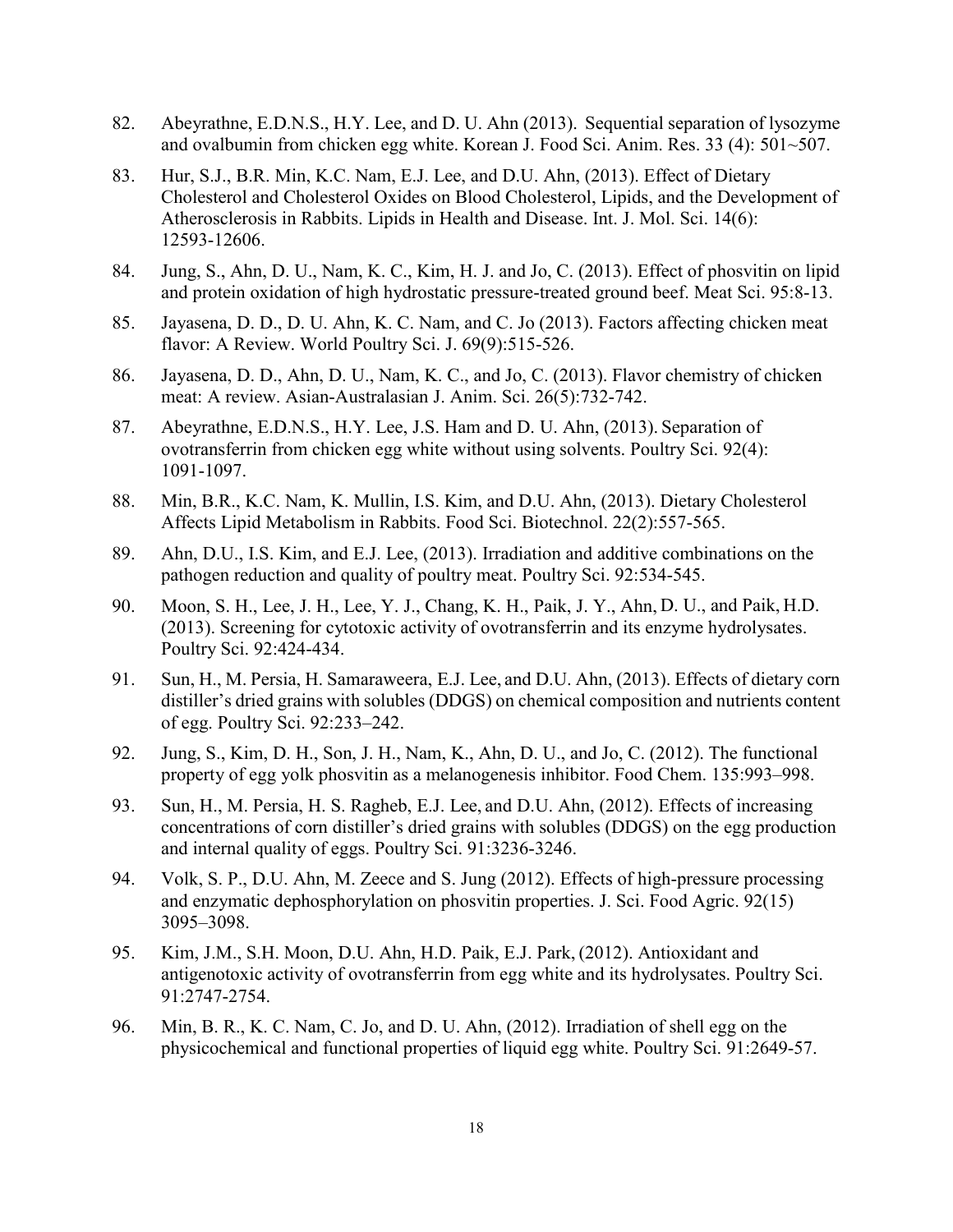82. Abeyrathne, E.D.N.S., H.Y. Lee, and D. U. Ahn (2013). Sequential separation of lysozyme and ovalbumin from chicken egg white. Korean J. Food Sci. Anim. Res. 33 (4): 501~507.

83. Hur, S.J., B.R. Min, K.C. Nam, E.J. Lee, and D.U. Ahn, (2013). Effect of Dietary Cholesterol and Cholesterol Oxides on Blood Cholesterol, Lipids, and the Development of Atherosclerosis in Rabbits. Lipids in Health and Disease. Int. J. Mol. Sci. 14(6): 12593-12606.

84. Jung, S., Ahn, D. U., Nam, K. C., Kim, H. J. and Jo, C. (2013). Effect of phosvitin on lipid and protein oxidation of high hydrostatic pressure-treated ground beef. Meat Sci. 95:8-13.

85. Jayasena, D. D., D. U. Ahn, K. C. Nam, and C. Jo (2013). Factors affecting chicken meat flavor: A Review. World Poultry Sci. J. 69(9):515-526.

86. Jayasena, D. D., Ahn, D. U., Nam, K. C., and Jo, C. (2013). Flavor chemistry of chicken meat: A review. Asian-Australasian J. Anim. Sci. 26(5):732-742.

87. Abeyrathne, E.D.N.S., H.Y. Lee, J.S. Ham and D. U. Ahn, (2013). Separation of ovotransferrin from chicken egg white without using solvents. Poultry Sci. 92(4): 1091-1097.

88. Min, B.R., K.C. Nam, K. Mullin, I.S. Kim, and D.U. Ahn, (2013). Dietary Cholesterol Affects Lipid Metabolism in Rabbits. Food Sci. Biotechnol. 22(2):557-565.

89. Ahn, D.U., I.S. Kim, and E.J. Lee, (2013). Irradiation and additive combinations on the pathogen reduction and quality of poultry meat. Poultry Sci. 92:534-545.

90. Moon, S. H., Lee, J. H., Lee, Y. J., Chang, K. H., Paik, J. Y., Ahn, D. U., and Paik, H.D. (2013). Screening for cytotoxic activity of ovotransferrin and its enzyme hydrolysates. Poultry Sci. 92:424-434.

91. Sun, H., M. Persia, H. Samaraweera, E.J. Lee, and D.U. Ahn, (2013). Effects of dietary corn distiller's dried grains with solubles (DDGS) on chemical composition and nutrients content of egg. Poultry Sci. 92:233–242.

92. Jung, S., Kim, D. H., Son, J. H., Nam, K., Ahn, D. U., and Jo, C. (2012). The functional property of egg yolk phosvitin as a melanogenesis inhibitor. Food Chem. 135:993–998.

93. Sun, H., M. Persia, H. S. Ragheb, E.J. Lee, and D.U. Ahn, (2012). Effects of increasing concentrations of corn distiller's dried grains with solubles (DDGS) on the egg production and internal quality of eggs. Poultry Sci. 91:3236-3246.

94. Volk, S. P., D.U. Ahn, M. Zeece and S. Jung (2012). Effects of high-pressure processing and enzymatic dephosphorylation on phosvitin properties. J. Sci. Food Agric. 92(15) 3095–3098.

95. Kim, J.M., S.H. Moon, D.U. Ahn, H.D. Paik, E.J. Park, (2012). Antioxidant and antigenotoxic activity of ovotransferrin from egg white and its hydrolysates. Poultry Sci. 91:2747-2754.

96. Min, B. R., K. C. Nam, C. Jo, and D. U. Ahn, (2012). Irradiation of shell egg on the physicochemical and functional properties of liquid egg white. Poultry Sci. 91:2649-57.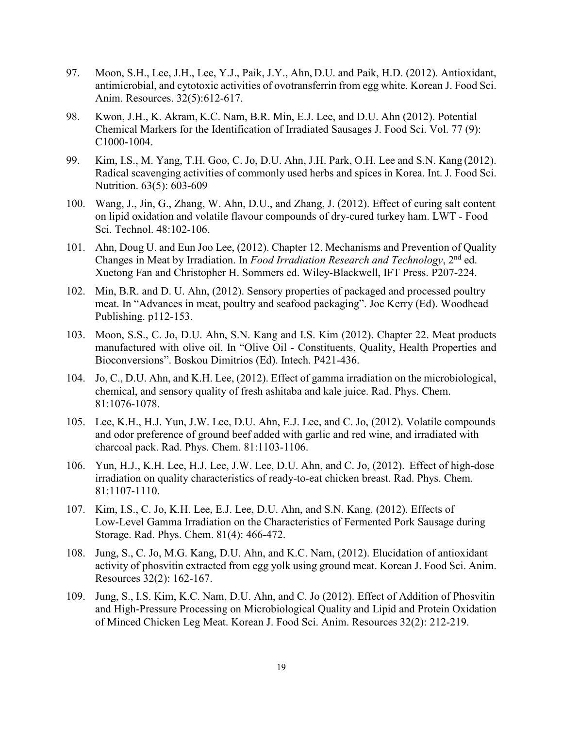97. Moon, S.H., Lee, J.H., Lee, Y.J., Paik, J.Y., Ahn, D.U. and Paik, H.D. (2012). Antioxidant, antimicrobial, and cytotoxic activities of ovotransferrin from egg white. Korean J. Food Sci. Anim. Resources. 32(5):612-617.

98. Kwon, J.H., K. Akram, K.C. Nam, B.R. Min, E.J. Lee, and D.U. Ahn (2012). Potential Chemical Markers for the Identification of Irradiated Sausages J. Food Sci. Vol. 77 (9): C1000-1004.

99. Kim, I.S., M. Yang, T.H. Goo, C. Jo, D.U. Ahn, J.H. Park, O.H. Lee and S.N. Kang (2012). Radical scavenging activities of commonly used herbs and spices in Korea. Int. J. Food Sci. Nutrition. 63(5): 603-609

100. Wang, J., Jin, G., Zhang, W. Ahn, D.U., and Zhang, J. (2012). Effect of curing salt content on lipid oxidation and volatile flavour compounds of dry-cured turkey ham. LWT - Food Sci. Technol. 48:102-106.

101. Ahn, Doug U. and Eun Joo Lee, (2012). Chapter 12. Mechanisms and Prevention of Quality Changes in Meat by Irradiation. In *Food Irradiation Research and Technology*, 2nd ed. Xuetong Fan and Christopher H. Sommers ed. Wiley-Blackwell, IFT Press. P207-224.

102. Min, B.R. and D. U. Ahn, (2012). Sensory properties of packaged and processed poultry meat. In "Advances in meat, poultry and seafood packaging". Joe Kerry (Ed). Woodhead Publishing. p112-153.

103. Moon, S.S., C. Jo, D.U. Ahn, S.N. Kang and I.S. Kim (2012). Chapter 22. Meat products manufactured with olive oil. In "Olive Oil - Constituents, Quality, Health Properties and Bioconversions". Boskou Dimitrios (Ed). Intech. P421-436.

104. Jo, C., D.U. Ahn, and K.H. Lee, (2012). Effect of gamma irradiation on the microbiological, chemical, and sensory quality of fresh ashitaba and kale juice. Rad. Phys. Chem. 81:1076-1078.

105. Lee, K.H., H.J. Yun, J.W. Lee, D.U. Ahn, E.J. Lee, and C. Jo, (2012). Volatile compounds and odor preference of ground beef added with garlic and red wine, and irradiated with charcoal pack. Rad. Phys. Chem. 81:1103-1106.

106. Yun, H.J., K.H. Lee, H.J. Lee, J.W. Lee, D.U. Ahn, and C. Jo, (2012). Effect of high-dose irradiation on quality characteristics of ready-to-eat chicken breast. Rad. Phys. Chem. 81:1107-1110.

107. Kim, I.S., C. Jo, K.H. Lee, E.J. Lee, D.U. Ahn, and S.N. Kang. (2012). Effects of Low-Level Gamma Irradiation on the Characteristics of Fermented Pork Sausage during Storage. Rad. Phys. Chem. 81(4): 466-472.

108. Jung, S., C. Jo, M.G. Kang, D.U. Ahn, and K.C. Nam, (2012). Elucidation of antioxidant activity of phosvitin extracted from egg yolk using ground meat. Korean J. Food Sci. Anim. Resources 32(2): 162-167.

109. Jung, S., I.S. Kim, K.C. Nam, D.U. Ahn, and C. Jo (2012). Effect of Addition of Phosvitin and High-Pressure Processing on Microbiological Quality and Lipid and Protein Oxidation of Minced Chicken Leg Meat. Korean J. Food Sci. Anim. Resources 32(2): 212-219.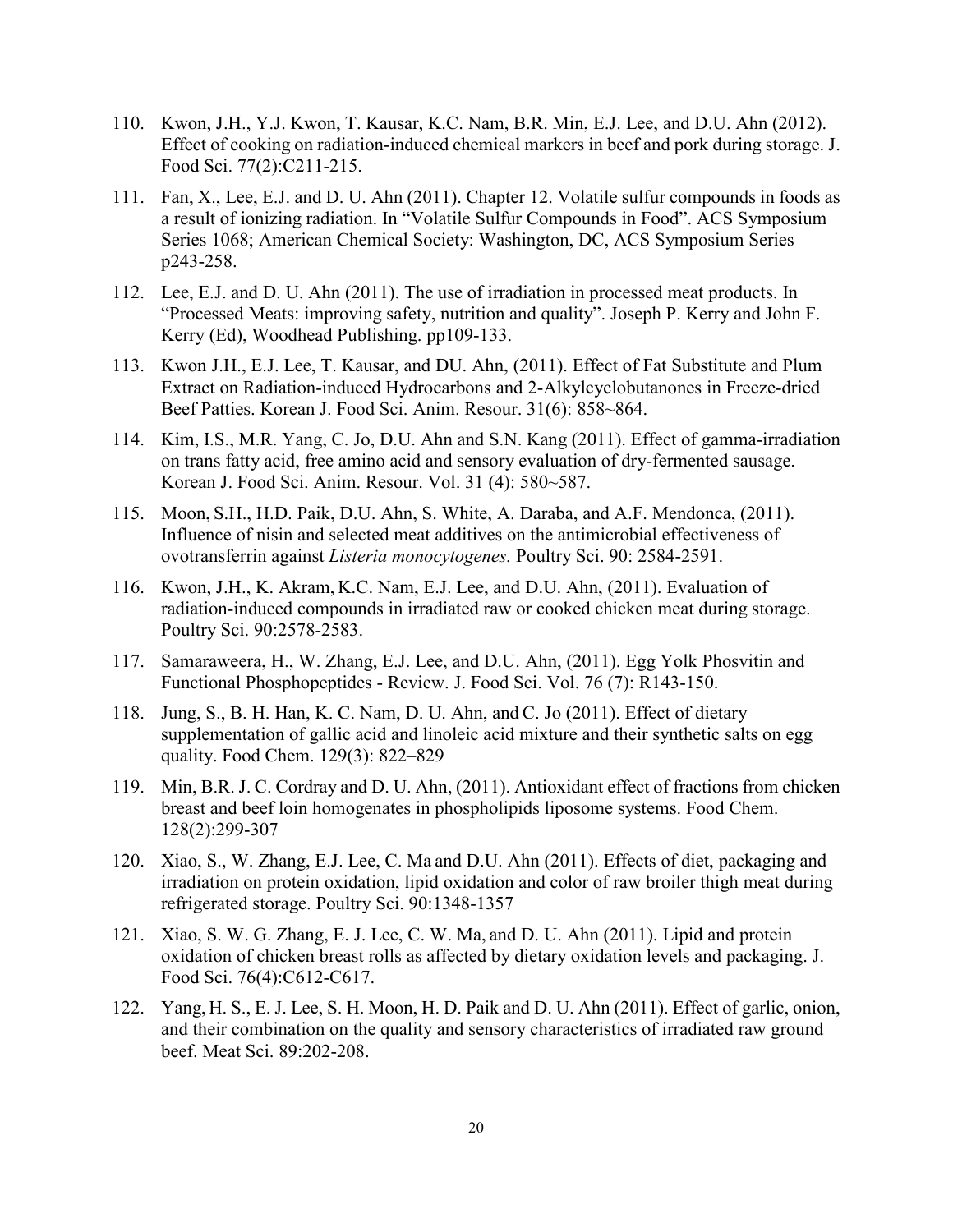110. Kwon, J.H., Y.J. Kwon, T. Kausar, K.C. Nam, B.R. Min, E.J. Lee, and D.U. Ahn (2012). Effect of cooking on radiation-induced chemical markers in beef and pork during storage. J. Food Sci. 77(2):C211-215.

111. Fan, X., Lee, E.J. and D. U. Ahn (2011). Chapter 12. Volatile sulfur compounds in foods as a result of ionizing radiation. In "Volatile Sulfur Compounds in Food". ACS Symposium Series 1068; American Chemical Society: Washington, DC, ACS Symposium Series p243-258.

112. Lee, E.J. and D. U. Ahn (2011). The use of irradiation in processed meat products. In "Processed Meats: improving safety, nutrition and quality". Joseph P. Kerry and John F. Kerry (Ed), Woodhead Publishing. pp109-133.

113. Kwon J.H., E.J. Lee, T. Kausar, and DU. Ahn, (2011). Effect of Fat Substitute and Plum Extract on Radiation-induced Hydrocarbons and 2-Alkylcyclobutanones in Freeze-dried Beef Patties. Korean J. Food Sci. Anim. Resour. 31(6): 858~864.

114. Kim, I.S., M.R. Yang, C. Jo, D.U. Ahn and S.N. Kang (2011). Effect of gamma-irradiation on trans fatty acid, free amino acid and sensory evaluation of dry-fermented sausage. Korean J. Food Sci. Anim. Resour. Vol. 31 (4): 580~587.

115. Moon, S.H., H.D. Paik, D.U. Ahn, S. White, A. Daraba, and A.F. Mendonca, (2011). Influence of nisin and selected meat additives on the antimicrobial effectiveness of ovotransferrin against *Listeria monocytogenes.* Poultry Sci. 90: 2584-2591.

116. Kwon, J.H., K. Akram, K.C. Nam, E.J. Lee, and D.U. Ahn, (2011). Evaluation of radiation-induced compounds in irradiated raw or cooked chicken meat during storage. Poultry Sci. 90:2578-2583.

117. Samaraweera, H., W. Zhang, E.J. Lee, and D.U. Ahn, (2011). Egg Yolk Phosvitin and Functional Phosphopeptides - Review. J. Food Sci. Vol. 76 (7): R143-150.

118. Jung, S., B. H. Han, K. C. Nam, D. U. Ahn, and C. Jo (2011). Effect of dietary supplementation of gallic acid and linoleic acid mixture and their synthetic salts on egg quality. Food Chem. 129(3): 822–829

119. Min, B.R. J. C. Cordray and D. U. Ahn, (2011). Antioxidant effect of fractions from chicken breast and beef loin homogenates in phospholipids liposome systems. Food Chem. 128(2):299-307

120. Xiao, S., W. Zhang, E.J. Lee, C. Ma and D.U. Ahn (2011). Effects of diet, packaging and irradiation on protein oxidation, lipid oxidation and color of raw broiler thigh meat during refrigerated storage. Poultry Sci. 90:1348-1357

121. Xiao, S. W. G. Zhang, E. J. Lee, C. W. Ma, and D. U. Ahn (2011). Lipid and protein oxidation of chicken breast rolls as affected by dietary oxidation levels and packaging. J. Food Sci. 76(4):C612-C617.

122. Yang, H. S., E. J. Lee, S. H. Moon, H. D. Paik and D. U. Ahn (2011). Effect of garlic, onion, and their combination on the quality and sensory characteristics of irradiated raw ground beef. Meat Sci. 89:202-208.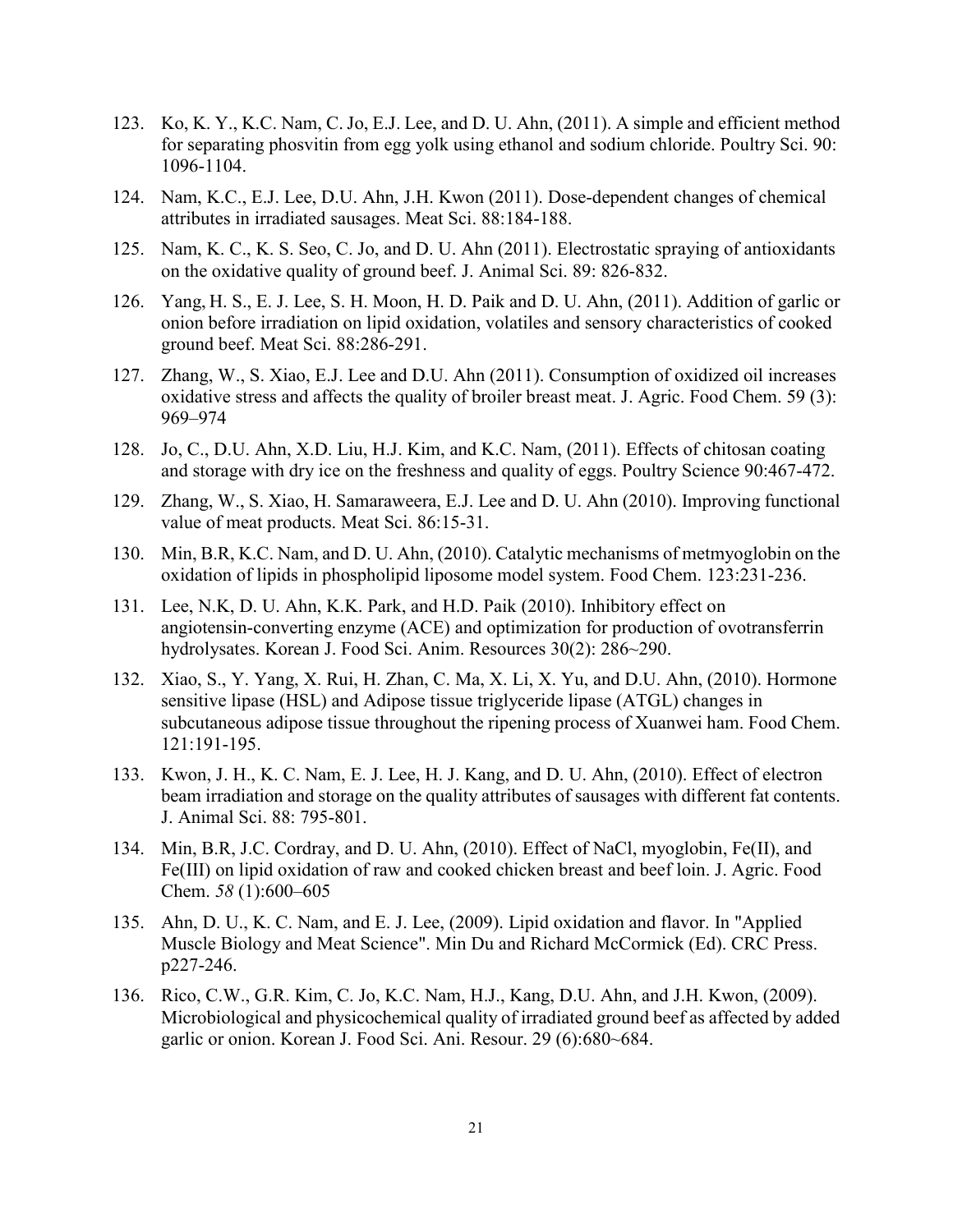123. Ko, K. Y., K.C. Nam, C. Jo, E.J. Lee, and D. U. Ahn, (2011). A simple and efficient method for separating phosvitin from egg yolk using ethanol and sodium chloride. Poultry Sci. 90: 1096-1104.

124. Nam, K.C., E.J. Lee, D.U. Ahn, J.H. Kwon (2011). Dose-dependent changes of chemical attributes in irradiated sausages. Meat Sci. 88:184-188.

125. Nam, K. C., K. S. Seo, C. Jo, and D. U. Ahn (2011). Electrostatic spraying of antioxidants on the oxidative quality of ground beef. J. Animal Sci. 89: 826-832.

126. Yang, H. S., E. J. Lee, S. H. Moon, H. D. Paik and D. U. Ahn, (2011). Addition of garlic or onion before irradiation on lipid oxidation, volatiles and sensory characteristics of cooked ground beef. Meat Sci. 88:286-291.

127. Zhang, W., S. Xiao, E.J. Lee and D.U. Ahn (2011). Consumption of oxidized oil increases oxidative stress and affects the quality of broiler breast meat. J. Agric. Food Chem. 59 (3): 969–974

128. Jo, C., D.U. Ahn, X.D. Liu, H.J. Kim, and K.C. Nam, (2011). Effects of chitosan coating and storage with dry ice on the freshness and quality of eggs. Poultry Science 90:467-472.

129. Zhang, W., S. Xiao, H. Samaraweera, E.J. Lee and D. U. Ahn (2010). Improving functional value of meat products. Meat Sci. 86:15-31.

130. Min, B.R, K.C. Nam, and D. U. Ahn, (2010). Catalytic mechanisms of metmyoglobin on the oxidation of lipids in phospholipid liposome model system. Food Chem. 123:231-236.

131. Lee, N.K, D. U. Ahn, K.K. Park, and H.D. Paik (2010). Inhibitory effect on angiotensin-converting enzyme (ACE) and optimization for production of ovotransferrin hydrolysates. Korean J. Food Sci. Anim. Resources 30(2): 286~290.

132. Xiao, S., Y. Yang, X. Rui, H. Zhan, C. Ma, X. Li, X. Yu, and D.U. Ahn, (2010). Hormone sensitive lipase (HSL) and Adipose tissue triglyceride lipase (ATGL) changes in subcutaneous adipose tissue throughout the ripening process of Xuanwei ham. Food Chem. 121:191-195.

133. Kwon, J. H., K. C. Nam, E. J. Lee, H. J. Kang, and D. U. Ahn, (2010). Effect of electron beam irradiation and storage on the quality attributes of sausages with different fat contents. J. Animal Sci. 88: 795-801.

134. Min, B.R, J.C. Cordray, and D. U. Ahn, (2010). Effect of NaCl, myoglobin, Fe(II), and Fe(III) on lipid oxidation of raw and cooked chicken breast and beef loin. J. Agric. Food Chem. *58* (1):600–605

135. Ahn, D. U., K. C. Nam, and E. J. Lee, (2009). Lipid oxidation and flavor. In "Applied Muscle Biology and Meat Science". Min Du and Richard McCormick (Ed). CRC Press. p227-246.

136. Rico, C.W., G.R. Kim, C. Jo, K.C. Nam, H.J., Kang, D.U. Ahn, and J.H. Kwon, (2009). Microbiological and physicochemical quality of irradiated ground beef as affected by added garlic or onion. Korean J. Food Sci. Ani. Resour. 29 (6):680~684.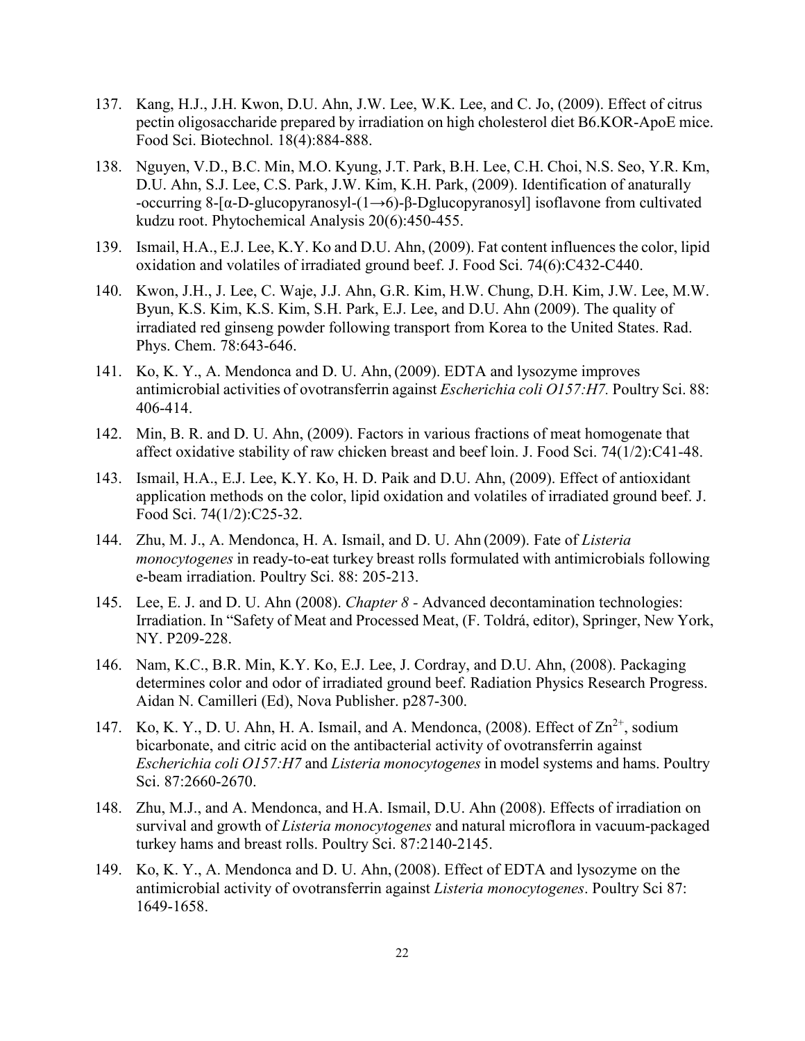137. Kang, H.J., J.H. Kwon, D.U. Ahn, J.W. Lee, W.K. Lee, and C. Jo, (2009). Effect of citrus pectin oligosaccharide prepared by irradiation on high cholesterol diet B6.KOR-ApoE mice. Food Sci. Biotechnol. 18(4):884-888.

138. Nguyen, V.D., B.C. Min, M.O. Kyung, J.T. Park, B.H. Lee, C.H. Choi, N.S. Seo, Y.R. Km, D.U. Ahn, S.J. Lee, C.S. Park, J.W. Kim, K.H. Park, (2009). Identification of anaturally -occurring 8-[α-D-glucopyranosyl-(1→6)-β-Dglucopyranosyl] isoflavone from cultivated kudzu root. Phytochemical Analysis 20(6):450-455.

139. Ismail, H.A., E.J. Lee, K.Y. Ko and D.U. Ahn, (2009). Fat content influences the color, lipid oxidation and volatiles of irradiated ground beef. J. Food Sci. 74(6):C432-C440.

140. Kwon, J.H., J. Lee, C. Waje, J.J. Ahn, G.R. Kim, H.W. Chung, D.H. Kim, J.W. Lee, M.W. Byun, K.S. Kim, K.S. Kim, S.H. Park, E.J. Lee, and D.U. Ahn (2009). The quality of irradiated red ginseng powder following transport from Korea to the United States. Rad. Phys. Chem. 78:643-646.

141. Ko, K. Y., A. Mendonca and D. U. Ahn, (2009). EDTA and lysozyme improves antimicrobial activities of ovotransferrin against *Escherichia coli O157:H7.* Poultry Sci. 88: 406-414.

142. Min, B. R. and D. U. Ahn, (2009). Factors in various fractions of meat homogenate that affect oxidative stability of raw chicken breast and beef loin. J. Food Sci. 74(1/2):C41-48.

143. Ismail, H.A., E.J. Lee, K.Y. Ko, H. D. Paik and D.U. Ahn, (2009). Effect of antioxidant application methods on the color, lipid oxidation and volatiles of irradiated ground beef. J. Food Sci. 74(1/2):C25-32.

144. Zhu, M. J., A. Mendonca, H. A. Ismail, and D. U. Ahn (2009). Fate of *Listeria monocytogenes* in ready-to-eat turkey breast rolls formulated with antimicrobials following e-beam irradiation. Poultry Sci. 88: 205-213.

145. Lee, E. J. and D. U. Ahn (2008). *Chapter 8* - Advanced decontamination technologies: Irradiation. In "Safety of Meat and Processed Meat, (F. Toldrá, editor), Springer, New York, NY. P209-228.

146. Nam, K.C., B.R. Min, K.Y. Ko, E.J. Lee, J. Cordray, and D.U. Ahn, (2008). Packaging determines color and odor of irradiated ground beef. Radiation Physics Research Progress. Aidan N. Camilleri (Ed), Nova Publisher. p287-300.

147. Ko, K. Y., D. U. Ahn, H. A. Ismail, and A. Mendonca, (2008). Effect of $Zn^{2+}$, sodium bicarbonate, and citric acid on the antibacterial activity of ovotransferrin against *Escherichia coli O157:H7* and *Listeria monocytogenes* in model systems and hams. Poultry Sci. 87:2660-2670.

148. Zhu, M.J., and A. Mendonca, and H.A. Ismail, D.U. Ahn (2008). Effects of irradiation on survival and growth of *Listeria monocytogenes* and natural microflora in vacuum-packaged turkey hams and breast rolls. Poultry Sci. 87:2140-2145.

149. Ko, K. Y., A. Mendonca and D. U. Ahn, (2008). Effect of EDTA and lysozyme on the antimicrobial activity of ovotransferrin against *Listeria monocytogenes*. Poultry Sci 87: 1649-1658.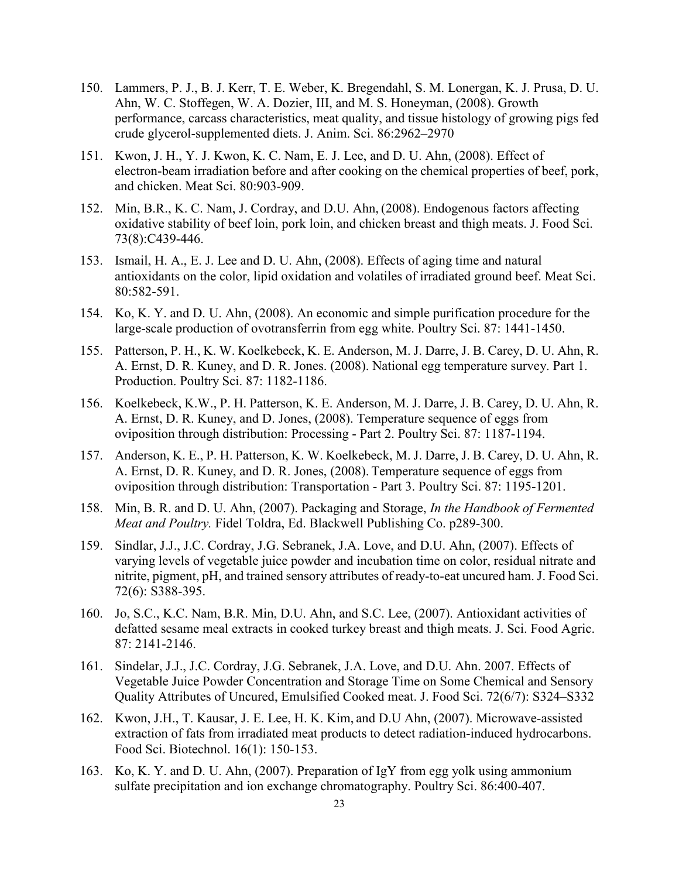150. Lammers, P. J., B. J. Kerr, T. E. Weber, K. Bregendahl, S. M. Lonergan, K. J. Prusa, D. U. Ahn, W. C. Stoffegen, W. A. Dozier, III, and M. S. Honeyman, (2008). Growth performance, carcass characteristics, meat quality, and tissue histology of growing pigs fed crude glycerol-supplemented diets. J. Anim. Sci. 86:2962–2970

151. Kwon, J. H., Y. J. Kwon, K. C. Nam, E. J. Lee, and D. U. Ahn, (2008). Effect of electron-beam irradiation before and after cooking on the chemical properties of beef, pork, and chicken. Meat Sci. 80:903-909.

152. Min, B.R., K. C. Nam, J. Cordray, and D.U. Ahn, (2008). Endogenous factors affecting oxidative stability of beef loin, pork loin, and chicken breast and thigh meats. J. Food Sci. 73(8):C439-446.

153. Ismail, H. A., E. J. Lee and D. U. Ahn, (2008). Effects of aging time and natural antioxidants on the color, lipid oxidation and volatiles of irradiated ground beef. Meat Sci. 80:582-591.

154. Ko, K. Y. and D. U. Ahn, (2008). An economic and simple purification procedure for the large-scale production of ovotransferrin from egg white. Poultry Sci. 87: 1441-1450.

155. Patterson, P. H., K. W. Koelkebeck, K. E. Anderson, M. J. Darre, J. B. Carey, D. U. Ahn, R. A. Ernst, D. R. Kuney, and D. R. Jones. (2008). National egg temperature survey. Part 1. Production. Poultry Sci. 87: 1182-1186.

156. Koelkebeck, K.W., P. H. Patterson, K. E. Anderson, M. J. Darre, J. B. Carey, D. U. Ahn, R. A. Ernst, D. R. Kuney, and D. Jones, (2008). Temperature sequence of eggs from oviposition through distribution: Processing - Part 2. Poultry Sci. 87: 1187-1194.

157. Anderson, K. E., P. H. Patterson, K. W. Koelkebeck, M. J. Darre, J. B. Carey, D. U. Ahn, R. A. Ernst, D. R. Kuney, and D. R. Jones, (2008). Temperature sequence of eggs from oviposition through distribution: Transportation - Part 3. Poultry Sci. 87: 1195-1201.

158. Min, B. R. and D. U. Ahn, (2007). Packaging and Storage, *In the Handbook of Fermented Meat and Poultry.* Fidel Toldra, Ed. Blackwell Publishing Co. p289-300.

159. Sindlar, J.J., J.C. Cordray, J.G. Sebranek, J.A. Love, and D.U. Ahn, (2007). Effects of varying levels of vegetable juice powder and incubation time on color, residual nitrate and nitrite, pigment, pH, and trained sensory attributes of ready-to-eat uncured ham. J. Food Sci. 72(6): S388-395.

160. Jo, S.C., K.C. Nam, B.R. Min, D.U. Ahn, and S.C. Lee, (2007). Antioxidant activities of defatted sesame meal extracts in cooked turkey breast and thigh meats. J. Sci. Food Agric. 87: 2141-2146.

161. Sindelar, J.J., J.C. Cordray, J.G. Sebranek, J.A. Love, and D.U. Ahn. 2007. Effects of Vegetable Juice Powder Concentration and Storage Time on Some Chemical and Sensory Quality Attributes of Uncured, Emulsified Cooked meat. J. Food Sci. 72(6/7): S324–S332

162. Kwon, J.H., T. Kausar, J. E. Lee, H. K. Kim, and D.U Ahn, (2007). Microwave-assisted extraction of fats from irradiated meat products to detect radiation-induced hydrocarbons. Food Sci. Biotechnol. 16(1): 150-153.

163. Ko, K. Y. and D. U. Ahn, (2007). Preparation of IgY from egg yolk using ammonium sulfate precipitation and ion exchange chromatography. Poultry Sci. 86:400-407.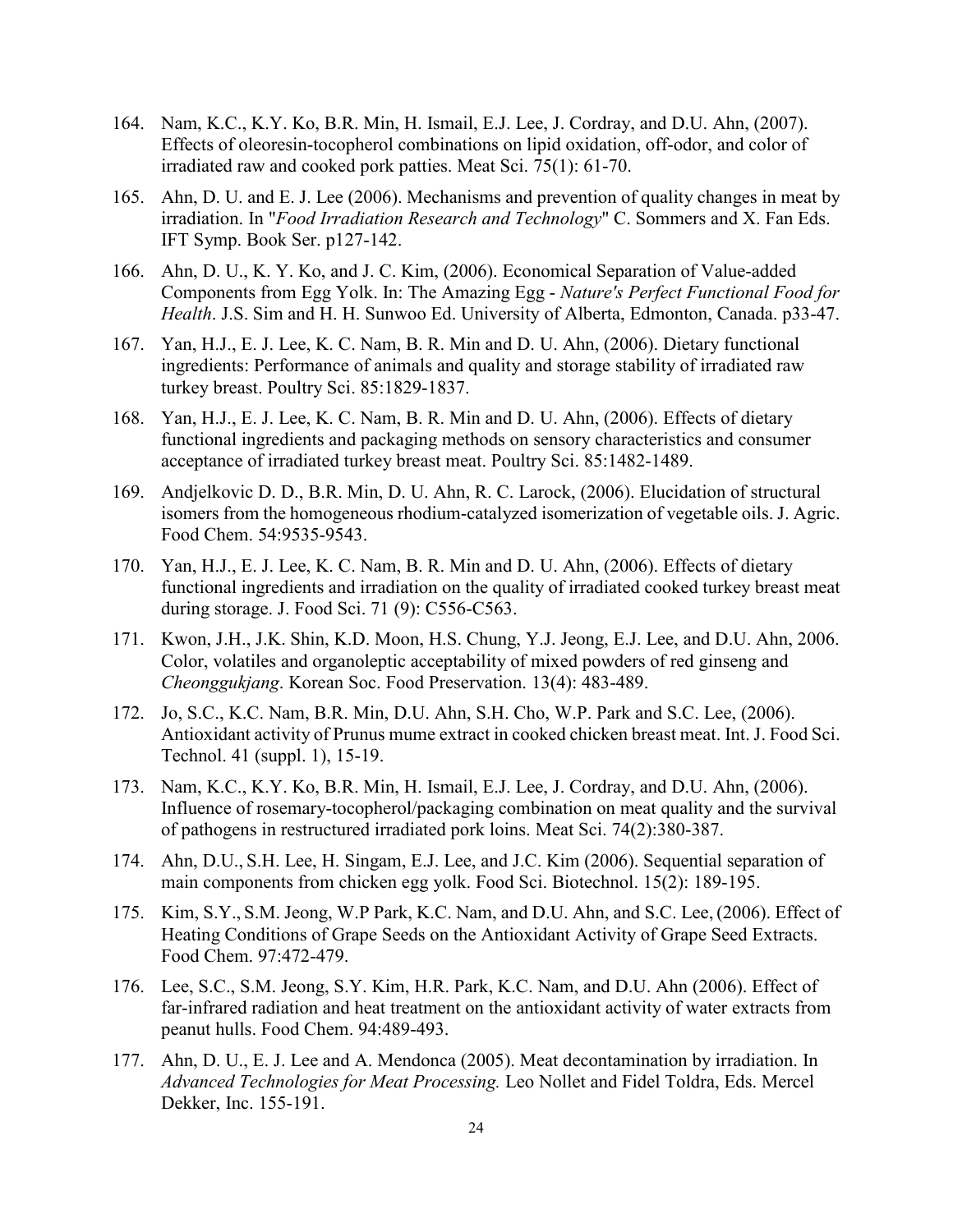164. Nam, K.C., K.Y. Ko, B.R. Min, H. Ismail, E.J. Lee, J. Cordray, and D.U. Ahn, (2007). Effects of oleoresin-tocopherol combinations on lipid oxidation, off-odor, and color of irradiated raw and cooked pork patties. Meat Sci. 75(1): 61-70.

165. Ahn, D. U. and E. J. Lee (2006). Mechanisms and prevention of quality changes in meat by irradiation. In "*Food Irradiation Research and Technology*" C. Sommers and X. Fan Eds. IFT Symp. Book Ser. p127-142.

166. Ahn, D. U., K. Y. Ko, and J. C. Kim, (2006). Economical Separation of Value-added Components from Egg Yolk. In: The Amazing Egg - *Nature's Perfect Functional Food for Health*. J.S. Sim and H. H. Sunwoo Ed. University of Alberta, Edmonton, Canada. p33-47.

167. Yan, H.J., E. J. Lee, K. C. Nam, B. R. Min and D. U. Ahn, (2006). Dietary functional ingredients: Performance of animals and quality and storage stability of irradiated raw turkey breast. Poultry Sci. 85:1829-1837.

168. Yan, H.J., E. J. Lee, K. C. Nam, B. R. Min and D. U. Ahn, (2006). Effects of dietary functional ingredients and packaging methods on sensory characteristics and consumer acceptance of irradiated turkey breast meat. Poultry Sci. 85:1482-1489.

169. Andjelkovic D. D., B.R. Min, D. U. Ahn, R. C. Larock, (2006). Elucidation of structural isomers from the homogeneous rhodium-catalyzed isomerization of vegetable oils. J. Agric. Food Chem. 54:9535-9543.

170. Yan, H.J., E. J. Lee, K. C. Nam, B. R. Min and D. U. Ahn, (2006). Effects of dietary functional ingredients and irradiation on the quality of irradiated cooked turkey breast meat during storage. J. Food Sci. 71 (9): C556-C563.

171. Kwon, J.H., J.K. Shin, K.D. Moon, H.S. Chung, Y.J. Jeong, E.J. Lee, and D.U. Ahn, 2006. Color, volatiles and organoleptic acceptability of mixed powders of red ginseng and *Cheonggukjang*. Korean Soc. Food Preservation. 13(4): 483-489.

172. Jo, S.C., K.C. Nam, B.R. Min, D.U. Ahn, S.H. Cho, W.P. Park and S.C. Lee, (2006). Antioxidant activity of Prunus mume extract in cooked chicken breast meat. Int. J. Food Sci. Technol. 41 (suppl. 1), 15-19.

173. Nam, K.C., K.Y. Ko, B.R. Min, H. Ismail, E.J. Lee, J. Cordray, and D.U. Ahn, (2006). Influence of rosemary-tocopherol/packaging combination on meat quality and the survival of pathogens in restructured irradiated pork loins. Meat Sci. 74(2):380-387.

174. Ahn, D.U., S.H. Lee, H. Singam, E.J. Lee, and J.C. Kim (2006). Sequential separation of main components from chicken egg yolk. Food Sci. Biotechnol. 15(2): 189-195.

175. Kim, S.Y., S.M. Jeong, W.P Park, K.C. Nam, and D.U. Ahn, and S.C. Lee, (2006). Effect of Heating Conditions of Grape Seeds on the Antioxidant Activity of Grape Seed Extracts. Food Chem. 97:472-479.

176. Lee, S.C., S.M. Jeong, S.Y. Kim, H.R. Park, K.C. Nam, and D.U. Ahn (2006). Effect of far-infrared radiation and heat treatment on the antioxidant activity of water extracts from peanut hulls. Food Chem. 94:489-493.

177. Ahn, D. U., E. J. Lee and A. Mendonca (2005). Meat decontamination by irradiation. In *Advanced Technologies for Meat Processing.* Leo Nollet and Fidel Toldra, Eds. Mercel Dekker, Inc. 155-191.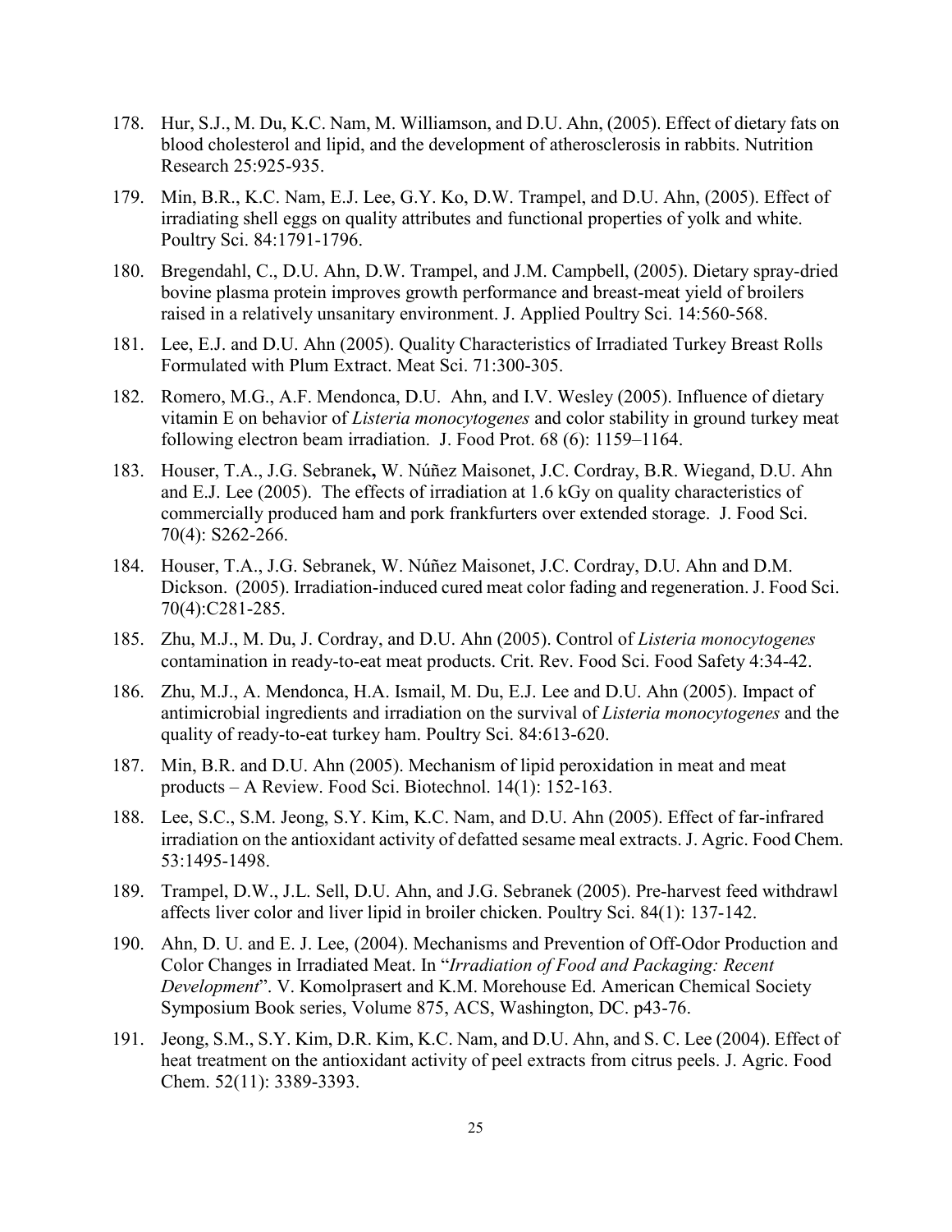178. Hur, S.J., M. Du, K.C. Nam, M. Williamson, and D.U. Ahn, (2005). Effect of dietary fats on blood cholesterol and lipid, and the development of atherosclerosis in rabbits. Nutrition Research 25:925-935.

179. Min, B.R., K.C. Nam, E.J. Lee, G.Y. Ko, D.W. Trampel, and D.U. Ahn, (2005). Effect of irradiating shell eggs on quality attributes and functional properties of yolk and white. Poultry Sci. 84:1791-1796.

180. Bregendahl, C., D.U. Ahn, D.W. Trampel, and J.M. Campbell, (2005). Dietary spray-dried bovine plasma protein improves growth performance and breast-meat yield of broilers raised in a relatively unsanitary environment. J. Applied Poultry Sci. 14:560-568.

181. Lee, E.J. and D.U. Ahn (2005). Quality Characteristics of Irradiated Turkey Breast Rolls Formulated with Plum Extract. Meat Sci. 71:300-305.

182. Romero, M.G., A.F. Mendonca, D.U. Ahn, and I.V. Wesley (2005). Influence of dietary vitamin E on behavior of *Listeria monocytogenes* and color stability in ground turkey meat following electron beam irradiation. J. Food Prot. 68 (6): 1159–1164.

183. Houser, T.A., J.G. Sebranek**,** W. Núñez Maisonet, J.C. Cordray, B.R. Wiegand, D.U. Ahn and E.J. Lee (2005). The effects of irradiation at 1.6 kGy on quality characteristics of commercially produced ham and pork frankfurters over extended storage. J. Food Sci. 70(4): S262-266.

184. Houser, T.A., J.G. Sebranek, W. Núñez Maisonet, J.C. Cordray, D.U. Ahn and D.M. Dickson. (2005). Irradiation-induced cured meat color fading and regeneration. J. Food Sci. 70(4):C281-285.

185. Zhu, M.J., M. Du, J. Cordray, and D.U. Ahn (2005). Control of *Listeria monocytogenes* contamination in ready-to-eat meat products. Crit. Rev. Food Sci. Food Safety 4:34-42.

186. Zhu, M.J., A. Mendonca, H.A. Ismail, M. Du, E.J. Lee and D.U. Ahn (2005). Impact of antimicrobial ingredients and irradiation on the survival of *Listeria monocytogenes* and the quality of ready-to-eat turkey ham. Poultry Sci. 84:613-620.

187. Min, B.R. and D.U. Ahn (2005). Mechanism of lipid peroxidation in meat and meat products – A Review. Food Sci. Biotechnol. 14(1): 152-163.

188. Lee, S.C., S.M. Jeong, S.Y. Kim, K.C. Nam, and D.U. Ahn (2005). Effect of far-infrared irradiation on the antioxidant activity of defatted sesame meal extracts. J. Agric. Food Chem. 53:1495-1498.

189. Trampel, D.W., J.L. Sell, D.U. Ahn, and J.G. Sebranek (2005). Pre-harvest feed withdrawl affects liver color and liver lipid in broiler chicken. Poultry Sci. 84(1): 137-142.

190. Ahn, D. U. and E. J. Lee, (2004). Mechanisms and Prevention of Off-Odor Production and Color Changes in Irradiated Meat. In "*Irradiation of Food and Packaging: Recent Development*". V. Komolprasert and K.M. Morehouse Ed. American Chemical Society Symposium Book series, Volume 875, ACS, Washington, DC. p43-76.

191. Jeong, S.M., S.Y. Kim, D.R. Kim, K.C. Nam, and D.U. Ahn, and S. C. Lee (2004). Effect of heat treatment on the antioxidant activity of peel extracts from citrus peels. J. Agric. Food Chem. 52(11): 3389-3393.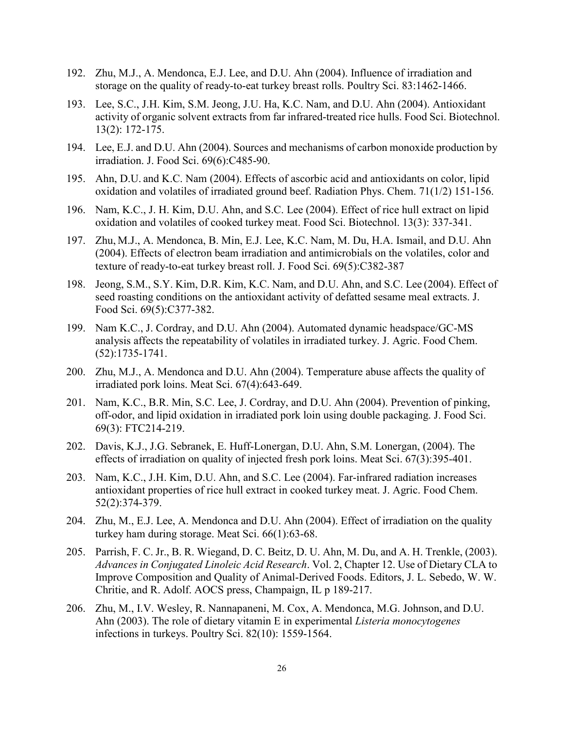192. Zhu, M.J., A. Mendonca, E.J. Lee, and D.U. Ahn (2004). Influence of irradiation and storage on the quality of ready-to-eat turkey breast rolls. Poultry Sci. 83:1462-1466.

193. Lee, S.C., J.H. Kim, S.M. Jeong, J.U. Ha, K.C. Nam, and D.U. Ahn (2004). Antioxidant activity of organic solvent extracts from far infrared-treated rice hulls. Food Sci. Biotechnol. 13(2): 172-175.

194. Lee, E.J. and D.U. Ahn (2004). Sources and mechanisms of carbon monoxide production by irradiation. J. Food Sci. 69(6):C485-90.

195. Ahn, D.U. and K.C. Nam (2004). Effects of ascorbic acid and antioxidants on color, lipid oxidation and volatiles of irradiated ground beef. Radiation Phys. Chem. 71(1/2) 151-156.

196. Nam, K.C., J. H. Kim, D.U. Ahn, and S.C. Lee (2004). Effect of rice hull extract on lipid oxidation and volatiles of cooked turkey meat. Food Sci. Biotechnol. 13(3): 337-341.

197. Zhu, M.J., A. Mendonca, B. Min, E.J. Lee, K.C. Nam, M. Du, H.A. Ismail, and D.U. Ahn (2004). Effects of electron beam irradiation and antimicrobials on the volatiles, color and texture of ready-to-eat turkey breast roll. J. Food Sci. 69(5):C382-387

198. Jeong, S.M., S.Y. Kim, D.R. Kim, K.C. Nam, and D.U. Ahn, and S.C. Lee (2004). Effect of seed roasting conditions on the antioxidant activity of defatted sesame meal extracts. J. Food Sci. 69(5):C377-382.

199. Nam K.C., J. Cordray, and D.U. Ahn (2004). Automated dynamic headspace/GC-MS analysis affects the repeatability of volatiles in irradiated turkey. J. Agric. Food Chem. (52):1735-1741.

200. Zhu, M.J., A. Mendonca and D.U. Ahn (2004). Temperature abuse affects the quality of irradiated pork loins. Meat Sci. 67(4):643-649.

201. Nam, K.C., B.R. Min, S.C. Lee, J. Cordray, and D.U. Ahn (2004). Prevention of pinking, off-odor, and lipid oxidation in irradiated pork loin using double packaging. J. Food Sci. 69(3): FTC214-219.

202. Davis, K.J., J.G. Sebranek, E. Huff-Lonergan, D.U. Ahn, S.M. Lonergan, (2004). The effects of irradiation on quality of injected fresh pork loins. Meat Sci. 67(3):395-401.

203. Nam, K.C., J.H. Kim, D.U. Ahn, and S.C. Lee (2004). Far-infrared radiation increases antioxidant properties of rice hull extract in cooked turkey meat. J. Agric. Food Chem. 52(2):374-379.

204. Zhu, M., E.J. Lee, A. Mendonca and D.U. Ahn (2004). Effect of irradiation on the quality turkey ham during storage. Meat Sci. 66(1):63-68.

205. Parrish, F. C. Jr., B. R. Wiegand, D. C. Beitz, D. U. Ahn, M. Du, and A. H. Trenkle, (2003). *Advances in Conjugated Linoleic Acid Research*. Vol. 2, Chapter 12. Use of Dietary CLA to Improve Composition and Quality of Animal-Derived Foods. Editors, J. L. Sebedo, W. W. Chritie, and R. Adolf. AOCS press, Champaign, IL p 189-217.

206. Zhu, M., I.V. Wesley, R. Nannapaneni, M. Cox, A. Mendonca, M.G. Johnson, and D.U. Ahn (2003). The role of dietary vitamin E in experimental *Listeria monocytogenes* infections in turkeys. Poultry Sci. 82(10): 1559-1564.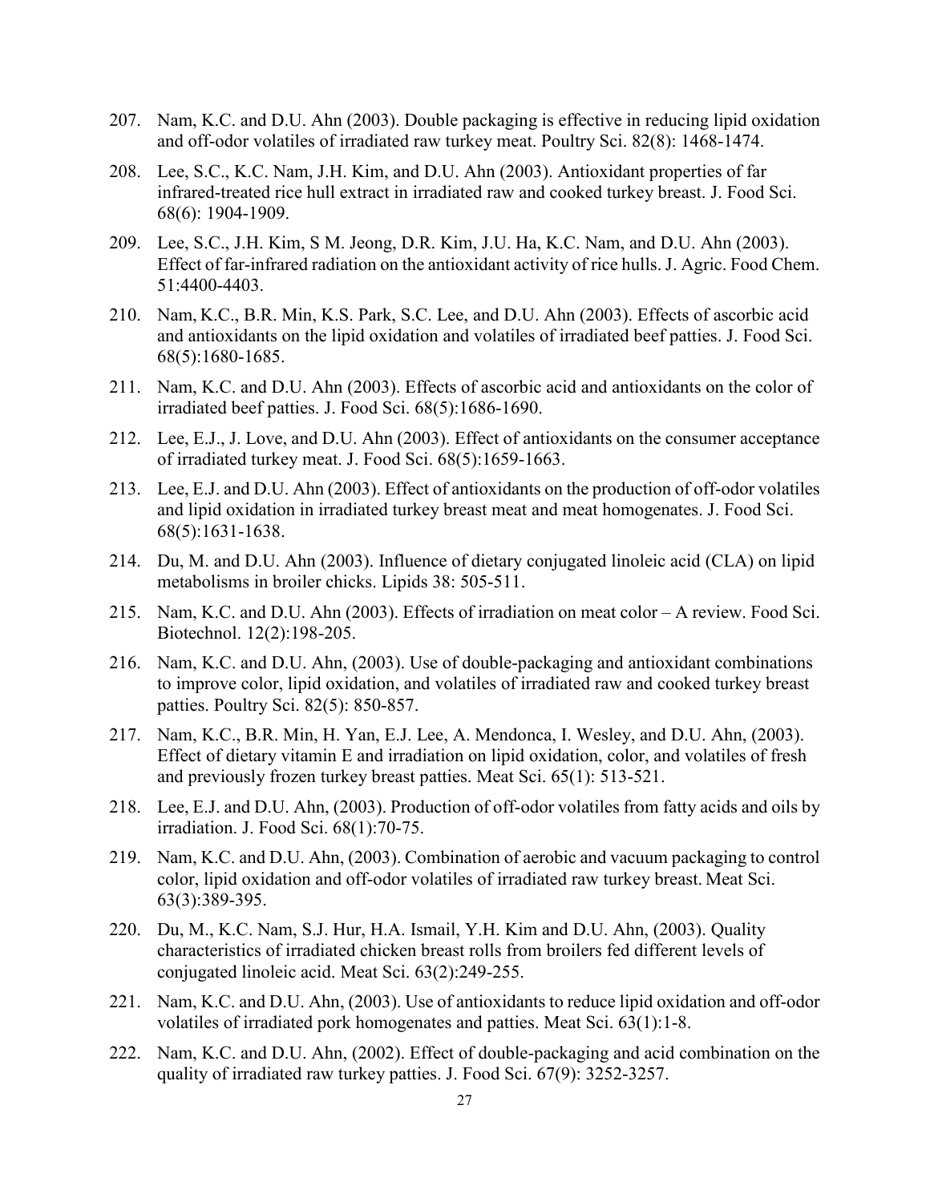207. Nam, K.C. and D.U. Ahn (2003). Double packaging is effective in reducing lipid oxidation and off-odor volatiles of irradiated raw turkey meat. Poultry Sci. 82(8): 1468-1474.

208. Lee, S.C., K.C. Nam, J.H. Kim, and D.U. Ahn (2003). Antioxidant properties of far infrared-treated rice hull extract in irradiated raw and cooked turkey breast. J. Food Sci. 68(6): 1904-1909.

209. Lee, S.C., J.H. Kim, S M. Jeong, D.R. Kim, J.U. Ha, K.C. Nam, and D.U. Ahn (2003). Effect of far-infrared radiation on the antioxidant activity of rice hulls. J. Agric. Food Chem. 51:4400-4403.

210. Nam, K.C., B.R. Min, K.S. Park, S.C. Lee, and D.U. Ahn (2003). Effects of ascorbic acid and antioxidants on the lipid oxidation and volatiles of irradiated beef patties. J. Food Sci. 68(5):1680-1685.

211. Nam, K.C. and D.U. Ahn (2003). Effects of ascorbic acid and antioxidants on the color of irradiated beef patties. J. Food Sci. 68(5):1686-1690.

212. Lee, E.J., J. Love, and D.U. Ahn (2003). Effect of antioxidants on the consumer acceptance of irradiated turkey meat. J. Food Sci. 68(5):1659-1663.

213. Lee, E.J. and D.U. Ahn (2003). Effect of antioxidants on the production of off-odor volatiles and lipid oxidation in irradiated turkey breast meat and meat homogenates. J. Food Sci. 68(5):1631-1638.

214. Du, M. and D.U. Ahn (2003). Influence of dietary conjugated linoleic acid (CLA) on lipid metabolisms in broiler chicks. Lipids 38: 505-511.

215. Nam, K.C. and D.U. Ahn (2003). Effects of irradiation on meat color – A review. Food Sci. Biotechnol. 12(2):198-205.

216. Nam, K.C. and D.U. Ahn, (2003). Use of double-packaging and antioxidant combinations to improve color, lipid oxidation, and volatiles of irradiated raw and cooked turkey breast patties. Poultry Sci. 82(5): 850-857.

217. Nam, K.C., B.R. Min, H. Yan, E.J. Lee, A. Mendonca, I. Wesley, and D.U. Ahn, (2003). Effect of dietary vitamin E and irradiation on lipid oxidation, color, and volatiles of fresh and previously frozen turkey breast patties. Meat Sci. 65(1): 513-521.

218. Lee, E.J. and D.U. Ahn, (2003). Production of off-odor volatiles from fatty acids and oils by irradiation. J. Food Sci. 68(1):70-75.

219. Nam, K.C. and D.U. Ahn, (2003). Combination of aerobic and vacuum packaging to control color, lipid oxidation and off-odor volatiles of irradiated raw turkey breast. Meat Sci. 63(3):389-395.

220. Du, M., K.C. Nam, S.J. Hur, H.A. Ismail, Y.H. Kim and D.U. Ahn, (2003). Quality characteristics of irradiated chicken breast rolls from broilers fed different levels of conjugated linoleic acid. Meat Sci. 63(2):249-255.

221. Nam, K.C. and D.U. Ahn, (2003). Use of antioxidants to reduce lipid oxidation and off-odor volatiles of irradiated pork homogenates and patties. Meat Sci. 63(1):1-8.

222. Nam, K.C. and D.U. Ahn, (2002). Effect of double-packaging and acid combination on the quality of irradiated raw turkey patties. J. Food Sci. 67(9): 3252-3257.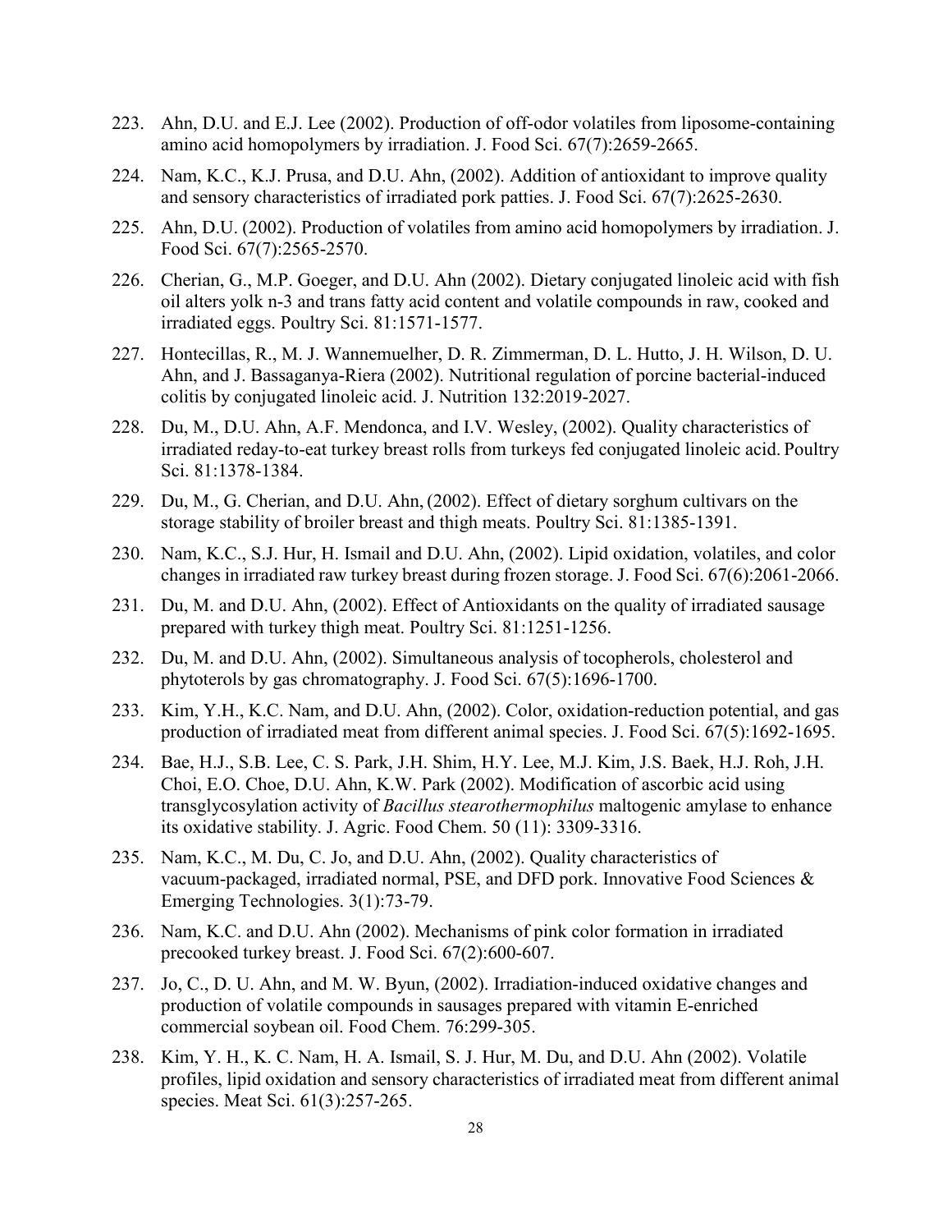223. Ahn, D.U. and E.J. Lee (2002). Production of off-odor volatiles from liposome-containing amino acid homopolymers by irradiation. J. Food Sci. 67(7):2659-2665.

224. Nam, K.C., K.J. Prusa, and D.U. Ahn, (2002). Addition of antioxidant to improve quality and sensory characteristics of irradiated pork patties. J. Food Sci. 67(7):2625-2630.

225. Ahn, D.U. (2002). Production of volatiles from amino acid homopolymers by irradiation. J. Food Sci. 67(7):2565-2570.

226. Cherian, G., M.P. Goeger, and D.U. Ahn (2002). Dietary conjugated linoleic acid with fish oil alters yolk n-3 and trans fatty acid content and volatile compounds in raw, cooked and irradiated eggs. Poultry Sci. 81:1571-1577.

227. Hontecillas, R., M. J. Wannemuelher, D. R. Zimmerman, D. L. Hutto, J. H. Wilson, D. U. Ahn, and J. Bassaganya-Riera (2002). Nutritional regulation of porcine bacterial-induced colitis by conjugated linoleic acid. J. Nutrition 132:2019-2027.

228. Du, M., D.U. Ahn, A.F. Mendonca, and I.V. Wesley, (2002). Quality characteristics of irradiated reday-to-eat turkey breast rolls from turkeys fed conjugated linoleic acid. Poultry Sci. 81:1378-1384.

229. Du, M., G. Cherian, and D.U. Ahn, (2002). Effect of dietary sorghum cultivars on the storage stability of broiler breast and thigh meats. Poultry Sci. 81:1385-1391.

230. Nam, K.C., S.J. Hur, H. Ismail and D.U. Ahn, (2002). Lipid oxidation, volatiles, and color changes in irradiated raw turkey breast during frozen storage. J. Food Sci. 67(6):2061-2066.

231. Du, M. and D.U. Ahn, (2002). Effect of Antioxidants on the quality of irradiated sausage prepared with turkey thigh meat. Poultry Sci. 81:1251-1256.

232. Du, M. and D.U. Ahn, (2002). Simultaneous analysis of tocopherols, cholesterol and phytoterols by gas chromatography. J. Food Sci. 67(5):1696-1700.

233. Kim, Y.H., K.C. Nam, and D.U. Ahn, (2002). Color, oxidation-reduction potential, and gas production of irradiated meat from different animal species. J. Food Sci. 67(5):1692-1695.

234. Bae, H.J., S.B. Lee, C. S. Park, J.H. Shim, H.Y. Lee, M.J. Kim, J.S. Baek, H.J. Roh, J.H. Choi, E.O. Choe, D.U. Ahn, K.W. Park (2002). Modification of ascorbic acid using transglycosylation activity of *Bacillus stearothermophilus* maltogenic amylase to enhance its oxidative stability. J. Agric. Food Chem. 50 (11): 3309-3316.

235. Nam, K.C., M. Du, C. Jo, and D.U. Ahn, (2002). Quality characteristics of vacuum-packaged, irradiated normal, PSE, and DFD pork. Innovative Food Sciences & Emerging Technologies. 3(1):73-79.

236. Nam, K.C. and D.U. Ahn (2002). Mechanisms of pink color formation in irradiated precooked turkey breast. J. Food Sci. 67(2):600-607.

237. Jo, C., D. U. Ahn, and M. W. Byun, (2002). Irradiation-induced oxidative changes and production of volatile compounds in sausages prepared with vitamin E-enriched commercial soybean oil. Food Chem. 76:299-305.

238. Kim, Y. H., K. C. Nam, H. A. Ismail, S. J. Hur, M. Du, and D.U. Ahn (2002). Volatile profiles, lipid oxidation and sensory characteristics of irradiated meat from different animal species. Meat Sci. 61(3):257-265.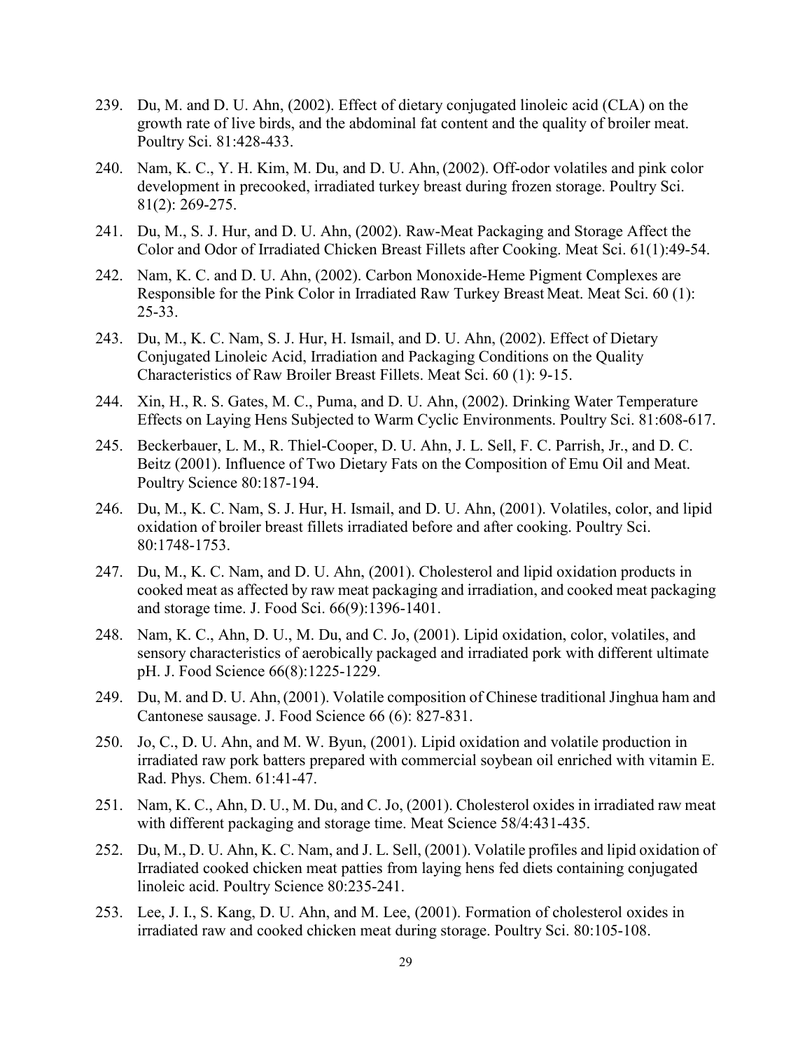239. Du, M. and D. U. Ahn, (2002). Effect of dietary conjugated linoleic acid (CLA) on the growth rate of live birds, and the abdominal fat content and the quality of broiler meat. Poultry Sci. 81:428-433.

240. Nam, K. C., Y. H. Kim, M. Du, and D. U. Ahn, (2002). Off-odor volatiles and pink color development in precooked, irradiated turkey breast during frozen storage. Poultry Sci. 81(2): 269-275.

241. Du, M., S. J. Hur, and D. U. Ahn, (2002). Raw-Meat Packaging and Storage Affect the Color and Odor of Irradiated Chicken Breast Fillets after Cooking. Meat Sci. 61(1):49-54.

242. Nam, K. C. and D. U. Ahn, (2002). Carbon Monoxide-Heme Pigment Complexes are Responsible for the Pink Color in Irradiated Raw Turkey Breast Meat. Meat Sci. 60 (1): 25-33.

243. Du, M., K. C. Nam, S. J. Hur, H. Ismail, and D. U. Ahn, (2002). Effect of Dietary Conjugated Linoleic Acid, Irradiation and Packaging Conditions on the Quality Characteristics of Raw Broiler Breast Fillets. Meat Sci. 60 (1): 9-15.

244. Xin, H., R. S. Gates, M. C., Puma, and D. U. Ahn, (2002). Drinking Water Temperature Effects on Laying Hens Subjected to Warm Cyclic Environments. Poultry Sci. 81:608-617.

245. Beckerbauer, L. M., R. Thiel-Cooper, D. U. Ahn, J. L. Sell, F. C. Parrish, Jr., and D. C. Beitz (2001). Influence of Two Dietary Fats on the Composition of Emu Oil and Meat. Poultry Science 80:187-194.

246. Du, M., K. C. Nam, S. J. Hur, H. Ismail, and D. U. Ahn, (2001). Volatiles, color, and lipid oxidation of broiler breast fillets irradiated before and after cooking. Poultry Sci. 80:1748-1753.

247. Du, M., K. C. Nam, and D. U. Ahn, (2001). Cholesterol and lipid oxidation products in cooked meat as affected by raw meat packaging and irradiation, and cooked meat packaging and storage time. J. Food Sci. 66(9):1396-1401.

248. Nam, K. C., Ahn, D. U., M. Du, and C. Jo, (2001). Lipid oxidation, color, volatiles, and sensory characteristics of aerobically packaged and irradiated pork with different ultimate pH. J. Food Science 66(8):1225-1229.

249. Du, M. and D. U. Ahn, (2001). Volatile composition of Chinese traditional Jinghua ham and Cantonese sausage. J. Food Science 66 (6): 827-831.

250. Jo, C., D. U. Ahn, and M. W. Byun, (2001). Lipid oxidation and volatile production in irradiated raw pork batters prepared with commercial soybean oil enriched with vitamin E. Rad. Phys. Chem. 61:41-47.

251. Nam, K. C., Ahn, D. U., M. Du, and C. Jo, (2001). Cholesterol oxides in irradiated raw meat with different packaging and storage time. Meat Science 58/4:431-435.

252. Du, M., D. U. Ahn, K. C. Nam, and J. L. Sell, (2001). Volatile profiles and lipid oxidation of Irradiated cooked chicken meat patties from laying hens fed diets containing conjugated linoleic acid. Poultry Science 80:235-241.

253. Lee, J. I., S. Kang, D. U. Ahn, and M. Lee, (2001). Formation of cholesterol oxides in irradiated raw and cooked chicken meat during storage. Poultry Sci. 80:105-108.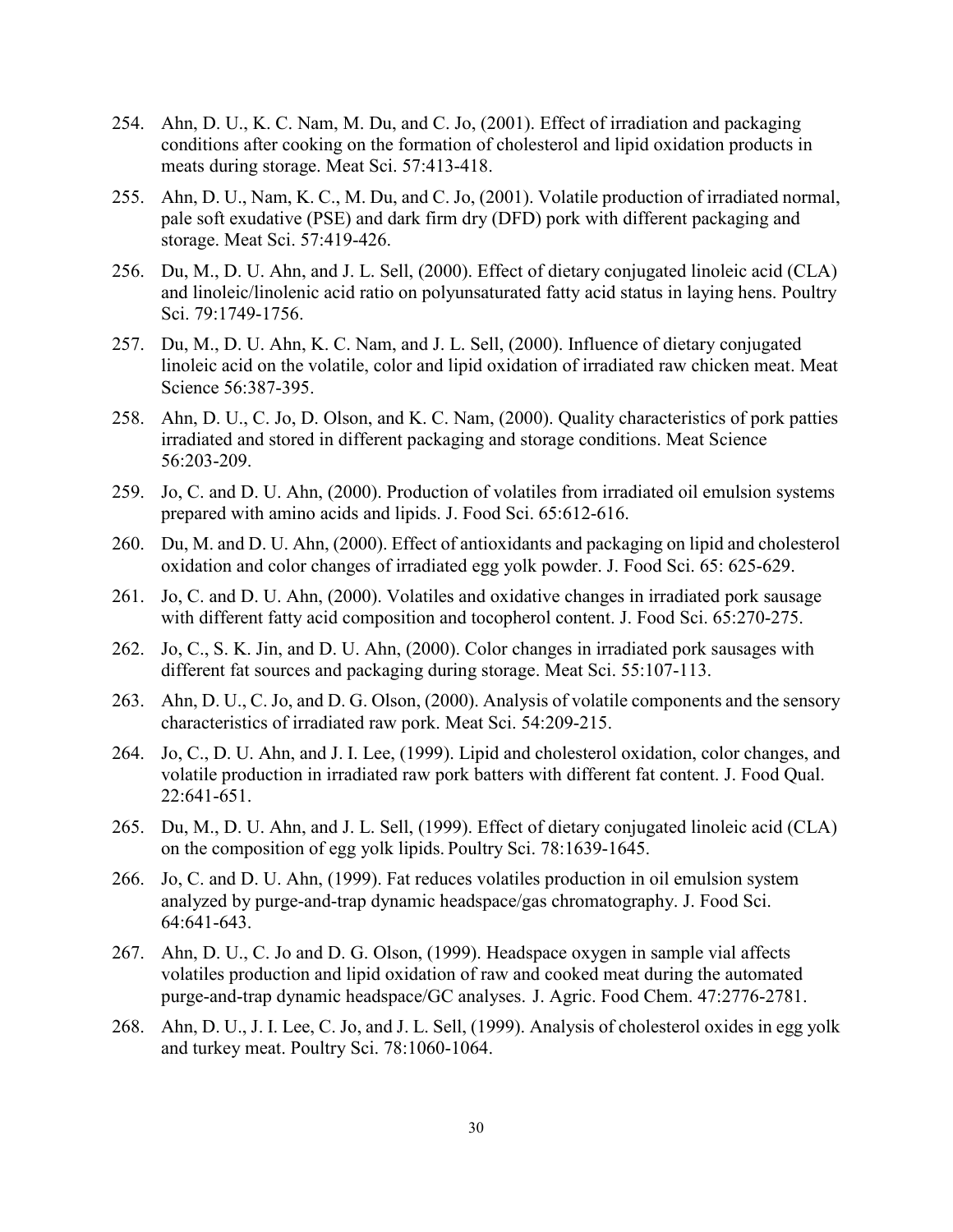254. Ahn, D. U., K. C. Nam, M. Du, and C. Jo, (2001). Effect of irradiation and packaging conditions after cooking on the formation of cholesterol and lipid oxidation products in meats during storage. Meat Sci. 57:413-418.

255. Ahn, D. U., Nam, K. C., M. Du, and C. Jo, (2001). Volatile production of irradiated normal, pale soft exudative (PSE) and dark firm dry (DFD) pork with different packaging and storage. Meat Sci. 57:419-426.

256. Du, M., D. U. Ahn, and J. L. Sell, (2000). Effect of dietary conjugated linoleic acid (CLA) and linoleic/linolenic acid ratio on polyunsaturated fatty acid status in laying hens. Poultry Sci. 79:1749-1756.

257. Du, M., D. U. Ahn, K. C. Nam, and J. L. Sell, (2000). Influence of dietary conjugated linoleic acid on the volatile, color and lipid oxidation of irradiated raw chicken meat. Meat Science 56:387-395.

258. Ahn, D. U., C. Jo, D. Olson, and K. C. Nam, (2000). Quality characteristics of pork patties irradiated and stored in different packaging and storage conditions. Meat Science 56:203-209.

259. Jo, C. and D. U. Ahn, (2000). Production of volatiles from irradiated oil emulsion systems prepared with amino acids and lipids. J. Food Sci. 65:612-616.

260. Du, M. and D. U. Ahn, (2000). Effect of antioxidants and packaging on lipid and cholesterol oxidation and color changes of irradiated egg yolk powder. J. Food Sci. 65: 625-629.

261. Jo, C. and D. U. Ahn, (2000). Volatiles and oxidative changes in irradiated pork sausage with different fatty acid composition and tocopherol content. J. Food Sci. 65:270-275.

262. Jo, C., S. K. Jin, and D. U. Ahn, (2000). Color changes in irradiated pork sausages with different fat sources and packaging during storage. Meat Sci. 55:107-113.

263. Ahn, D. U., C. Jo, and D. G. Olson, (2000). Analysis of volatile components and the sensory characteristics of irradiated raw pork. Meat Sci. 54:209-215.

264. Jo, C., D. U. Ahn, and J. I. Lee, (1999). Lipid and cholesterol oxidation, color changes, and volatile production in irradiated raw pork batters with different fat content. J. Food Qual. 22:641-651.

265. Du, M., D. U. Ahn, and J. L. Sell, (1999). Effect of dietary conjugated linoleic acid (CLA) on the composition of egg yolk lipids. Poultry Sci. 78:1639-1645.

266. Jo, C. and D. U. Ahn, (1999). Fat reduces volatiles production in oil emulsion system analyzed by purge-and-trap dynamic headspace/gas chromatography. J. Food Sci. 64:641-643.

267. Ahn, D. U., C. Jo and D. G. Olson, (1999). Headspace oxygen in sample vial affects volatiles production and lipid oxidation of raw and cooked meat during the automated purge-and-trap dynamic headspace/GC analyses. J. Agric. Food Chem. 47:2776-2781.

268. Ahn, D. U., J. I. Lee, C. Jo, and J. L. Sell, (1999). Analysis of cholesterol oxides in egg yolk and turkey meat. Poultry Sci. 78:1060-1064.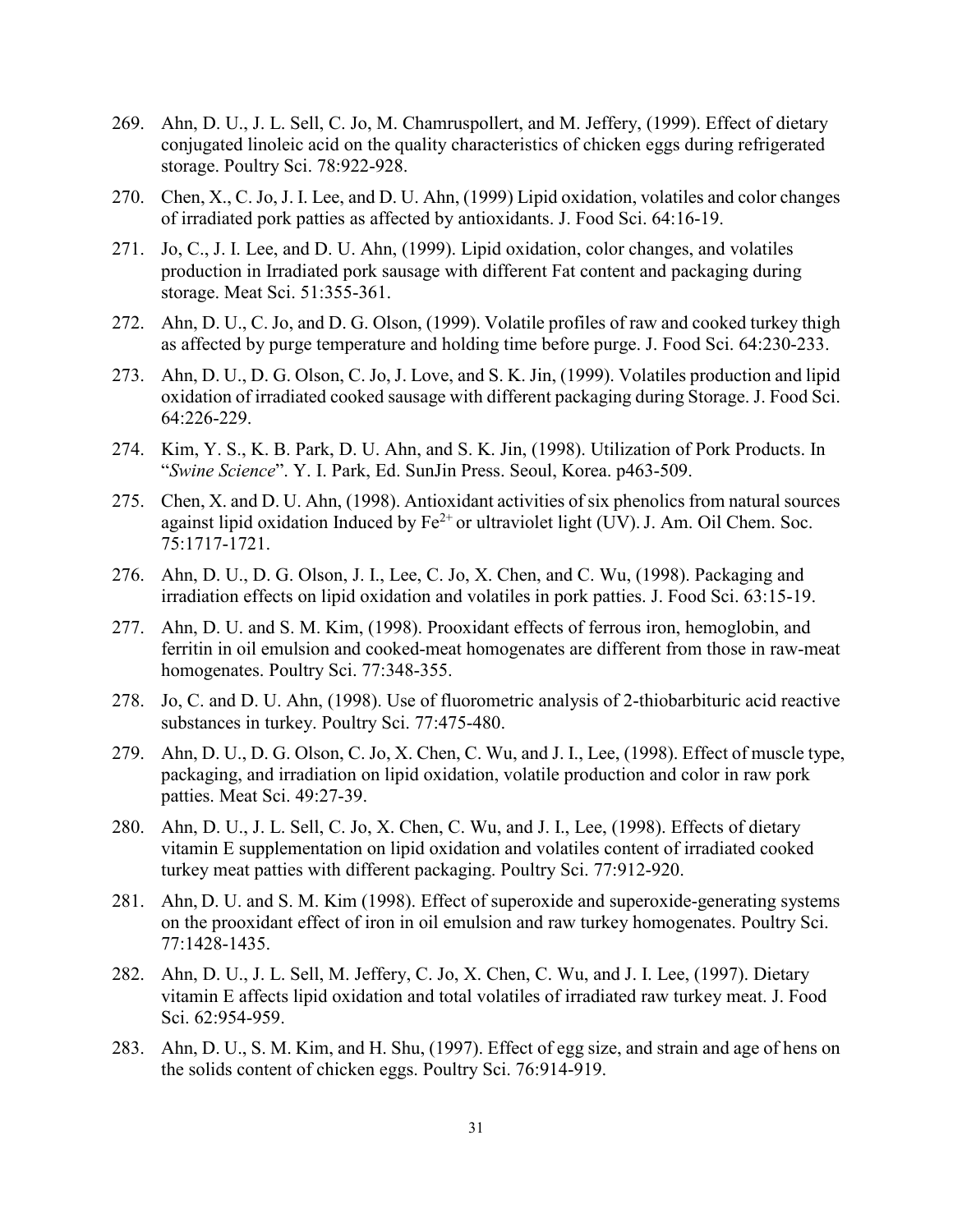269. Ahn, D. U., J. L. Sell, C. Jo, M. Chamruspollert, and M. Jeffery, (1999). Effect of dietary conjugated linoleic acid on the quality characteristics of chicken eggs during refrigerated storage. Poultry Sci. 78:922-928.

270. Chen, X., C. Jo, J. I. Lee, and D. U. Ahn, (1999) Lipid oxidation, volatiles and color changes of irradiated pork patties as affected by antioxidants. J. Food Sci. 64:16-19.

271. Jo, C., J. I. Lee, and D. U. Ahn, (1999). Lipid oxidation, color changes, and volatiles production in Irradiated pork sausage with different Fat content and packaging during storage. Meat Sci. 51:355-361.

272. Ahn, D. U., C. Jo, and D. G. Olson, (1999). Volatile profiles of raw and cooked turkey thigh as affected by purge temperature and holding time before purge. J. Food Sci. 64:230-233.

273. Ahn, D. U., D. G. Olson, C. Jo, J. Love, and S. K. Jin, (1999). Volatiles production and lipid oxidation of irradiated cooked sausage with different packaging during Storage. J. Food Sci. 64:226-229.

274. Kim, Y. S., K. B. Park, D. U. Ahn, and S. K. Jin, (1998). Utilization of Pork Products. In "*Swine Science*". Y. I. Park, Ed. SunJin Press. Seoul, Korea. p463-509.

275. Chen, X. and D. U. Ahn, (1998). Antioxidant activities of six phenolics from natural sources against lipid oxidation Induced by $Fe^{2+}$ or ultraviolet light (UV). J. Am. Oil Chem. Soc. 75:1717-1721.

276. Ahn, D. U., D. G. Olson, J. I., Lee, C. Jo, X. Chen, and C. Wu, (1998). Packaging and irradiation effects on lipid oxidation and volatiles in pork patties. J. Food Sci. 63:15-19.

277. Ahn, D. U. and S. M. Kim, (1998). Prooxidant effects of ferrous iron, hemoglobin, and ferritin in oil emulsion and cooked-meat homogenates are different from those in raw-meat homogenates. Poultry Sci. 77:348-355.

278. Jo, C. and D. U. Ahn, (1998). Use of fluorometric analysis of 2-thiobarbituric acid reactive substances in turkey. Poultry Sci. 77:475-480.

279. Ahn, D. U., D. G. Olson, C. Jo, X. Chen, C. Wu, and J. I., Lee, (1998). Effect of muscle type, packaging, and irradiation on lipid oxidation, volatile production and color in raw pork patties. Meat Sci. 49:27-39.

280. Ahn, D. U., J. L. Sell, C. Jo, X. Chen, C. Wu, and J. I., Lee, (1998). Effects of dietary vitamin E supplementation on lipid oxidation and volatiles content of irradiated cooked turkey meat patties with different packaging. Poultry Sci. 77:912-920.

281. Ahn, D. U. and S. M. Kim (1998). Effect of superoxide and superoxide-generating systems on the prooxidant effect of iron in oil emulsion and raw turkey homogenates. Poultry Sci. 77:1428-1435.

282. Ahn, D. U., J. L. Sell, M. Jeffery, C. Jo, X. Chen, C. Wu, and J. I. Lee, (1997). Dietary vitamin E affects lipid oxidation and total volatiles of irradiated raw turkey meat. J. Food Sci. 62:954-959.

283. Ahn, D. U., S. M. Kim, and H. Shu, (1997). Effect of egg size, and strain and age of hens on the solids content of chicken eggs. Poultry Sci. 76:914-919.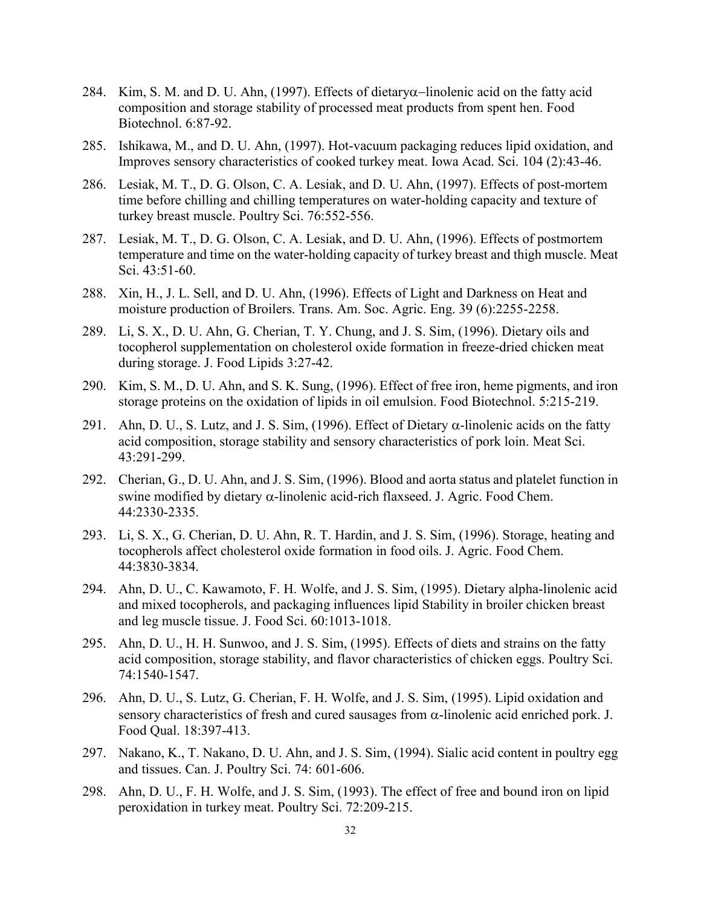284. Kim, S. M. and D. U. Ahn, (1997). Effects of dietary$\alpha$–linolenic acid on the fatty acid composition and storage stability of processed meat products from spent hen. Food Biotechnol. 6:87-92.

285. Ishikawa, M., and D. U. Ahn, (1997). Hot-vacuum packaging reduces lipid oxidation, and Improves sensory characteristics of cooked turkey meat. Iowa Acad. Sci. 104 (2):43-46.

286. Lesiak, M. T., D. G. Olson, C. A. Lesiak, and D. U. Ahn, (1997). Effects of post-mortem time before chilling and chilling temperatures on water-holding capacity and texture of turkey breast muscle. Poultry Sci. 76:552-556.

287. Lesiak, M. T., D. G. Olson, C. A. Lesiak, and D. U. Ahn, (1996). Effects of postmortem temperature and time on the water-holding capacity of turkey breast and thigh muscle. Meat Sci. 43:51-60.

288. Xin, H., J. L. Sell, and D. U. Ahn, (1996). Effects of Light and Darkness on Heat and moisture production of Broilers. Trans. Am. Soc. Agric. Eng. 39 (6):2255-2258.

289. Li, S. X., D. U. Ahn, G. Cherian, T. Y. Chung, and J. S. Sim, (1996). Dietary oils and tocopherol supplementation on cholesterol oxide formation in freeze-dried chicken meat during storage. J. Food Lipids 3:27-42.

290. Kim, S. M., D. U. Ahn, and S. K. Sung, (1996). Effect of free iron, heme pigments, and iron storage proteins on the oxidation of lipids in oil emulsion. Food Biotechnol. 5:215-219.

291. Ahn, D. U., S. Lutz, and J. S. Sim, (1996). Effect of Dietary $\alpha$-linolenic acids on the fatty acid composition, storage stability and sensory characteristics of pork loin. Meat Sci. 43:291-299.

292. Cherian, G., D. U. Ahn, and J. S. Sim, (1996). Blood and aorta status and platelet function in swine modified by dietary $\alpha$-linolenic acid-rich flaxseed. J. Agric. Food Chem. 44:2330-2335.

293. Li, S. X., G. Cherian, D. U. Ahn, R. T. Hardin, and J. S. Sim, (1996). Storage, heating and tocopherols affect cholesterol oxide formation in food oils. J. Agric. Food Chem. 44:3830-3834.

294. Ahn, D. U., C. Kawamoto, F. H. Wolfe, and J. S. Sim, (1995). Dietary alpha-linolenic acid and mixed tocopherols, and packaging influences lipid Stability in broiler chicken breast and leg muscle tissue. J. Food Sci. 60:1013-1018.

295. Ahn, D. U., H. H. Sunwoo, and J. S. Sim, (1995). Effects of diets and strains on the fatty acid composition, storage stability, and flavor characteristics of chicken eggs. Poultry Sci. 74:1540-1547.

296. Ahn, D. U., S. Lutz, G. Cherian, F. H. Wolfe, and J. S. Sim, (1995). Lipid oxidation and sensory characteristics of fresh and cured sausages from $\alpha$-linolenic acid enriched pork. J. Food Qual. 18:397-413.

297. Nakano, K., T. Nakano, D. U. Ahn, and J. S. Sim, (1994). Sialic acid content in poultry egg and tissues. Can. J. Poultry Sci. 74: 601-606.

298. Ahn, D. U., F. H. Wolfe, and J. S. Sim, (1993). The effect of free and bound iron on lipid peroxidation in turkey meat. Poultry Sci. 72:209-215.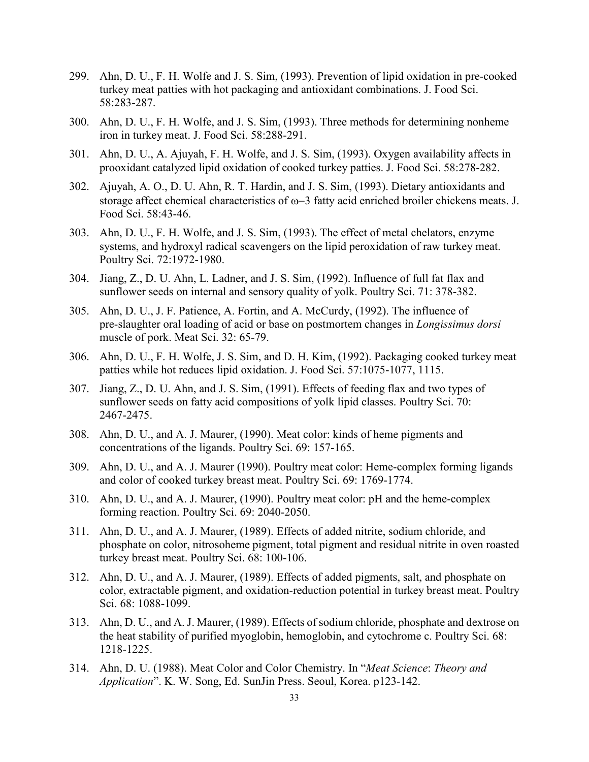299. Ahn, D. U., F. H. Wolfe and J. S. Sim, (1993). Prevention of lipid oxidation in pre-cooked turkey meat patties with hot packaging and antioxidant combinations. J. Food Sci. 58:283-287.

300. Ahn, D. U., F. H. Wolfe, and J. S. Sim, (1993). Three methods for determining nonheme iron in turkey meat. J. Food Sci. 58:288-291.

301. Ahn, D. U., A. Ajuyah, F. H. Wolfe, and J. S. Sim, (1993). Oxygen availability affects in prooxidant catalyzed lipid oxidation of cooked turkey patties. J. Food Sci. 58:278-282.

302. Ajuyah, A. O., D. U. Ahn, R. T. Hardin, and J. S. Sim, (1993). Dietary antioxidants and storage affect chemical characteristics of $\omega$–3 fatty acid enriched broiler chickens meats. J. Food Sci. 58:43-46.

303. Ahn, D. U., F. H. Wolfe, and J. S. Sim, (1993). The effect of metal chelators, enzyme systems, and hydroxyl radical scavengers on the lipid peroxidation of raw turkey meat. Poultry Sci. 72:1972-1980.

304. Jiang, Z., D. U. Ahn, L. Ladner, and J. S. Sim, (1992). Influence of full fat flax and sunflower seeds on internal and sensory quality of yolk. Poultry Sci. 71: 378-382.

305. Ahn, D. U., J. F. Patience, A. Fortin, and A. McCurdy, (1992). The influence of pre-slaughter oral loading of acid or base on postmortem changes in *Longissimus dorsi* muscle of pork. Meat Sci. 32: 65-79.

306. Ahn, D. U., F. H. Wolfe, J. S. Sim, and D. H. Kim, (1992). Packaging cooked turkey meat patties while hot reduces lipid oxidation. J. Food Sci. 57:1075-1077, 1115.

307. Jiang, Z., D. U. Ahn, and J. S. Sim, (1991). Effects of feeding flax and two types of sunflower seeds on fatty acid compositions of yolk lipid classes. Poultry Sci. 70: 2467-2475.

308. Ahn, D. U., and A. J. Maurer, (1990). Meat color: kinds of heme pigments and concentrations of the ligands. Poultry Sci. 69: 157-165.

309. Ahn, D. U., and A. J. Maurer (1990). Poultry meat color: Heme-complex forming ligands and color of cooked turkey breast meat. Poultry Sci. 69: 1769-1774.

310. Ahn, D. U., and A. J. Maurer, (1990). Poultry meat color: pH and the heme-complex forming reaction. Poultry Sci. 69: 2040-2050.

311. Ahn, D. U., and A. J. Maurer, (1989). Effects of added nitrite, sodium chloride, and phosphate on color, nitrosoheme pigment, total pigment and residual nitrite in oven roasted turkey breast meat. Poultry Sci. 68: 100-106.

312. Ahn, D. U., and A. J. Maurer, (1989). Effects of added pigments, salt, and phosphate on color, extractable pigment, and oxidation-reduction potential in turkey breast meat. Poultry Sci. 68: 1088-1099.

313. Ahn, D. U., and A. J. Maurer, (1989). Effects of sodium chloride, phosphate and dextrose on the heat stability of purified myoglobin, hemoglobin, and cytochrome c. Poultry Sci. 68: 1218-1225.

314. Ahn, D. U. (1988). Meat Color and Color Chemistry. In "*Meat Science*: *Theory and Application*". K. W. Song, Ed. SunJin Press. Seoul, Korea. p123-142.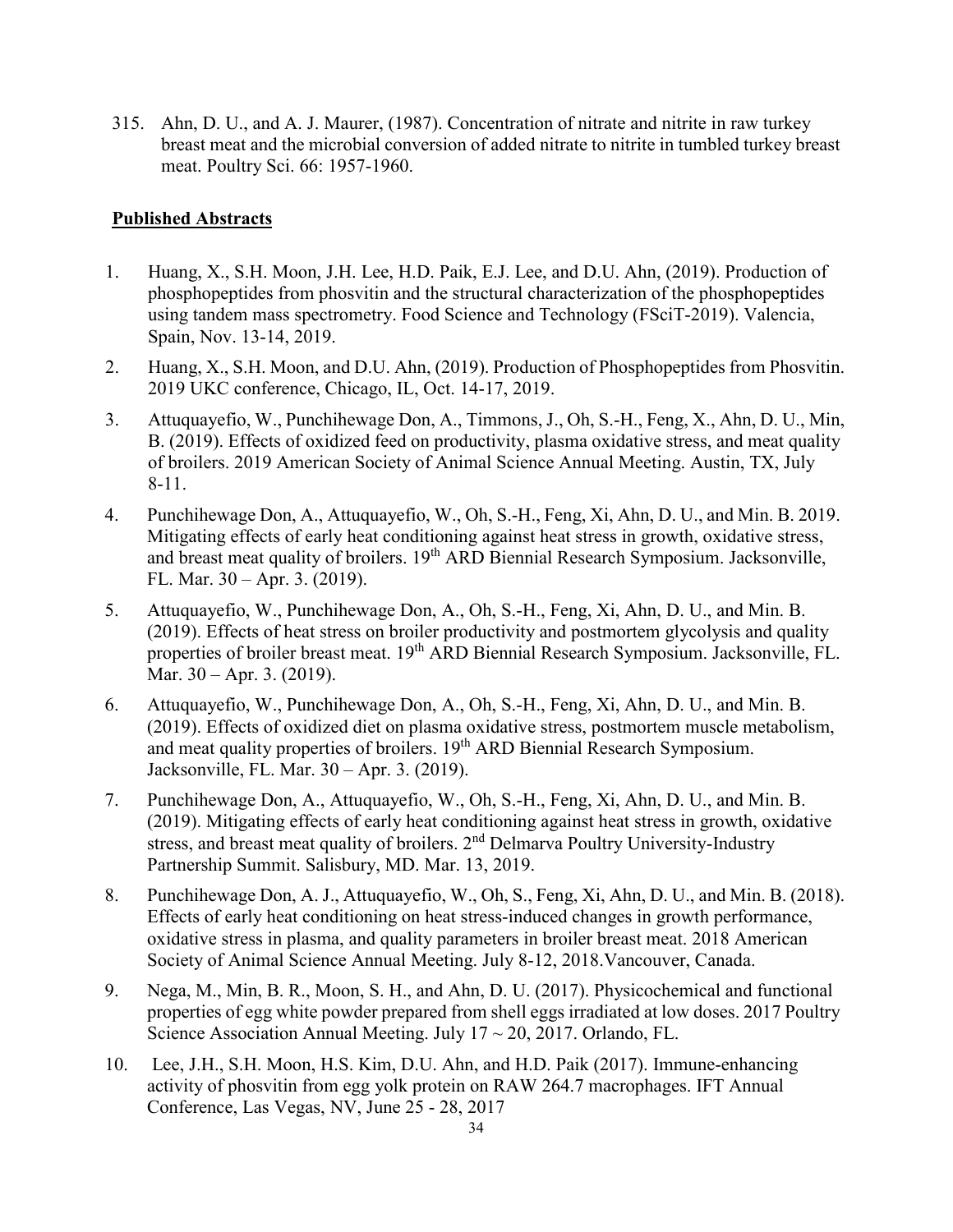315. Ahn, D. U., and A. J. Maurer, (1987). Concentration of nitrate and nitrite in raw turkey breast meat and the microbial conversion of added nitrate to nitrite in tumbled turkey breast meat. Poultry Sci. 66: 1957-1960.

**Published Abstracts**

1. Huang, X., S.H. Moon, J.H. Lee, H.D. Paik, E.J. Lee, and D.U. Ahn, (2019). Production of phosphopeptides from phosvitin and the structural characterization of the phosphopeptides using tandem mass spectrometry. Food Science and Technology (FSciT-2019). Valencia, Spain, Nov. 13-14, 2019.
2. Huang, X., S.H. Moon, and D.U. Ahn, (2019). Production of Phosphopeptides from Phosvitin. 2019 UKC conference, Chicago, IL, Oct. 14-17, 2019.
3. Attuquayefio, W., Punchihewage Don, A., Timmons, J., Oh, S.-H., Feng, X., Ahn, D. U., Min, B. (2019). Effects of oxidized feed on productivity, plasma oxidative stress, and meat quality of broilers. 2019 American Society of Animal Science Annual Meeting. Austin, TX, July 8-11.
4. Punchihewage Don, A., Attuquayefio, W., Oh, S.-H., Feng, Xi, Ahn, D. U., and Min. B. 2019. Mitigating effects of early heat conditioning against heat stress in growth, oxidative stress, and breast meat quality of broilers. 19th ARD Biennial Research Symposium. Jacksonville, FL. Mar. 30 – Apr. 3. (2019).
5. Attuquayefio, W., Punchihewage Don, A., Oh, S.-H., Feng, Xi, Ahn, D. U., and Min. B. (2019). Effects of heat stress on broiler productivity and postmortem glycolysis and quality properties of broiler breast meat. 19th ARD Biennial Research Symposium. Jacksonville, FL. Mar. 30 – Apr. 3. (2019).
6. Attuquayefio, W., Punchihewage Don, A., Oh, S.-H., Feng, Xi, Ahn, D. U., and Min. B. (2019). Effects of oxidized diet on plasma oxidative stress, postmortem muscle metabolism, and meat quality properties of broilers. 19th ARD Biennial Research Symposium. Jacksonville, FL. Mar. 30 – Apr. 3. (2019).
7. Punchihewage Don, A., Attuquayefio, W., Oh, S.-H., Feng, Xi, Ahn, D. U., and Min. B. (2019). Mitigating effects of early heat conditioning against heat stress in growth, oxidative stress, and breast meat quality of broilers. 2nd Delmarva Poultry University-Industry Partnership Summit. Salisbury, MD. Mar. 13, 2019.
8. Punchihewage Don, A. J., Attuquayefio, W., Oh, S., Feng, Xi, Ahn, D. U., and Min. B. (2018). Effects of early heat conditioning on heat stress-induced changes in growth performance, oxidative stress in plasma, and quality parameters in broiler breast meat. 2018 American Society of Animal Science Annual Meeting. July 8-12, 2018.Vancouver, Canada.
9. Nega, M., Min, B. R., Moon, S. H., and Ahn, D. U. (2017). Physicochemical and functional properties of egg white powder prepared from shell eggs irradiated at low doses. 2017 Poultry Science Association Annual Meeting. July 17 ~ 20, 2017. Orlando, FL.
10. Lee, J.H., S.H. Moon, H.S. Kim, D.U. Ahn, and H.D. Paik (2017). Immune-enhancing activity of phosvitin from egg yolk protein on RAW 264.7 macrophages. IFT Annual Conference, Las Vegas, NV, June 25 - 28, 2017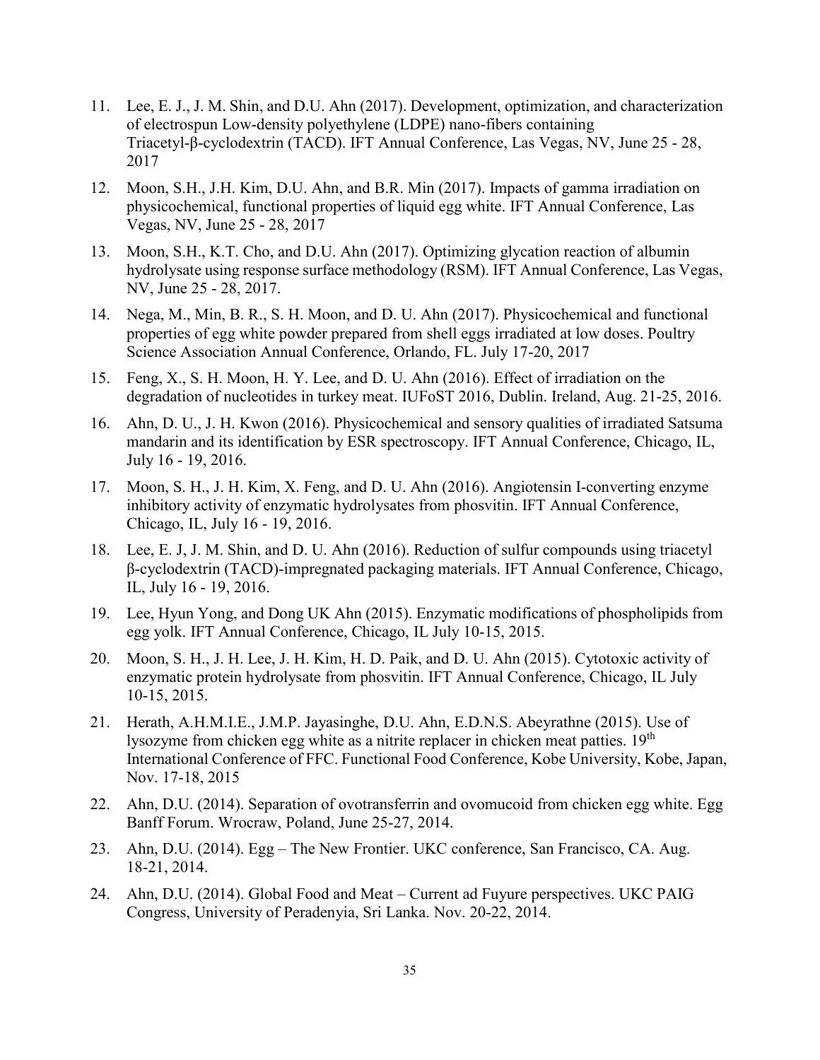11. Lee, E. J., J. M. Shin, and D.U. Ahn (2017). Development, optimization, and characterization of electrospun Low-density polyethylene (LDPE) nano-fibers containing Triacetyl-β-cyclodextrin (TACD). IFT Annual Conference, Las Vegas, NV, June 25 - 28, 2017

12. Moon, S.H., J.H. Kim, D.U. Ahn, and B.R. Min (2017). Impacts of gamma irradiation on physicochemical, functional properties of liquid egg white. IFT Annual Conference, Las Vegas, NV, June 25 - 28, 2017

13. Moon, S.H., K.T. Cho, and D.U. Ahn (2017). Optimizing glycation reaction of albumin hydrolysate using response surface methodology (RSM). IFT Annual Conference, Las Vegas, NV, June 25 - 28, 2017.

14. Nega, M., Min, B. R., S. H. Moon, and D. U. Ahn (2017). Physicochemical and functional properties of egg white powder prepared from shell eggs irradiated at low doses. Poultry Science Association Annual Conference, Orlando, FL. July 17-20, 2017

15. Feng, X., S. H. Moon, H. Y. Lee, and D. U. Ahn (2016). Effect of irradiation on the degradation of nucleotides in turkey meat. IUFoST 2016, Dublin. Ireland, Aug. 21-25, 2016.

16. Ahn, D. U., J. H. Kwon (2016). Physicochemical and sensory qualities of irradiated Satsuma mandarin and its identification by ESR spectroscopy. IFT Annual Conference, Chicago, IL, July 16 - 19, 2016.

17. Moon, S. H., J. H. Kim, X. Feng, and D. U. Ahn (2016). Angiotensin I-converting enzyme inhibitory activity of enzymatic hydrolysates from phosvitin. IFT Annual Conference, Chicago, IL, July 16 - 19, 2016.

18. Lee, E. J, J. M. Shin, and D. U. Ahn (2016). Reduction of sulfur compounds using triacetyl β-cyclodextrin (TACD)-impregnated packaging materials. IFT Annual Conference, Chicago, IL, July 16 - 19, 2016.

19. Lee, Hyun Yong, and Dong UK Ahn (2015). Enzymatic modifications of phospholipids from egg yolk. IFT Annual Conference, Chicago, IL July 10-15, 2015.

20. Moon, S. H., J. H. Lee, J. H. Kim, H. D. Paik, and D. U. Ahn (2015). Cytotoxic activity of enzymatic protein hydrolysate from phosvitin. IFT Annual Conference, Chicago, IL July 10-15, 2015.

21. Herath, A.H.M.I.E., J.M.P. Jayasinghe, D.U. Ahn, E.D.N.S. Abeyrathne (2015). Use of lysozyme from chicken egg white as a nitrite replacer in chicken meat patties. 19th International Conference of FFC. Functional Food Conference, Kobe University, Kobe, Japan, Nov. 17-18, 2015

22. Ahn, D.U. (2014). Separation of ovotransferrin and ovomucoid from chicken egg white. Egg Banff Forum. Wrocraw, Poland, June 25-27, 2014.

23. Ahn, D.U. (2014). Egg – The New Frontier. UKC conference, San Francisco, CA. Aug. 18-21, 2014.

24. Ahn, D.U. (2014). Global Food and Meat – Current ad Fuyure perspectives. UKC PAIG Congress, University of Peradenyia, Sri Lanka. Nov. 20-22, 2014.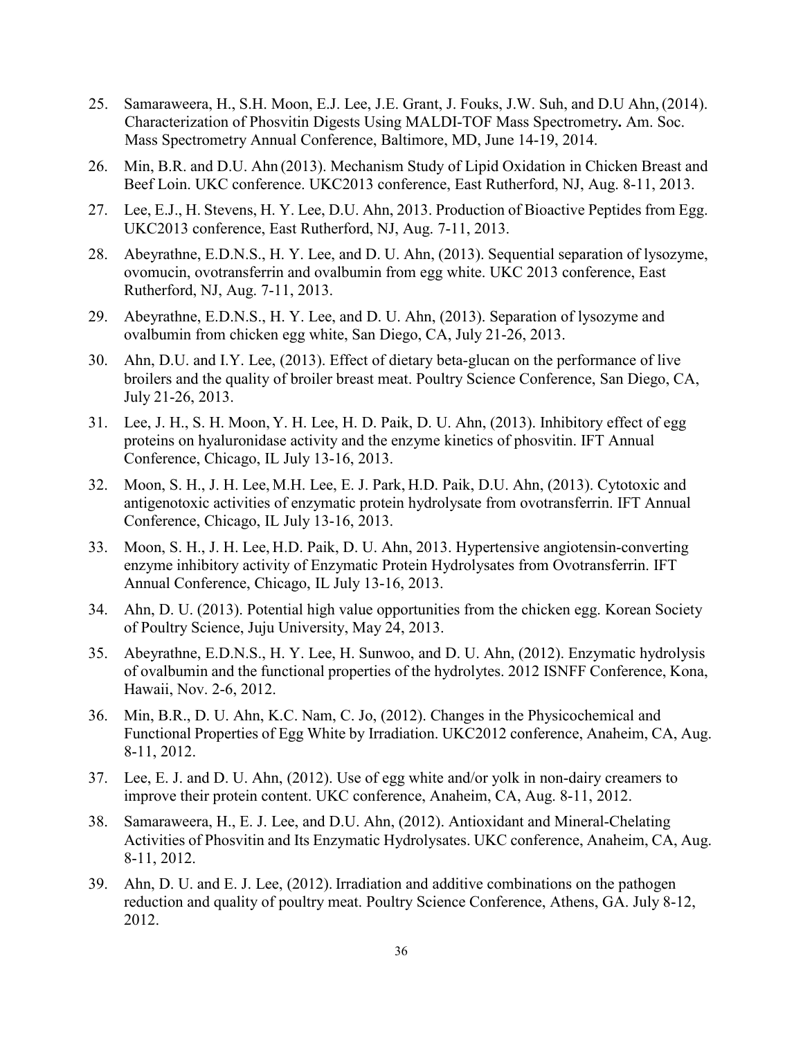25. Samaraweera, H., S.H. Moon, E.J. Lee, J.E. Grant, J. Fouks, J.W. Suh, and D.U Ahn, (2014). Characterization of Phosvitin Digests Using MALDI-TOF Mass Spectrometry**.** Am. Soc. Mass Spectrometry Annual Conference, Baltimore, MD, June 14-19, 2014.

26. Min, B.R. and D.U. Ahn (2013). Mechanism Study of Lipid Oxidation in Chicken Breast and Beef Loin. UKC conference. UKC2013 conference, East Rutherford, NJ, Aug. 8-11, 2013.

27. Lee, E.J., H. Stevens, H. Y. Lee, D.U. Ahn, 2013. Production of Bioactive Peptides from Egg. UKC2013 conference, East Rutherford, NJ, Aug. 7-11, 2013.

28. Abeyrathne, E.D.N.S., H. Y. Lee, and D. U. Ahn, (2013). Sequential separation of lysozyme, ovomucin, ovotransferrin and ovalbumin from egg white. UKC 2013 conference, East Rutherford, NJ, Aug. 7-11, 2013.

29. Abeyrathne, E.D.N.S., H. Y. Lee, and D. U. Ahn, (2013). Separation of lysozyme and ovalbumin from chicken egg white, San Diego, CA, July 21-26, 2013.

30. Ahn, D.U. and I.Y. Lee, (2013). Effect of dietary beta-glucan on the performance of live broilers and the quality of broiler breast meat. Poultry Science Conference, San Diego, CA, July 21-26, 2013.

31. Lee, J. H., S. H. Moon, Y. H. Lee, H. D. Paik, D. U. Ahn, (2013). Inhibitory effect of egg proteins on hyaluronidase activity and the enzyme kinetics of phosvitin. IFT Annual Conference, Chicago, IL July 13-16, 2013.

32. Moon, S. H., J. H. Lee, M.H. Lee, E. J. Park, H.D. Paik, D.U. Ahn, (2013). Cytotoxic and antigenotoxic activities of enzymatic protein hydrolysate from ovotransferrin. IFT Annual Conference, Chicago, IL July 13-16, 2013.

33. Moon, S. H., J. H. Lee, H.D. Paik, D. U. Ahn, 2013. Hypertensive angiotensin-converting enzyme inhibitory activity of Enzymatic Protein Hydrolysates from Ovotransferrin. IFT Annual Conference, Chicago, IL July 13-16, 2013.

34. Ahn, D. U. (2013). Potential high value opportunities from the chicken egg. Korean Society of Poultry Science, Juju University, May 24, 2013.

35. Abeyrathne, E.D.N.S., H. Y. Lee, H. Sunwoo, and D. U. Ahn, (2012). Enzymatic hydrolysis of ovalbumin and the functional properties of the hydrolytes. 2012 ISNFF Conference, Kona, Hawaii, Nov. 2-6, 2012.

36. Min, B.R., D. U. Ahn, K.C. Nam, C. Jo, (2012). Changes in the Physicochemical and Functional Properties of Egg White by Irradiation. UKC2012 conference, Anaheim, CA, Aug. 8-11, 2012.

37. Lee, E. J. and D. U. Ahn, (2012). Use of egg white and/or yolk in non-dairy creamers to improve their protein content. UKC conference, Anaheim, CA, Aug. 8-11, 2012.

38. Samaraweera, H., E. J. Lee, and D.U. Ahn, (2012). Antioxidant and Mineral-Chelating Activities of Phosvitin and Its Enzymatic Hydrolysates. UKC conference, Anaheim, CA, Aug. 8-11, 2012.

39. Ahn, D. U. and E. J. Lee, (2012). Irradiation and additive combinations on the pathogen reduction and quality of poultry meat. Poultry Science Conference, Athens, GA. July 8-12, 2012.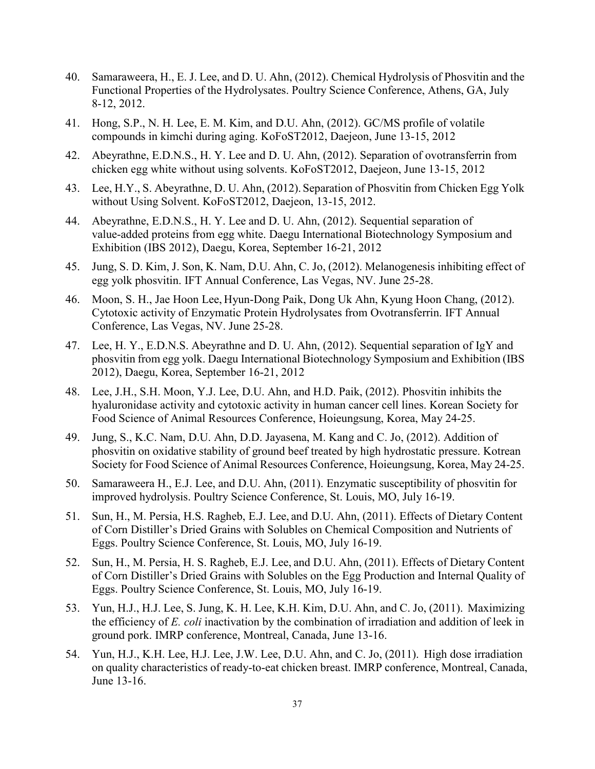40. Samaraweera, H., E. J. Lee, and D. U. Ahn, (2012). Chemical Hydrolysis of Phosvitin and the Functional Properties of the Hydrolysates. Poultry Science Conference, Athens, GA, July 8-12, 2012.

41. Hong, S.P., N. H. Lee, E. M. Kim, and D.U. Ahn, (2012). GC/MS profile of volatile compounds in kimchi during aging. KoFoST2012, Daejeon, June 13-15, 2012

42. Abeyrathne, E.D.N.S., H. Y. Lee and D. U. Ahn, (2012). Separation of ovotransferrin from chicken egg white without using solvents. KoFoST2012, Daejeon, June 13-15, 2012

43. Lee, H.Y., S. Abeyrathne, D. U. Ahn, (2012). Separation of Phosvitin from Chicken Egg Yolk without Using Solvent. KoFoST2012, Daejeon, 13-15, 2012.

44. Abeyrathne, E.D.N.S., H. Y. Lee and D. U. Ahn, (2012). Sequential separation of value-added proteins from egg white. Daegu International Biotechnology Symposium and Exhibition (IBS 2012), Daegu, Korea, September 16-21, 2012

45. Jung, S. D. Kim, J. Son, K. Nam, D.U. Ahn, C. Jo, (2012). Melanogenesis inhibiting effect of egg yolk phosvitin. IFT Annual Conference, Las Vegas, NV. June 25-28.

46. Moon, S. H., Jae Hoon Lee, Hyun-Dong Paik, Dong Uk Ahn, Kyung Hoon Chang, (2012). Cytotoxic activity of Enzymatic Protein Hydrolysates from Ovotransferrin. IFT Annual Conference, Las Vegas, NV. June 25-28.

47. Lee, H. Y., E.D.N.S. Abeyrathne and D. U. Ahn, (2012). Sequential separation of IgY and phosvitin from egg yolk. Daegu International Biotechnology Symposium and Exhibition (IBS 2012), Daegu, Korea, September 16-21, 2012

48. Lee, J.H., S.H. Moon, Y.J. Lee, D.U. Ahn, and H.D. Paik, (2012). Phosvitin inhibits the hyaluronidase activity and cytotoxic activity in human cancer cell lines. Korean Society for Food Science of Animal Resources Conference, Hoieungsung, Korea, May 24-25.

49. Jung, S., K.C. Nam, D.U. Ahn, D.D. Jayasena, M. Kang and C. Jo, (2012). Addition of phosvitin on oxidative stability of ground beef treated by high hydrostatic pressure. Kotrean Society for Food Science of Animal Resources Conference, Hoieungsung, Korea, May 24-25.

50. Samaraweera H., E.J. Lee, and D.U. Ahn, (2011). Enzymatic susceptibility of phosvitin for improved hydrolysis. Poultry Science Conference, St. Louis, MO, July 16-19.

51. Sun, H., M. Persia, H.S. Ragheb, E.J. Lee, and D.U. Ahn, (2011). Effects of Dietary Content of Corn Distiller's Dried Grains with Solubles on Chemical Composition and Nutrients of Eggs. Poultry Science Conference, St. Louis, MO, July 16-19.

52. Sun, H., M. Persia, H. S. Ragheb, E.J. Lee, and D.U. Ahn, (2011). Effects of Dietary Content of Corn Distiller's Dried Grains with Solubles on the Egg Production and Internal Quality of Eggs. Poultry Science Conference, St. Louis, MO, July 16-19.

53. Yun, H.J., H.J. Lee, S. Jung, K. H. Lee, K.H. Kim, D.U. Ahn, and C. Jo, (2011). Maximizing the efficiency of *E. coli* inactivation by the combination of irradiation and addition of leek in ground pork. IMRP conference, Montreal, Canada, June 13-16.

54. Yun, H.J., K.H. Lee, H.J. Lee, J.W. Lee, D.U. Ahn, and C. Jo, (2011). High dose irradiation on quality characteristics of ready-to-eat chicken breast. IMRP conference, Montreal, Canada, June 13-16.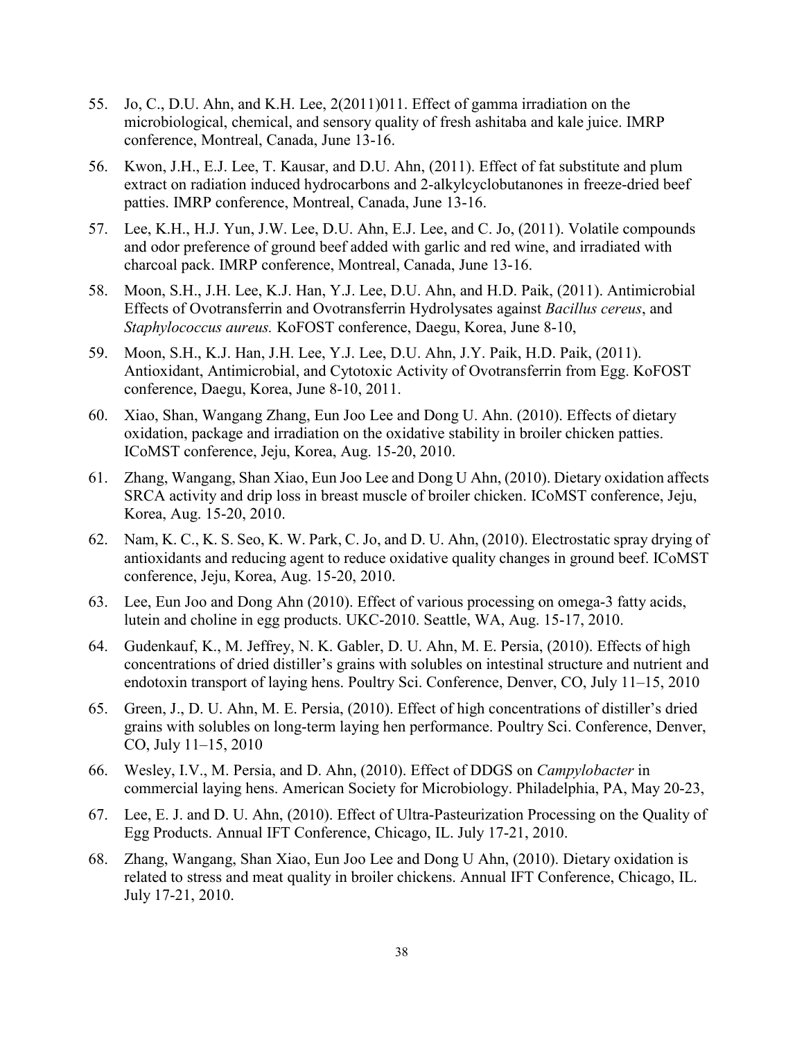55. Jo, C., D.U. Ahn, and K.H. Lee, 2(2011)011. Effect of gamma irradiation on the microbiological, chemical, and sensory quality of fresh ashitaba and kale juice. IMRP conference, Montreal, Canada, June 13-16.

56. Kwon, J.H., E.J. Lee, T. Kausar, and D.U. Ahn, (2011). Effect of fat substitute and plum extract on radiation induced hydrocarbons and 2-alkylcyclobutanones in freeze-dried beef patties. IMRP conference, Montreal, Canada, June 13-16.

57. Lee, K.H., H.J. Yun, J.W. Lee, D.U. Ahn, E.J. Lee, and C. Jo, (2011). Volatile compounds and odor preference of ground beef added with garlic and red wine, and irradiated with charcoal pack. IMRP conference, Montreal, Canada, June 13-16.

58. Moon, S.H., J.H. Lee, K.J. Han, Y.J. Lee, D.U. Ahn, and H.D. Paik, (2011). Antimicrobial Effects of Ovotransferrin and Ovotransferrin Hydrolysates against *Bacillus cereus*, and *Staphylococcus aureus.* KoFOST conference, Daegu, Korea, June 8-10,

59. Moon, S.H., K.J. Han, J.H. Lee, Y.J. Lee, D.U. Ahn, J.Y. Paik, H.D. Paik, (2011). Antioxidant, Antimicrobial, and Cytotoxic Activity of Ovotransferrin from Egg. KoFOST conference, Daegu, Korea, June 8-10, 2011.

60. Xiao, Shan, Wangang Zhang, Eun Joo Lee and Dong U. Ahn. (2010). Effects of dietary oxidation, package and irradiation on the oxidative stability in broiler chicken patties. ICoMST conference, Jeju, Korea, Aug. 15-20, 2010.

61. Zhang, Wangang, Shan Xiao, Eun Joo Lee and Dong U Ahn, (2010). Dietary oxidation affects SRCA activity and drip loss in breast muscle of broiler chicken. ICoMST conference, Jeju, Korea, Aug. 15-20, 2010.

62. Nam, K. C., K. S. Seo, K. W. Park, C. Jo, and D. U. Ahn, (2010). Electrostatic spray drying of antioxidants and reducing agent to reduce oxidative quality changes in ground beef. ICoMST conference, Jeju, Korea, Aug. 15-20, 2010.

63. Lee, Eun Joo and Dong Ahn (2010). Effect of various processing on omega-3 fatty acids, lutein and choline in egg products. UKC-2010. Seattle, WA, Aug. 15-17, 2010.

64. Gudenkauf, K., M. Jeffrey, N. K. Gabler, D. U. Ahn, M. E. Persia, (2010). Effects of high concentrations of dried distiller's grains with solubles on intestinal structure and nutrient and endotoxin transport of laying hens. Poultry Sci. Conference, Denver, CO, July 11–15, 2010

65. Green, J., D. U. Ahn, M. E. Persia, (2010). Effect of high concentrations of distiller's dried grains with solubles on long-term laying hen performance. Poultry Sci. Conference, Denver, CO, July 11–15, 2010

66. Wesley, I.V., M. Persia, and D. Ahn, (2010). Effect of DDGS on *Campylobacter* in commercial laying hens. American Society for Microbiology. Philadelphia, PA, May 20-23,

67. Lee, E. J. and D. U. Ahn, (2010). Effect of Ultra-Pasteurization Processing on the Quality of Egg Products. Annual IFT Conference, Chicago, IL. July 17-21, 2010.

68. Zhang, Wangang, Shan Xiao, Eun Joo Lee and Dong U Ahn, (2010). Dietary oxidation is related to stress and meat quality in broiler chickens. Annual IFT Conference, Chicago, IL. July 17-21, 2010.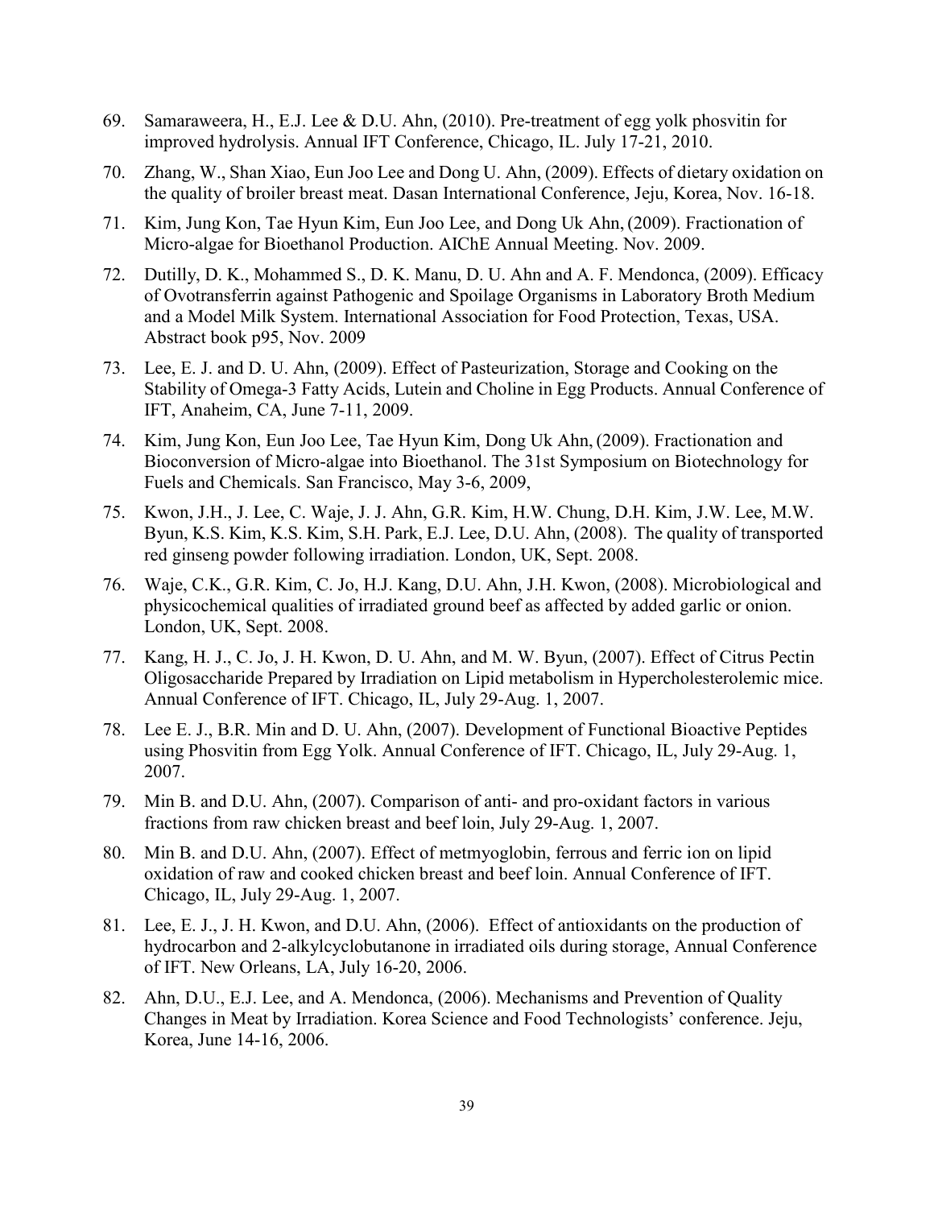69. Samaraweera, H., E.J. Lee & D.U. Ahn, (2010). Pre-treatment of egg yolk phosvitin for improved hydrolysis. Annual IFT Conference, Chicago, IL. July 17-21, 2010.
70. Zhang, W., Shan Xiao, Eun Joo Lee and Dong U. Ahn, (2009). Effects of dietary oxidation on the quality of broiler breast meat. Dasan International Conference, Jeju, Korea, Nov. 16-18.
71. Kim, Jung Kon, Tae Hyun Kim, Eun Joo Lee, and Dong Uk Ahn, (2009). Fractionation of Micro-algae for Bioethanol Production. AIChE Annual Meeting. Nov. 2009.
72. Dutilly, D. K., Mohammed S., D. K. Manu, D. U. Ahn and A. F. Mendonca, (2009). Efficacy of Ovotransferrin against Pathogenic and Spoilage Organisms in Laboratory Broth Medium and a Model Milk System. International Association for Food Protection, Texas, USA. Abstract book p95, Nov. 2009
73. Lee, E. J. and D. U. Ahn, (2009). Effect of Pasteurization, Storage and Cooking on the Stability of Omega-3 Fatty Acids, Lutein and Choline in Egg Products. Annual Conference of IFT, Anaheim, CA, June 7-11, 2009.
74. Kim, Jung Kon, Eun Joo Lee, Tae Hyun Kim, Dong Uk Ahn, (2009). Fractionation and Bioconversion of Micro-algae into Bioethanol. The 31st Symposium on Biotechnology for Fuels and Chemicals. San Francisco, May 3-6, 2009,
75. Kwon, J.H., J. Lee, C. Waje, J. J. Ahn, G.R. Kim, H.W. Chung, D.H. Kim, J.W. Lee, M.W. Byun, K.S. Kim, K.S. Kim, S.H. Park, E.J. Lee, D.U. Ahn, (2008). The quality of transported red ginseng powder following irradiation. London, UK, Sept. 2008.
76. Waje, C.K., G.R. Kim, C. Jo, H.J. Kang, D.U. Ahn, J.H. Kwon, (2008). Microbiological and physicochemical qualities of irradiated ground beef as affected by added garlic or onion. London, UK, Sept. 2008.
77. Kang, H. J., C. Jo, J. H. Kwon, D. U. Ahn, and M. W. Byun, (2007). Effect of Citrus Pectin Oligosaccharide Prepared by Irradiation on Lipid metabolism in Hypercholesterolemic mice. Annual Conference of IFT. Chicago, IL, July 29-Aug. 1, 2007.
78. Lee E. J., B.R. Min and D. U. Ahn, (2007). Development of Functional Bioactive Peptides using Phosvitin from Egg Yolk. Annual Conference of IFT. Chicago, IL, July 29-Aug. 1, 2007.
79. Min B. and D.U. Ahn, (2007). Comparison of anti- and pro-oxidant factors in various fractions from raw chicken breast and beef loin, July 29-Aug. 1, 2007.
80. Min B. and D.U. Ahn, (2007). Effect of metmyoglobin, ferrous and ferric ion on lipid oxidation of raw and cooked chicken breast and beef loin. Annual Conference of IFT. Chicago, IL, July 29-Aug. 1, 2007.
81. Lee, E. J., J. H. Kwon, and D.U. Ahn, (2006). Effect of antioxidants on the production of hydrocarbon and 2-alkylcyclobutanone in irradiated oils during storage, Annual Conference of IFT. New Orleans, LA, July 16-20, 2006.
82. Ahn, D.U., E.J. Lee, and A. Mendonca, (2006). Mechanisms and Prevention of Quality Changes in Meat by Irradiation. Korea Science and Food Technologists' conference. Jeju, Korea, June 14-16, 2006.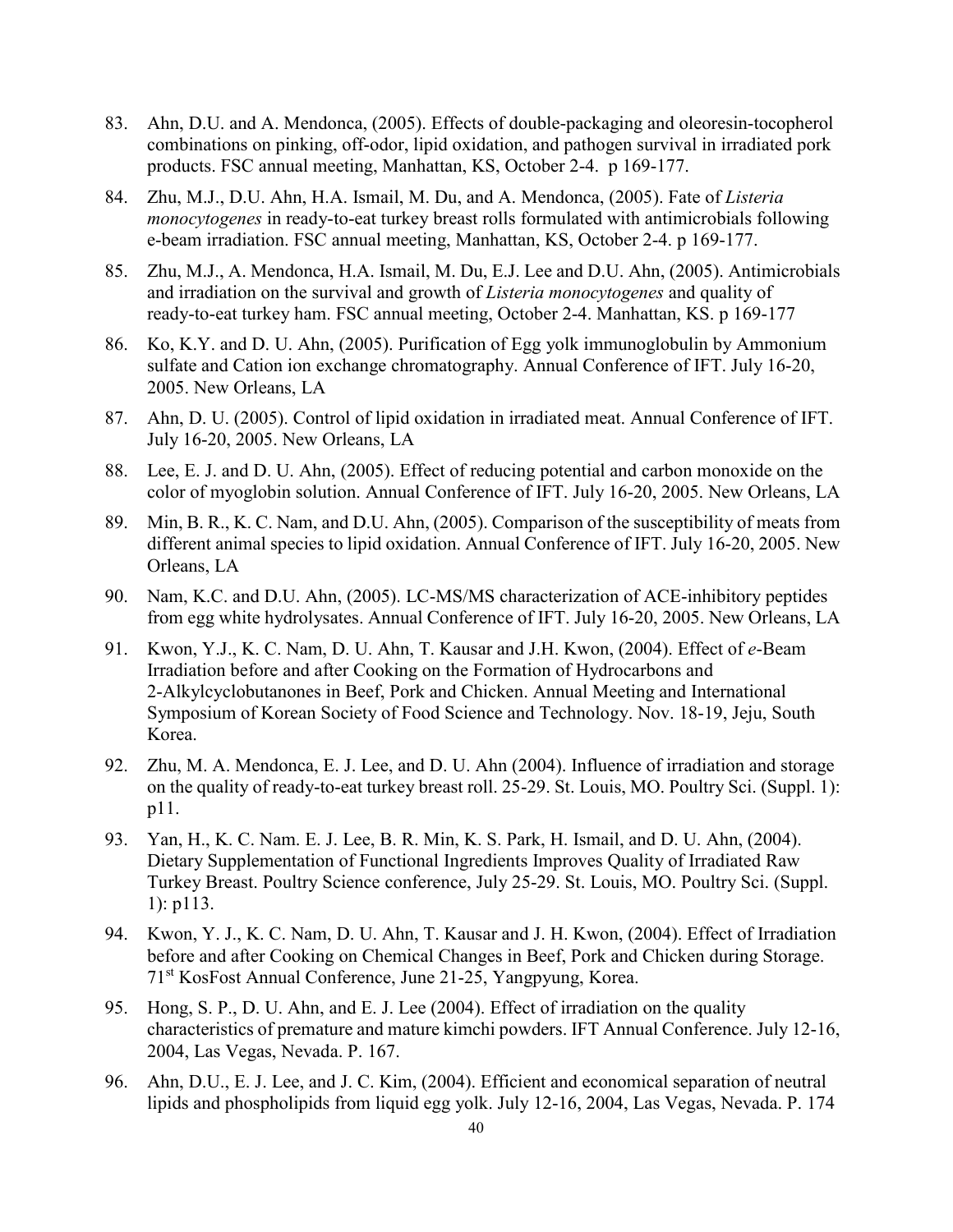83. Ahn, D.U. and A. Mendonca, (2005). Effects of double-packaging and oleoresin-tocopherol combinations on pinking, off-odor, lipid oxidation, and pathogen survival in irradiated pork products. FSC annual meeting, Manhattan, KS, October 2-4. p 169-177.

84. Zhu, M.J., D.U. Ahn, H.A. Ismail, M. Du, and A. Mendonca, (2005). Fate of *Listeria monocytogenes* in ready-to-eat turkey breast rolls formulated with antimicrobials following e-beam irradiation. FSC annual meeting, Manhattan, KS, October 2-4. p 169-177.

85. Zhu, M.J., A. Mendonca, H.A. Ismail, M. Du, E.J. Lee and D.U. Ahn, (2005). Antimicrobials and irradiation on the survival and growth of *Listeria monocytogenes* and quality of ready-to-eat turkey ham. FSC annual meeting, October 2-4. Manhattan, KS. p 169-177

86. Ko, K.Y. and D. U. Ahn, (2005). Purification of Egg yolk immunoglobulin by Ammonium sulfate and Cation ion exchange chromatography. Annual Conference of IFT. July 16-20, 2005. New Orleans, LA

87. Ahn, D. U. (2005). Control of lipid oxidation in irradiated meat. Annual Conference of IFT. July 16-20, 2005. New Orleans, LA

88. Lee, E. J. and D. U. Ahn, (2005). Effect of reducing potential and carbon monoxide on the color of myoglobin solution. Annual Conference of IFT. July 16-20, 2005. New Orleans, LA

89. Min, B. R., K. C. Nam, and D.U. Ahn, (2005). Comparison of the susceptibility of meats from different animal species to lipid oxidation. Annual Conference of IFT. July 16-20, 2005. New Orleans, LA

90. Nam, K.C. and D.U. Ahn, (2005). LC-MS/MS characterization of ACE-inhibitory peptides from egg white hydrolysates. Annual Conference of IFT. July 16-20, 2005. New Orleans, LA

91. Kwon, Y.J., K. C. Nam, D. U. Ahn, T. Kausar and J.H. Kwon, (2004). Effect of *e*-Beam Irradiation before and after Cooking on the Formation of Hydrocarbons and 2-Alkylcyclobutanones in Beef, Pork and Chicken. Annual Meeting and International Symposium of Korean Society of Food Science and Technology. Nov. 18-19, Jeju, South Korea.

92. Zhu, M. A. Mendonca, E. J. Lee, and D. U. Ahn (2004). Influence of irradiation and storage on the quality of ready-to-eat turkey breast roll. 25-29. St. Louis, MO. Poultry Sci. (Suppl. 1): p11.

93. Yan, H., K. C. Nam. E. J. Lee, B. R. Min, K. S. Park, H. Ismail, and D. U. Ahn, (2004). Dietary Supplementation of Functional Ingredients Improves Quality of Irradiated Raw Turkey Breast. Poultry Science conference, July 25-29. St. Louis, MO. Poultry Sci. (Suppl. 1): p113.

94. Kwon, Y. J., K. C. Nam, D. U. Ahn, T. Kausar and J. H. Kwon, (2004). Effect of Irradiation before and after Cooking on Chemical Changes in Beef, Pork and Chicken during Storage. 71st KosFost Annual Conference, June 21-25, Yangpyung, Korea.

95. Hong, S. P., D. U. Ahn, and E. J. Lee (2004). Effect of irradiation on the quality characteristics of premature and mature kimchi powders. IFT Annual Conference. July 12-16, 2004, Las Vegas, Nevada. P. 167.

96. Ahn, D.U., E. J. Lee, and J. C. Kim, (2004). Efficient and economical separation of neutral lipids and phospholipids from liquid egg yolk. July 12-16, 2004, Las Vegas, Nevada. P. 174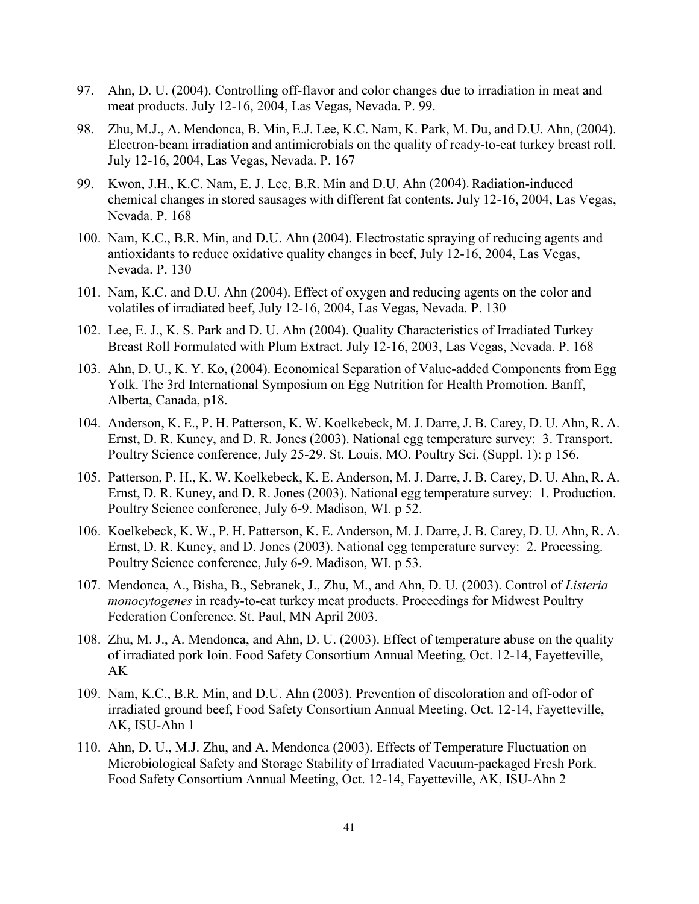97. Ahn, D. U. (2004). Controlling off-flavor and color changes due to irradiation in meat and meat products. July 12-16, 2004, Las Vegas, Nevada. P. 99.

98. Zhu, M.J., A. Mendonca, B. Min, E.J. Lee, K.C. Nam, K. Park, M. Du, and D.U. Ahn, (2004). Electron-beam irradiation and antimicrobials on the quality of ready-to-eat turkey breast roll. July 12-16, 2004, Las Vegas, Nevada. P. 167

99. Kwon, J.H., K.C. Nam, E. J. Lee, B.R. Min and D.U. Ahn (2004). Radiation-induced chemical changes in stored sausages with different fat contents. July 12-16, 2004, Las Vegas, Nevada. P. 168

100. Nam, K.C., B.R. Min, and D.U. Ahn (2004). Electrostatic spraying of reducing agents and antioxidants to reduce oxidative quality changes in beef, July 12-16, 2004, Las Vegas, Nevada. P. 130

101. Nam, K.C. and D.U. Ahn (2004). Effect of oxygen and reducing agents on the color and volatiles of irradiated beef, July 12-16, 2004, Las Vegas, Nevada. P. 130

102. Lee, E. J., K. S. Park and D. U. Ahn (2004). Quality Characteristics of Irradiated Turkey Breast Roll Formulated with Plum Extract. July 12-16, 2003, Las Vegas, Nevada. P. 168

103. Ahn, D. U., K. Y. Ko, (2004). Economical Separation of Value-added Components from Egg Yolk. The 3rd International Symposium on Egg Nutrition for Health Promotion. Banff, Alberta, Canada, p18.

104. Anderson, K. E., P. H. Patterson, K. W. Koelkebeck, M. J. Darre, J. B. Carey, D. U. Ahn, R. A. Ernst, D. R. Kuney, and D. R. Jones (2003). National egg temperature survey: 3. Transport. Poultry Science conference, July 25-29. St. Louis, MO. Poultry Sci. (Suppl. 1): p 156.

105. Patterson, P. H., K. W. Koelkebeck, K. E. Anderson, M. J. Darre, J. B. Carey, D. U. Ahn, R. A. Ernst, D. R. Kuney, and D. R. Jones (2003). National egg temperature survey: 1. Production. Poultry Science conference, July 6-9. Madison, WI. p 52.

106. Koelkebeck, K. W., P. H. Patterson, K. E. Anderson, M. J. Darre, J. B. Carey, D. U. Ahn, R. A. Ernst, D. R. Kuney, and D. Jones (2003). National egg temperature survey: 2. Processing. Poultry Science conference, July 6-9. Madison, WI. p 53.

107. Mendonca, A., Bisha, B., Sebranek, J., Zhu, M., and Ahn, D. U. (2003). Control of *Listeria monocytogenes* in ready-to-eat turkey meat products. Proceedings for Midwest Poultry Federation Conference. St. Paul, MN April 2003.

108. Zhu, M. J., A. Mendonca, and Ahn, D. U. (2003). Effect of temperature abuse on the quality of irradiated pork loin. Food Safety Consortium Annual Meeting, Oct. 12-14, Fayetteville, AK

109. Nam, K.C., B.R. Min, and D.U. Ahn (2003). Prevention of discoloration and off-odor of irradiated ground beef, Food Safety Consortium Annual Meeting, Oct. 12-14, Fayetteville, AK, ISU-Ahn 1

110. Ahn, D. U., M.J. Zhu, and A. Mendonca (2003). Effects of Temperature Fluctuation on Microbiological Safety and Storage Stability of Irradiated Vacuum-packaged Fresh Pork. Food Safety Consortium Annual Meeting, Oct. 12-14, Fayetteville, AK, ISU-Ahn 2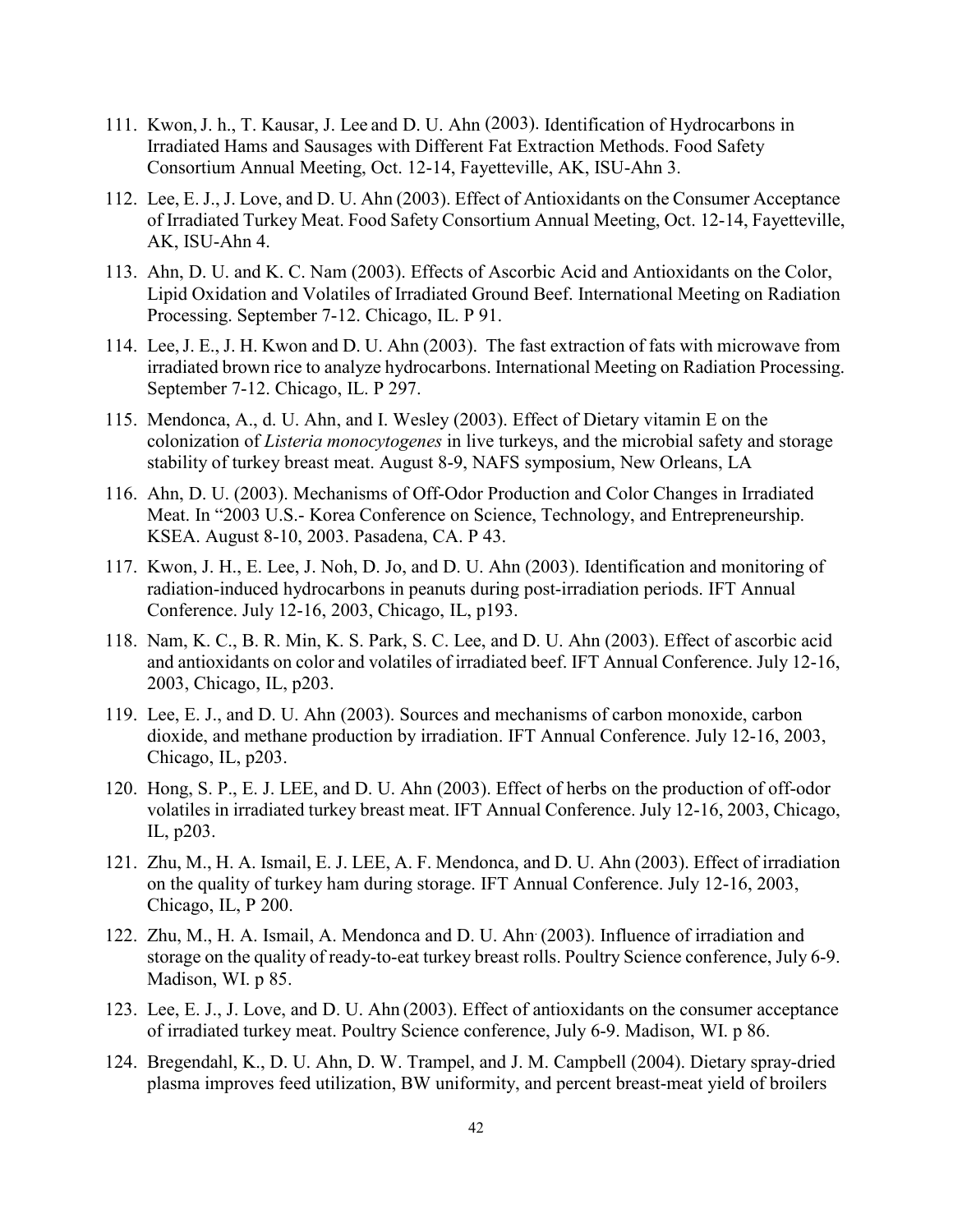111. Kwon, J. h., T. Kausar, J. Lee and D. U. Ahn (2003). Identification of Hydrocarbons in Irradiated Hams and Sausages with Different Fat Extraction Methods. Food Safety Consortium Annual Meeting, Oct. 12-14, Fayetteville, AK, ISU-Ahn 3.

112. Lee, E. J., J. Love, and D. U. Ahn (2003). Effect of Antioxidants on the Consumer Acceptance of Irradiated Turkey Meat. Food Safety Consortium Annual Meeting, Oct. 12-14, Fayetteville, AK, ISU-Ahn 4.

113. Ahn, D. U. and K. C. Nam (2003). Effects of Ascorbic Acid and Antioxidants on the Color, Lipid Oxidation and Volatiles of Irradiated Ground Beef. International Meeting on Radiation Processing. September 7-12. Chicago, IL. P 91.

114. Lee, J. E., J. H. Kwon and D. U. Ahn (2003). The fast extraction of fats with microwave from irradiated brown rice to analyze hydrocarbons. International Meeting on Radiation Processing. September 7-12. Chicago, IL. P 297.

115. Mendonca, A., d. U. Ahn, and I. Wesley (2003). Effect of Dietary vitamin E on the colonization of *Listeria monocytogenes* in live turkeys, and the microbial safety and storage stability of turkey breast meat. August 8-9, NAFS symposium, New Orleans, LA

116. Ahn, D. U. (2003). Mechanisms of Off-Odor Production and Color Changes in Irradiated Meat. In "2003 U.S.- Korea Conference on Science, Technology, and Entrepreneurship. KSEA. August 8-10, 2003. Pasadena, CA. P 43.

117. Kwon, J. H., E. Lee, J. Noh, D. Jo, and D. U. Ahn (2003). Identification and monitoring of radiation-induced hydrocarbons in peanuts during post-irradiation periods. IFT Annual Conference. July 12-16, 2003, Chicago, IL, p193.

118. Nam, K. C., B. R. Min, K. S. Park, S. C. Lee, and D. U. Ahn (2003). Effect of ascorbic acid and antioxidants on color and volatiles of irradiated beef. IFT Annual Conference. July 12-16, 2003, Chicago, IL, p203.

119. Lee, E. J., and D. U. Ahn (2003). Sources and mechanisms of carbon monoxide, carbon dioxide, and methane production by irradiation. IFT Annual Conference. July 12-16, 2003, Chicago, IL, p203.

120. Hong, S. P., E. J. LEE, and D. U. Ahn (2003). Effect of herbs on the production of off-odor volatiles in irradiated turkey breast meat. IFT Annual Conference. July 12-16, 2003, Chicago, IL, p203.

121. Zhu, M., H. A. Ismail, E. J. LEE, A. F. Mendonca, and D. U. Ahn (2003). Effect of irradiation on the quality of turkey ham during storage. IFT Annual Conference. July 12-16, 2003, Chicago, IL, P 200.

122. Zhu, M., H. A. Ismail, A. Mendonca and D. U. Ahn (2003). Influence of irradiation and storage on the quality of ready-to-eat turkey breast rolls. Poultry Science conference, July 6-9. Madison, WI. p 85.

123. Lee, E. J., J. Love, and D. U. Ahn (2003). Effect of antioxidants on the consumer acceptance of irradiated turkey meat. Poultry Science conference, July 6-9. Madison, WI. p 86.

124. Bregendahl, K., D. U. Ahn, D. W. Trampel, and J. M. Campbell (2004). Dietary spray-dried plasma improves feed utilization, BW uniformity, and percent breast-meat yield of broilers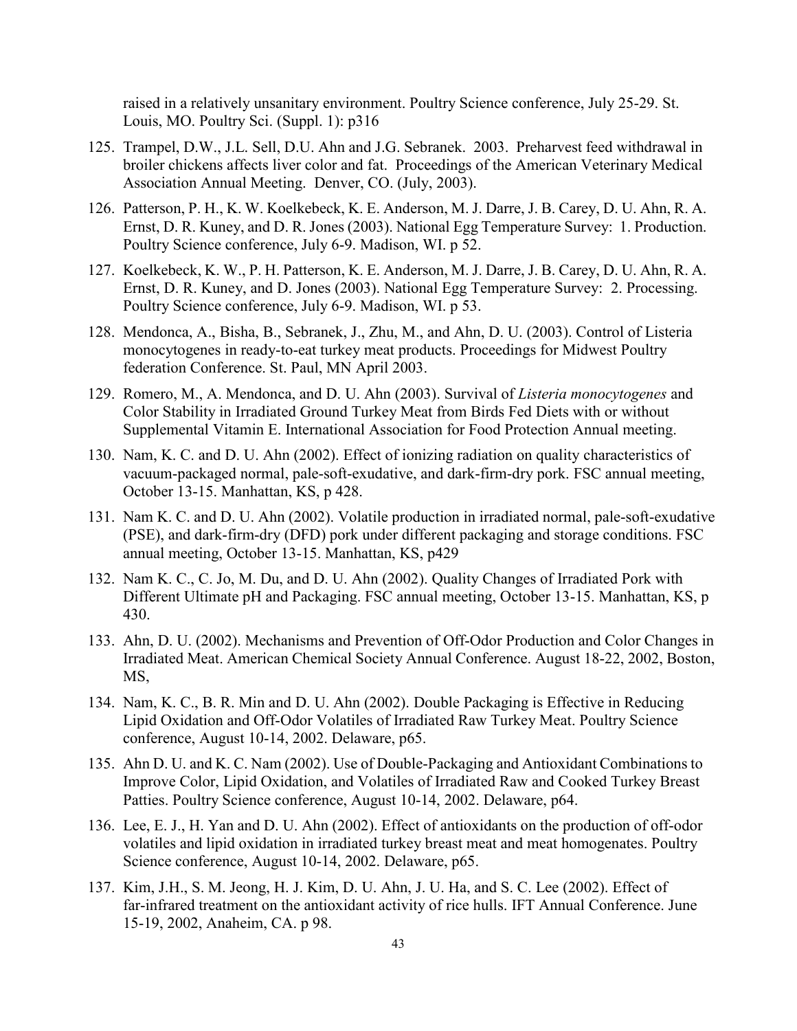raised in a relatively unsanitary environment. Poultry Science conference, July 25-29. St. Louis, MO. Poultry Sci. (Suppl. 1): p316

125. Trampel, D.W., J.L. Sell, D.U. Ahn and J.G. Sebranek. 2003. Preharvest feed withdrawal in broiler chickens affects liver color and fat. Proceedings of the American Veterinary Medical Association Annual Meeting. Denver, CO. (July, 2003).
126. Patterson, P. H., K. W. Koelkebeck, K. E. Anderson, M. J. Darre, J. B. Carey, D. U. Ahn, R. A. Ernst, D. R. Kuney, and D. R. Jones (2003). National Egg Temperature Survey: 1. Production. Poultry Science conference, July 6-9. Madison, WI. p 52.
127. Koelkebeck, K. W., P. H. Patterson, K. E. Anderson, M. J. Darre, J. B. Carey, D. U. Ahn, R. A. Ernst, D. R. Kuney, and D. Jones (2003). National Egg Temperature Survey: 2. Processing. Poultry Science conference, July 6-9. Madison, WI. p 53.
128. Mendonca, A., Bisha, B., Sebranek, J., Zhu, M., and Ahn, D. U. (2003). Control of Listeria monocytogenes in ready-to-eat turkey meat products. Proceedings for Midwest Poultry federation Conference. St. Paul, MN April 2003.
129. Romero, M., A. Mendonca, and D. U. Ahn (2003). Survival of *Listeria monocytogenes* and Color Stability in Irradiated Ground Turkey Meat from Birds Fed Diets with or without Supplemental Vitamin E. International Association for Food Protection Annual meeting.
130. Nam, K. C. and D. U. Ahn (2002). Effect of ionizing radiation on quality characteristics of vacuum-packaged normal, pale-soft-exudative, and dark-firm-dry pork. FSC annual meeting, October 13-15. Manhattan, KS, p 428.
131. Nam K. C. and D. U. Ahn (2002). Volatile production in irradiated normal, pale-soft-exudative (PSE), and dark-firm-dry (DFD) pork under different packaging and storage conditions. FSC annual meeting, October 13-15. Manhattan, KS, p429
132. Nam K. C., C. Jo, M. Du, and D. U. Ahn (2002). Quality Changes of Irradiated Pork with Different Ultimate pH and Packaging. FSC annual meeting, October 13-15. Manhattan, KS, p 430.
133. Ahn, D. U. (2002). Mechanisms and Prevention of Off-Odor Production and Color Changes in Irradiated Meat. American Chemical Society Annual Conference. August 18-22, 2002, Boston, MS,
134. Nam, K. C., B. R. Min and D. U. Ahn (2002). Double Packaging is Effective in Reducing Lipid Oxidation and Off-Odor Volatiles of Irradiated Raw Turkey Meat. Poultry Science conference, August 10-14, 2002. Delaware, p65.
135. Ahn D. U. and K. C. Nam (2002). Use of Double-Packaging and Antioxidant Combinations to Improve Color, Lipid Oxidation, and Volatiles of Irradiated Raw and Cooked Turkey Breast Patties. Poultry Science conference, August 10-14, 2002. Delaware, p64.
136. Lee, E. J., H. Yan and D. U. Ahn (2002). Effect of antioxidants on the production of off-odor volatiles and lipid oxidation in irradiated turkey breast meat and meat homogenates. Poultry Science conference, August 10-14, 2002. Delaware, p65.
137. Kim, J.H., S. M. Jeong, H. J. Kim, D. U. Ahn, J. U. Ha, and S. C. Lee (2002). Effect of far-infrared treatment on the antioxidant activity of rice hulls. IFT Annual Conference. June 15-19, 2002, Anaheim, CA. p 98.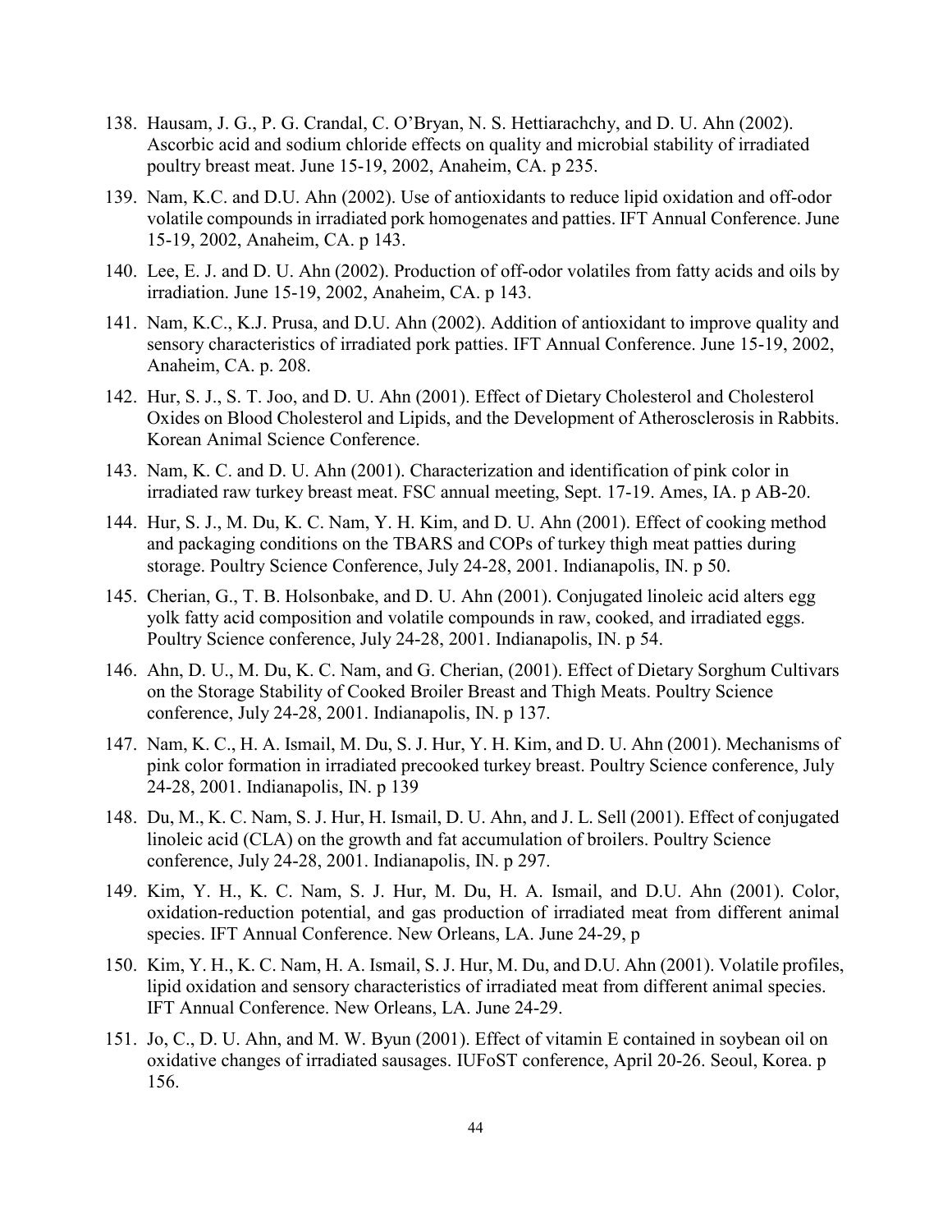138. Hausam, J. G., P. G. Crandal, C. O'Bryan, N. S. Hettiarachchy, and D. U. Ahn (2002). Ascorbic acid and sodium chloride effects on quality and microbial stability of irradiated poultry breast meat. June 15-19, 2002, Anaheim, CA. p 235.

139. Nam, K.C. and D.U. Ahn (2002). Use of antioxidants to reduce lipid oxidation and off-odor volatile compounds in irradiated pork homogenates and patties. IFT Annual Conference. June 15-19, 2002, Anaheim, CA. p 143.

140. Lee, E. J. and D. U. Ahn (2002). Production of off-odor volatiles from fatty acids and oils by irradiation. June 15-19, 2002, Anaheim, CA. p 143.

141. Nam, K.C., K.J. Prusa, and D.U. Ahn (2002). Addition of antioxidant to improve quality and sensory characteristics of irradiated pork patties. IFT Annual Conference. June 15-19, 2002, Anaheim, CA. p. 208.

142. Hur, S. J., S. T. Joo, and D. U. Ahn (2001). Effect of Dietary Cholesterol and Cholesterol Oxides on Blood Cholesterol and Lipids, and the Development of Atherosclerosis in Rabbits. Korean Animal Science Conference.

143. Nam, K. C. and D. U. Ahn (2001). Characterization and identification of pink color in irradiated raw turkey breast meat. FSC annual meeting, Sept. 17-19. Ames, IA. p AB-20.

144. Hur, S. J., M. Du, K. C. Nam, Y. H. Kim, and D. U. Ahn (2001). Effect of cooking method and packaging conditions on the TBARS and COPs of turkey thigh meat patties during storage. Poultry Science Conference, July 24-28, 2001. Indianapolis, IN. p 50.

145. Cherian, G., T. B. Holsonbake, and D. U. Ahn (2001). Conjugated linoleic acid alters egg yolk fatty acid composition and volatile compounds in raw, cooked, and irradiated eggs. Poultry Science conference, July 24-28, 2001. Indianapolis, IN. p 54.

146. Ahn, D. U., M. Du, K. C. Nam, and G. Cherian, (2001). Effect of Dietary Sorghum Cultivars on the Storage Stability of Cooked Broiler Breast and Thigh Meats. Poultry Science conference, July 24-28, 2001. Indianapolis, IN. p 137.

147. Nam, K. C., H. A. Ismail, M. Du, S. J. Hur, Y. H. Kim, and D. U. Ahn (2001). Mechanisms of pink color formation in irradiated precooked turkey breast. Poultry Science conference, July 24-28, 2001. Indianapolis, IN. p 139

148. Du, M., K. C. Nam, S. J. Hur, H. Ismail, D. U. Ahn, and J. L. Sell (2001). Effect of conjugated linoleic acid (CLA) on the growth and fat accumulation of broilers. Poultry Science conference, July 24-28, 2001. Indianapolis, IN. p 297.

149. Kim, Y. H., K. C. Nam, S. J. Hur, M. Du, H. A. Ismail, and D.U. Ahn (2001). Color, oxidation-reduction potential, and gas production of irradiated meat from different animal species. IFT Annual Conference. New Orleans, LA. June 24-29, p

150. Kim, Y. H., K. C. Nam, H. A. Ismail, S. J. Hur, M. Du, and D.U. Ahn (2001). Volatile profiles, lipid oxidation and sensory characteristics of irradiated meat from different animal species. IFT Annual Conference. New Orleans, LA. June 24-29.

151. Jo, C., D. U. Ahn, and M. W. Byun (2001). Effect of vitamin E contained in soybean oil on oxidative changes of irradiated sausages. IUFoST conference, April 20-26. Seoul, Korea. p 156.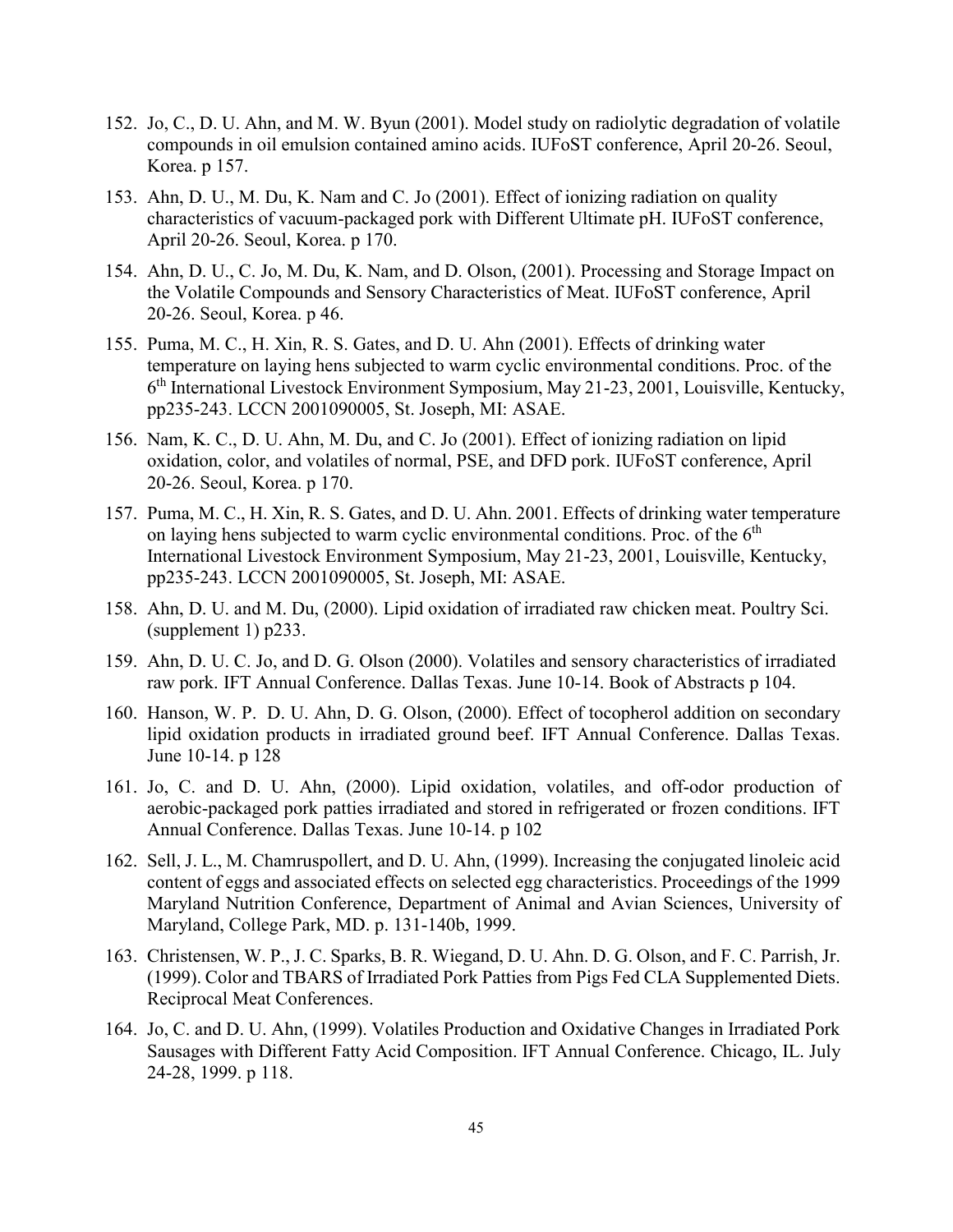152. Jo, C., D. U. Ahn, and M. W. Byun (2001). Model study on radiolytic degradation of volatile compounds in oil emulsion contained amino acids. IUFoST conference, April 20-26. Seoul, Korea. p 157.

153. Ahn, D. U., M. Du, K. Nam and C. Jo (2001). Effect of ionizing radiation on quality characteristics of vacuum-packaged pork with Different Ultimate pH. IUFoST conference, April 20-26. Seoul, Korea. p 170.

154. Ahn, D. U., C. Jo, M. Du, K. Nam, and D. Olson, (2001). Processing and Storage Impact on the Volatile Compounds and Sensory Characteristics of Meat. IUFoST conference, April 20-26. Seoul, Korea. p 46.

155. Puma, M. C., H. Xin, R. S. Gates, and D. U. Ahn (2001). Effects of drinking water temperature on laying hens subjected to warm cyclic environmental conditions. Proc. of the 6th International Livestock Environment Symposium, May 21-23, 2001, Louisville, Kentucky, pp235-243. LCCN 2001090005, St. Joseph, MI: ASAE.

156. Nam, K. C., D. U. Ahn, M. Du, and C. Jo (2001). Effect of ionizing radiation on lipid oxidation, color, and volatiles of normal, PSE, and DFD pork. IUFoST conference, April 20-26. Seoul, Korea. p 170.

157. Puma, M. C., H. Xin, R. S. Gates, and D. U. Ahn. 2001. Effects of drinking water temperature on laying hens subjected to warm cyclic environmental conditions. Proc. of the 6th International Livestock Environment Symposium, May 21-23, 2001, Louisville, Kentucky, pp235-243. LCCN 2001090005, St. Joseph, MI: ASAE.

158. Ahn, D. U. and M. Du, (2000). Lipid oxidation of irradiated raw chicken meat. Poultry Sci. (supplement 1) p233.

159. Ahn, D. U. C. Jo, and D. G. Olson (2000). Volatiles and sensory characteristics of irradiated raw pork. IFT Annual Conference. Dallas Texas. June 10-14. Book of Abstracts p 104.

160. Hanson, W. P. D. U. Ahn, D. G. Olson, (2000). Effect of tocopherol addition on secondary lipid oxidation products in irradiated ground beef. IFT Annual Conference. Dallas Texas. June 10-14. p 128

161. Jo, C. and D. U. Ahn, (2000). Lipid oxidation, volatiles, and off-odor production of aerobic-packaged pork patties irradiated and stored in refrigerated or frozen conditions. IFT Annual Conference. Dallas Texas. June 10-14. p 102

162. Sell, J. L., M. Chamruspollert, and D. U. Ahn, (1999). Increasing the conjugated linoleic acid content of eggs and associated effects on selected egg characteristics. Proceedings of the 1999 Maryland Nutrition Conference, Department of Animal and Avian Sciences, University of Maryland, College Park, MD. p. 131-140b, 1999.

163. Christensen, W. P., J. C. Sparks, B. R. Wiegand, D. U. Ahn. D. G. Olson, and F. C. Parrish, Jr. (1999). Color and TBARS of Irradiated Pork Patties from Pigs Fed CLA Supplemented Diets. Reciprocal Meat Conferences.

164. Jo, C. and D. U. Ahn, (1999). Volatiles Production and Oxidative Changes in Irradiated Pork Sausages with Different Fatty Acid Composition. IFT Annual Conference. Chicago, IL. July 24-28, 1999. p 118.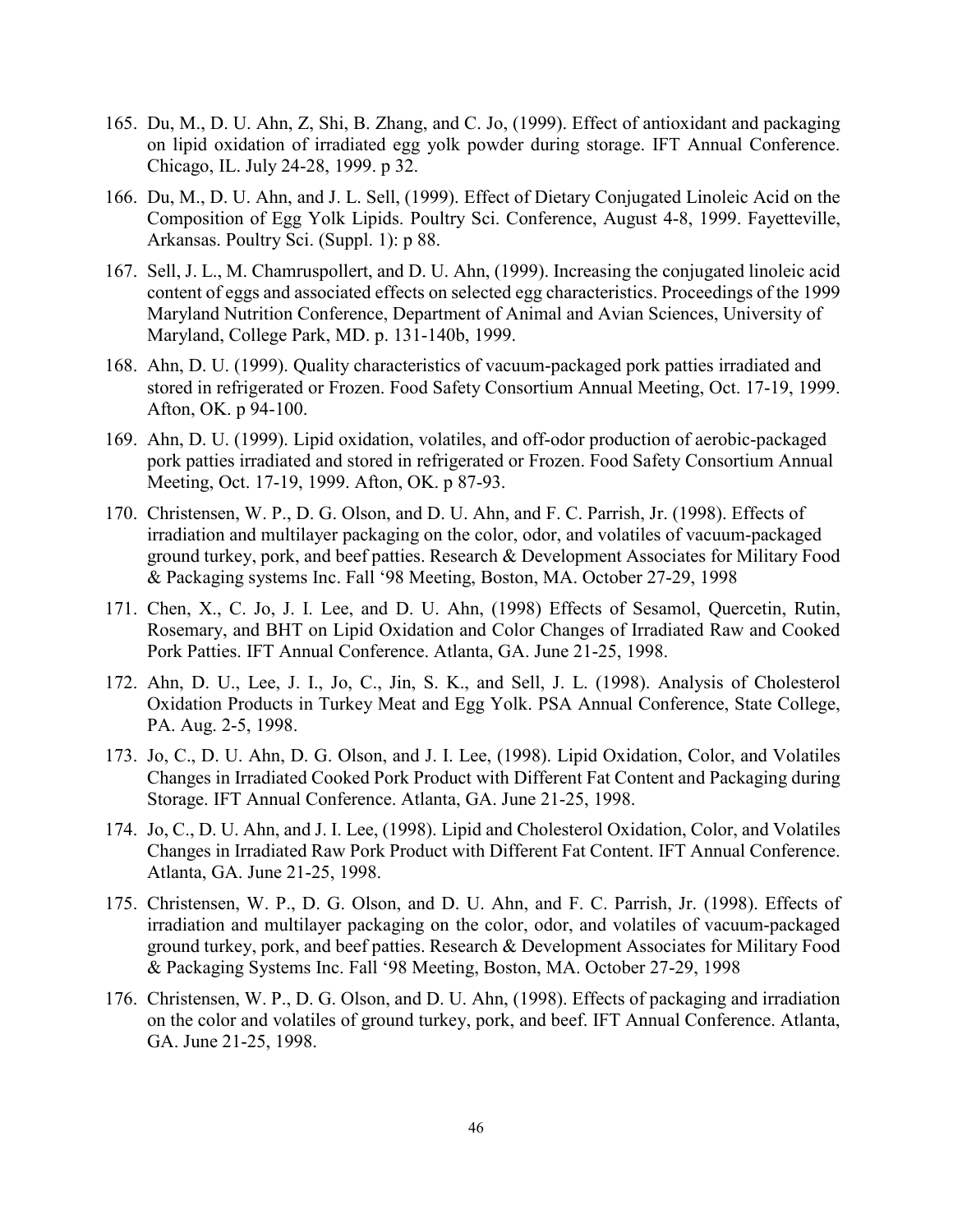165. Du, M., D. U. Ahn, Z, Shi, B. Zhang, and C. Jo, (1999). Effect of antioxidant and packaging on lipid oxidation of irradiated egg yolk powder during storage. IFT Annual Conference. Chicago, IL. July 24-28, 1999. p 32.

166. Du, M., D. U. Ahn, and J. L. Sell, (1999). Effect of Dietary Conjugated Linoleic Acid on the Composition of Egg Yolk Lipids. Poultry Sci. Conference, August 4-8, 1999. Fayetteville, Arkansas. Poultry Sci. (Suppl. 1): p 88.

167. Sell, J. L., M. Chamruspollert, and D. U. Ahn, (1999). Increasing the conjugated linoleic acid content of eggs and associated effects on selected egg characteristics. Proceedings of the 1999 Maryland Nutrition Conference, Department of Animal and Avian Sciences, University of Maryland, College Park, MD. p. 131-140b, 1999.

168. Ahn, D. U. (1999). Quality characteristics of vacuum-packaged pork patties irradiated and stored in refrigerated or Frozen. Food Safety Consortium Annual Meeting, Oct. 17-19, 1999. Afton, OK. p 94-100.

169. Ahn, D. U. (1999). Lipid oxidation, volatiles, and off-odor production of aerobic-packaged pork patties irradiated and stored in refrigerated or Frozen. Food Safety Consortium Annual Meeting, Oct. 17-19, 1999. Afton, OK. p 87-93.

170. Christensen, W. P., D. G. Olson, and D. U. Ahn, and F. C. Parrish, Jr. (1998). Effects of irradiation and multilayer packaging on the color, odor, and volatiles of vacuum-packaged ground turkey, pork, and beef patties. Research & Development Associates for Military Food & Packaging systems Inc. Fall '98 Meeting, Boston, MA. October 27-29, 1998

171. Chen, X., C. Jo, J. I. Lee, and D. U. Ahn, (1998) Effects of Sesamol, Quercetin, Rutin, Rosemary, and BHT on Lipid Oxidation and Color Changes of Irradiated Raw and Cooked Pork Patties. IFT Annual Conference. Atlanta, GA. June 21-25, 1998.

172. Ahn, D. U., Lee, J. I., Jo, C., Jin, S. K., and Sell, J. L. (1998). Analysis of Cholesterol Oxidation Products in Turkey Meat and Egg Yolk. PSA Annual Conference, State College, PA. Aug. 2-5, 1998.

173. Jo, C., D. U. Ahn, D. G. Olson, and J. I. Lee, (1998). Lipid Oxidation, Color, and Volatiles Changes in Irradiated Cooked Pork Product with Different Fat Content and Packaging during Storage. IFT Annual Conference. Atlanta, GA. June 21-25, 1998.

174. Jo, C., D. U. Ahn, and J. I. Lee, (1998). Lipid and Cholesterol Oxidation, Color, and Volatiles Changes in Irradiated Raw Pork Product with Different Fat Content. IFT Annual Conference. Atlanta, GA. June 21-25, 1998.

175. Christensen, W. P., D. G. Olson, and D. U. Ahn, and F. C. Parrish, Jr. (1998). Effects of irradiation and multilayer packaging on the color, odor, and volatiles of vacuum-packaged ground turkey, pork, and beef patties. Research & Development Associates for Military Food & Packaging Systems Inc. Fall '98 Meeting, Boston, MA. October 27-29, 1998

176. Christensen, W. P., D. G. Olson, and D. U. Ahn, (1998). Effects of packaging and irradiation on the color and volatiles of ground turkey, pork, and beef. IFT Annual Conference. Atlanta, GA. June 21-25, 1998.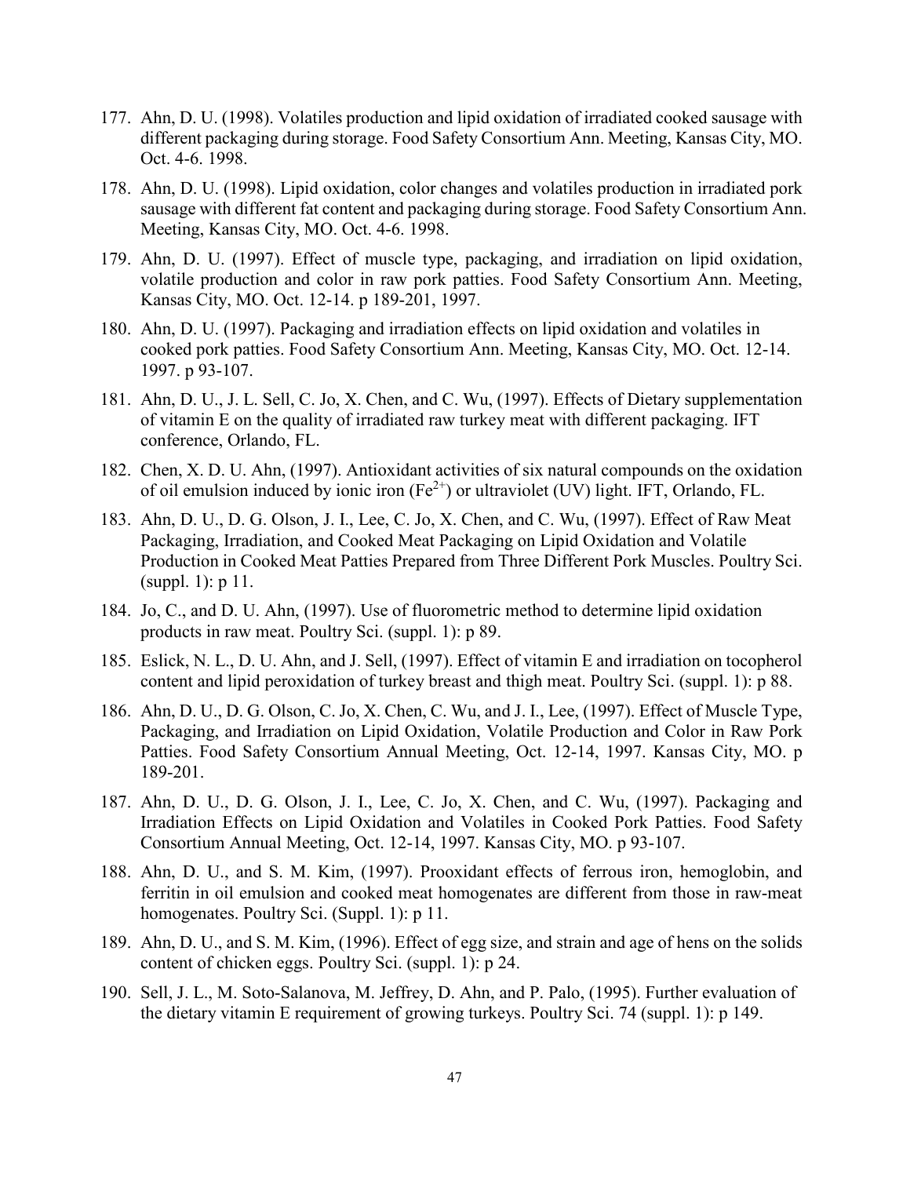177. Ahn, D. U. (1998). Volatiles production and lipid oxidation of irradiated cooked sausage with different packaging during storage. Food Safety Consortium Ann. Meeting, Kansas City, MO. Oct. 4-6. 1998.

178. Ahn, D. U. (1998). Lipid oxidation, color changes and volatiles production in irradiated pork sausage with different fat content and packaging during storage. Food Safety Consortium Ann. Meeting, Kansas City, MO. Oct. 4-6. 1998.

179. Ahn, D. U. (1997). Effect of muscle type, packaging, and irradiation on lipid oxidation, volatile production and color in raw pork patties. Food Safety Consortium Ann. Meeting, Kansas City, MO. Oct. 12-14. p 189-201, 1997.

180. Ahn, D. U. (1997). Packaging and irradiation effects on lipid oxidation and volatiles in cooked pork patties. Food Safety Consortium Ann. Meeting, Kansas City, MO. Oct. 12-14. 1997. p 93-107.

181. Ahn, D. U., J. L. Sell, C. Jo, X. Chen, and C. Wu, (1997). Effects of Dietary supplementation of vitamin E on the quality of irradiated raw turkey meat with different packaging. IFT conference, Orlando, FL.

182. Chen, X. D. U. Ahn, (1997). Antioxidant activities of six natural compounds on the oxidation of oil emulsion induced by ionic iron ($Fe^{2+}$) or ultraviolet (UV) light. IFT, Orlando, FL.

183. Ahn, D. U., D. G. Olson, J. I., Lee, C. Jo, X. Chen, and C. Wu, (1997). Effect of Raw Meat Packaging, Irradiation, and Cooked Meat Packaging on Lipid Oxidation and Volatile Production in Cooked Meat Patties Prepared from Three Different Pork Muscles. Poultry Sci. (suppl. 1): p 11.

184. Jo, C., and D. U. Ahn, (1997). Use of fluorometric method to determine lipid oxidation products in raw meat. Poultry Sci. (suppl. 1): p 89.

185. Eslick, N. L., D. U. Ahn, and J. Sell, (1997). Effect of vitamin E and irradiation on tocopherol content and lipid peroxidation of turkey breast and thigh meat. Poultry Sci. (suppl. 1): p 88.

186. Ahn, D. U., D. G. Olson, C. Jo, X. Chen, C. Wu, and J. I., Lee, (1997). Effect of Muscle Type, Packaging, and Irradiation on Lipid Oxidation, Volatile Production and Color in Raw Pork Patties. Food Safety Consortium Annual Meeting, Oct. 12-14, 1997. Kansas City, MO. p 189-201.

187. Ahn, D. U., D. G. Olson, J. I., Lee, C. Jo, X. Chen, and C. Wu, (1997). Packaging and Irradiation Effects on Lipid Oxidation and Volatiles in Cooked Pork Patties. Food Safety Consortium Annual Meeting, Oct. 12-14, 1997. Kansas City, MO. p 93-107.

188. Ahn, D. U., and S. M. Kim, (1997). Prooxidant effects of ferrous iron, hemoglobin, and ferritin in oil emulsion and cooked meat homogenates are different from those in raw-meat homogenates. Poultry Sci. (Suppl. 1): p 11.

189. Ahn, D. U., and S. M. Kim, (1996). Effect of egg size, and strain and age of hens on the solids content of chicken eggs. Poultry Sci. (suppl. 1): p 24.

190. Sell, J. L., M. Soto-Salanova, M. Jeffrey, D. Ahn, and P. Palo, (1995). Further evaluation of the dietary vitamin E requirement of growing turkeys. Poultry Sci. 74 (suppl. 1): p 149.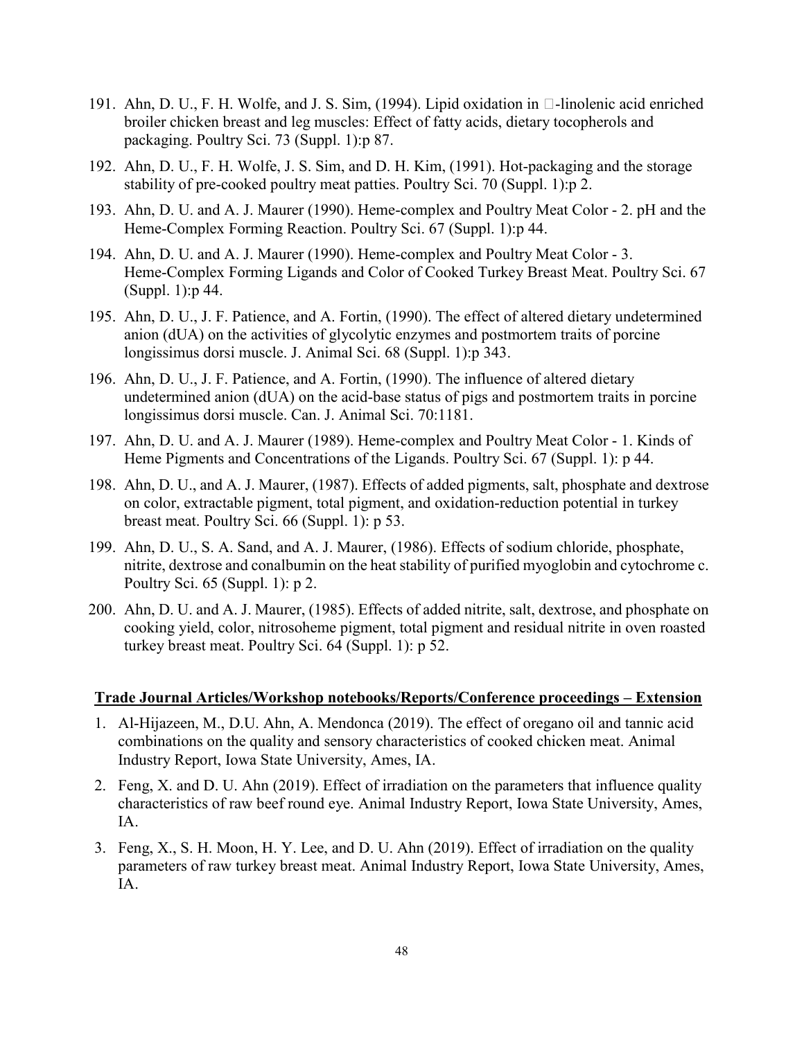191. Ahn, D. U., F. H. Wolfe, and J. S. Sim, (1994). Lipid oxidation in □-linolenic acid enriched broiler chicken breast and leg muscles: Effect of fatty acids, dietary tocopherols and packaging. Poultry Sci. 73 (Suppl. 1):p 87.
192. Ahn, D. U., F. H. Wolfe, J. S. Sim, and D. H. Kim, (1991). Hot-packaging and the storage stability of pre-cooked poultry meat patties. Poultry Sci. 70 (Suppl. 1):p 2.
193. Ahn, D. U. and A. J. Maurer (1990). Heme-complex and Poultry Meat Color - 2. pH and the Heme-Complex Forming Reaction. Poultry Sci. 67 (Suppl. 1):p 44.
194. Ahn, D. U. and A. J. Maurer (1990). Heme-complex and Poultry Meat Color - 3. Heme-Complex Forming Ligands and Color of Cooked Turkey Breast Meat. Poultry Sci. 67 (Suppl. 1):p 44.
195. Ahn, D. U., J. F. Patience, and A. Fortin, (1990). The effect of altered dietary undetermined anion (dUA) on the activities of glycolytic enzymes and postmortem traits of porcine longissimus dorsi muscle. J. Animal Sci. 68 (Suppl. 1):p 343.
196. Ahn, D. U., J. F. Patience, and A. Fortin, (1990). The influence of altered dietary undetermined anion (dUA) on the acid-base status of pigs and postmortem traits in porcine longissimus dorsi muscle. Can. J. Animal Sci. 70:1181.
197. Ahn, D. U. and A. J. Maurer (1989). Heme-complex and Poultry Meat Color - 1. Kinds of Heme Pigments and Concentrations of the Ligands. Poultry Sci. 67 (Suppl. 1): p 44.
198. Ahn, D. U., and A. J. Maurer, (1987). Effects of added pigments, salt, phosphate and dextrose on color, extractable pigment, total pigment, and oxidation-reduction potential in turkey breast meat. Poultry Sci. 66 (Suppl. 1): p 53.
199. Ahn, D. U., S. A. Sand, and A. J. Maurer, (1986). Effects of sodium chloride, phosphate, nitrite, dextrose and conalbumin on the heat stability of purified myoglobin and cytochrome c. Poultry Sci. 65 (Suppl. 1): p 2.
200. Ahn, D. U. and A. J. Maurer, (1985). Effects of added nitrite, salt, dextrose, and phosphate on cooking yield, color, nitrosoheme pigment, total pigment and residual nitrite in oven roasted turkey breast meat. Poultry Sci. 64 (Suppl. 1): p 52.

**Trade Journal Articles/Workshop notebooks/Reports/Conference proceedings – Extension**

1. Al-Hijazeen, M., D.U. Ahn, A. Mendonca (2019). The effect of oregano oil and tannic acid combinations on the quality and sensory characteristics of cooked chicken meat. Animal Industry Report, Iowa State University, Ames, IA.
2. Feng, X. and D. U. Ahn (2019). Effect of irradiation on the parameters that influence quality characteristics of raw beef round eye. Animal Industry Report, Iowa State University, Ames, IA.
3. Feng, X., S. H. Moon, H. Y. Lee, and D. U. Ahn (2019). Effect of irradiation on the quality parameters of raw turkey breast meat. Animal Industry Report, Iowa State University, Ames, IA.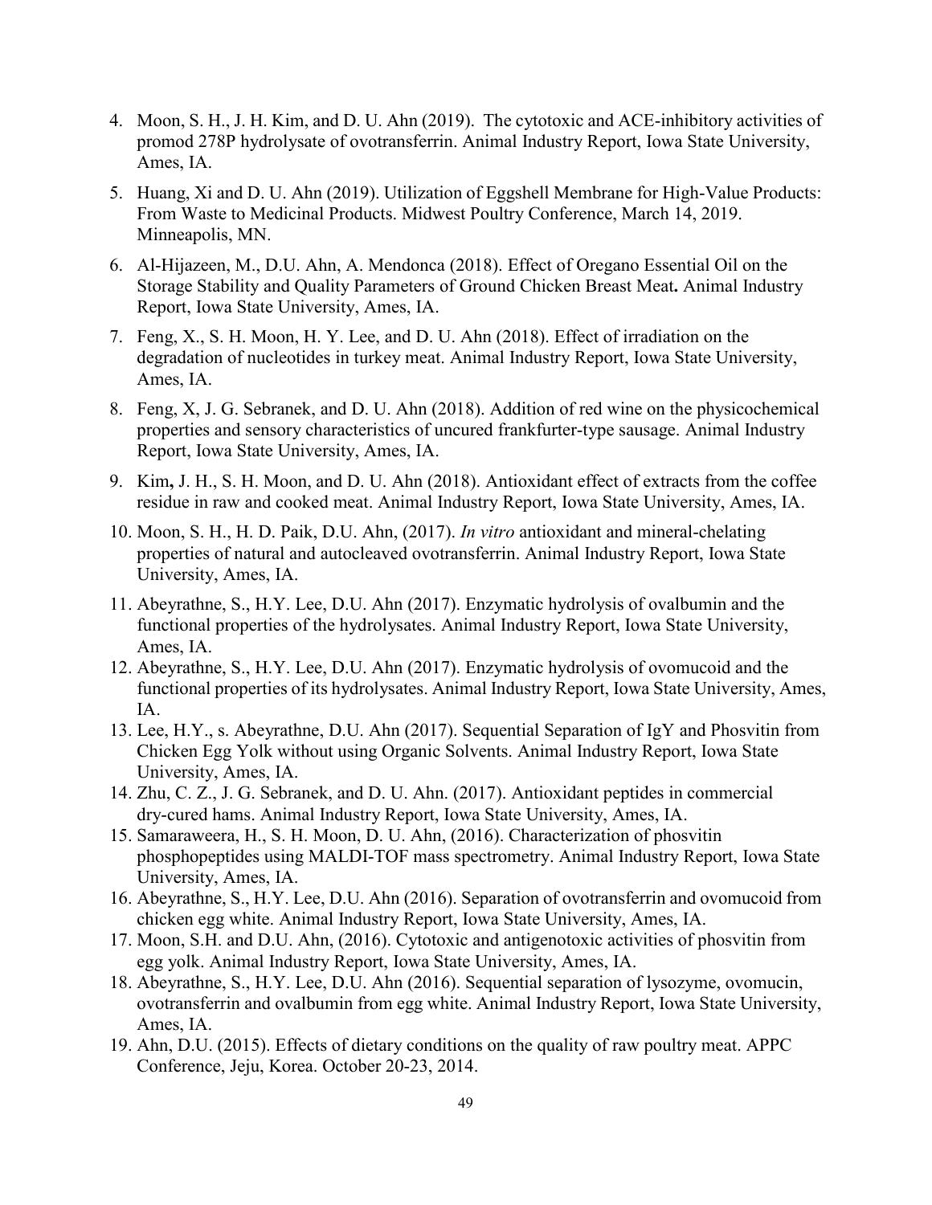4. Moon, S. H., J. H. Kim, and D. U. Ahn (2019). The cytotoxic and ACE-inhibitory activities of promod 278P hydrolysate of ovotransferrin. Animal Industry Report, Iowa State University, Ames, IA.
5. Huang, Xi and D. U. Ahn (2019). Utilization of Eggshell Membrane for High-Value Products: From Waste to Medicinal Products. Midwest Poultry Conference, March 14, 2019. Minneapolis, MN.
6. Al-Hijazeen, M., D.U. Ahn, A. Mendonca (2018). Effect of Oregano Essential Oil on the Storage Stability and Quality Parameters of Ground Chicken Breast Meat**.** Animal Industry Report, Iowa State University, Ames, IA.
7. Feng, X., S. H. Moon, H. Y. Lee, and D. U. Ahn (2018). Effect of irradiation on the degradation of nucleotides in turkey meat. Animal Industry Report, Iowa State University, Ames, IA.
8. Feng, X, J. G. Sebranek, and D. U. Ahn (2018). Addition of red wine on the physicochemical properties and sensory characteristics of uncured frankfurter-type sausage. Animal Industry Report, Iowa State University, Ames, IA.
9. Kim**,** J. H., S. H. Moon, and D. U. Ahn (2018). Antioxidant effect of extracts from the coffee residue in raw and cooked meat. Animal Industry Report, Iowa State University, Ames, IA.
10. Moon, S. H., H. D. Paik, D.U. Ahn, (2017). *In vitro* antioxidant and mineral-chelating properties of natural and autocleaved ovotransferrin. Animal Industry Report, Iowa State University, Ames, IA.
11. Abeyrathne, S., H.Y. Lee, D.U. Ahn (2017). Enzymatic hydrolysis of ovalbumin and the functional properties of the hydrolysates. Animal Industry Report, Iowa State University, Ames, IA.
12. Abeyrathne, S., H.Y. Lee, D.U. Ahn (2017). Enzymatic hydrolysis of ovomucoid and the functional properties of its hydrolysates. Animal Industry Report, Iowa State University, Ames, IA.
13. Lee, H.Y., s. Abeyrathne, D.U. Ahn (2017). Sequential Separation of IgY and Phosvitin from Chicken Egg Yolk without using Organic Solvents. Animal Industry Report, Iowa State University, Ames, IA.
14. Zhu, C. Z., J. G. Sebranek, and D. U. Ahn. (2017). Antioxidant peptides in commercial dry-cured hams. Animal Industry Report, Iowa State University, Ames, IA.
15. Samaraweera, H., S. H. Moon, D. U. Ahn, (2016). Characterization of phosvitin phosphopeptides using MALDI-TOF mass spectrometry. Animal Industry Report, Iowa State University, Ames, IA.
16. Abeyrathne, S., H.Y. Lee, D.U. Ahn (2016). Separation of ovotransferrin and ovomucoid from chicken egg white. Animal Industry Report, Iowa State University, Ames, IA.
17. Moon, S.H. and D.U. Ahn, (2016). Cytotoxic and antigenotoxic activities of phosvitin from egg yolk. Animal Industry Report, Iowa State University, Ames, IA.
18. Abeyrathne, S., H.Y. Lee, D.U. Ahn (2016). Sequential separation of lysozyme, ovomucin, ovotransferrin and ovalbumin from egg white. Animal Industry Report, Iowa State University, Ames, IA.
19. Ahn, D.U. (2015). Effects of dietary conditions on the quality of raw poultry meat. APPC Conference, Jeju, Korea. October 20-23, 2014.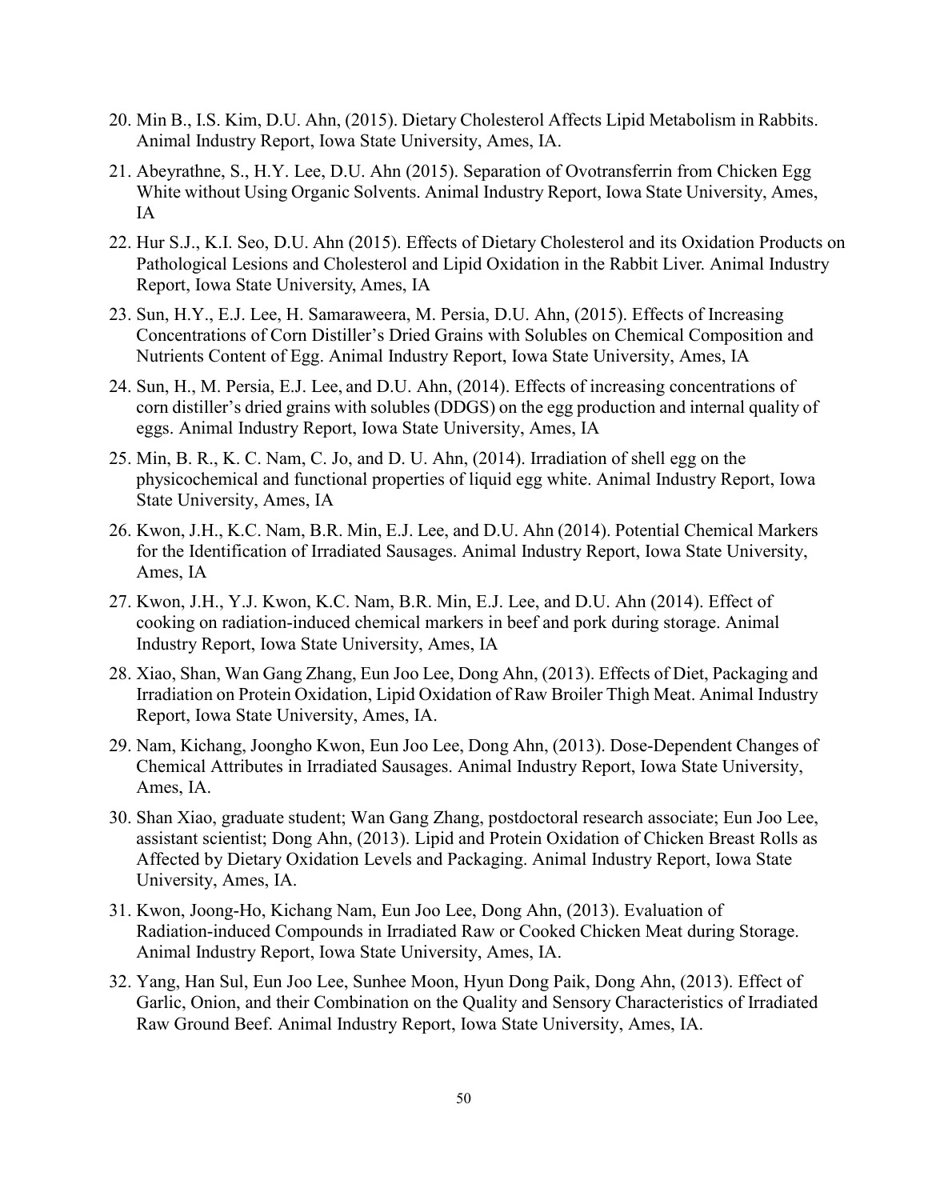20. Min B., I.S. Kim, D.U. Ahn, (2015). Dietary Cholesterol Affects Lipid Metabolism in Rabbits. Animal Industry Report, Iowa State University, Ames, IA.
21. Abeyrathne, S., H.Y. Lee, D.U. Ahn (2015). Separation of Ovotransferrin from Chicken Egg White without Using Organic Solvents. Animal Industry Report, Iowa State University, Ames, IA
22. Hur S.J., K.I. Seo, D.U. Ahn (2015). Effects of Dietary Cholesterol and its Oxidation Products on Pathological Lesions and Cholesterol and Lipid Oxidation in the Rabbit Liver. Animal Industry Report, Iowa State University, Ames, IA
23. Sun, H.Y., E.J. Lee, H. Samaraweera, M. Persia, D.U. Ahn, (2015). Effects of Increasing Concentrations of Corn Distiller's Dried Grains with Solubles on Chemical Composition and Nutrients Content of Egg. Animal Industry Report, Iowa State University, Ames, IA
24. Sun, H., M. Persia, E.J. Lee, and D.U. Ahn, (2014). Effects of increasing concentrations of corn distiller's dried grains with solubles (DDGS) on the egg production and internal quality of eggs. Animal Industry Report, Iowa State University, Ames, IA
25. Min, B. R., K. C. Nam, C. Jo, and D. U. Ahn, (2014). Irradiation of shell egg on the physicochemical and functional properties of liquid egg white. Animal Industry Report, Iowa State University, Ames, IA
26. Kwon, J.H., K.C. Nam, B.R. Min, E.J. Lee, and D.U. Ahn (2014). Potential Chemical Markers for the Identification of Irradiated Sausages. Animal Industry Report, Iowa State University, Ames, IA
27. Kwon, J.H., Y.J. Kwon, K.C. Nam, B.R. Min, E.J. Lee, and D.U. Ahn (2014). Effect of cooking on radiation-induced chemical markers in beef and pork during storage. Animal Industry Report, Iowa State University, Ames, IA
28. Xiao, Shan, Wan Gang Zhang, Eun Joo Lee, Dong Ahn, (2013). Effects of Diet, Packaging and Irradiation on Protein Oxidation, Lipid Oxidation of Raw Broiler Thigh Meat. Animal Industry Report, Iowa State University, Ames, IA.
29. Nam, Kichang, Joongho Kwon, Eun Joo Lee, Dong Ahn, (2013). Dose-Dependent Changes of Chemical Attributes in Irradiated Sausages. Animal Industry Report, Iowa State University, Ames, IA.
30. Shan Xiao, graduate student; Wan Gang Zhang, postdoctoral research associate; Eun Joo Lee, assistant scientist; Dong Ahn, (2013). Lipid and Protein Oxidation of Chicken Breast Rolls as Affected by Dietary Oxidation Levels and Packaging. Animal Industry Report, Iowa State University, Ames, IA.
31. Kwon, Joong-Ho, Kichang Nam, Eun Joo Lee, Dong Ahn, (2013). Evaluation of Radiation-induced Compounds in Irradiated Raw or Cooked Chicken Meat during Storage. Animal Industry Report, Iowa State University, Ames, IA.
32. Yang, Han Sul, Eun Joo Lee, Sunhee Moon, Hyun Dong Paik, Dong Ahn, (2013). Effect of Garlic, Onion, and their Combination on the Quality and Sensory Characteristics of Irradiated Raw Ground Beef. Animal Industry Report, Iowa State University, Ames, IA.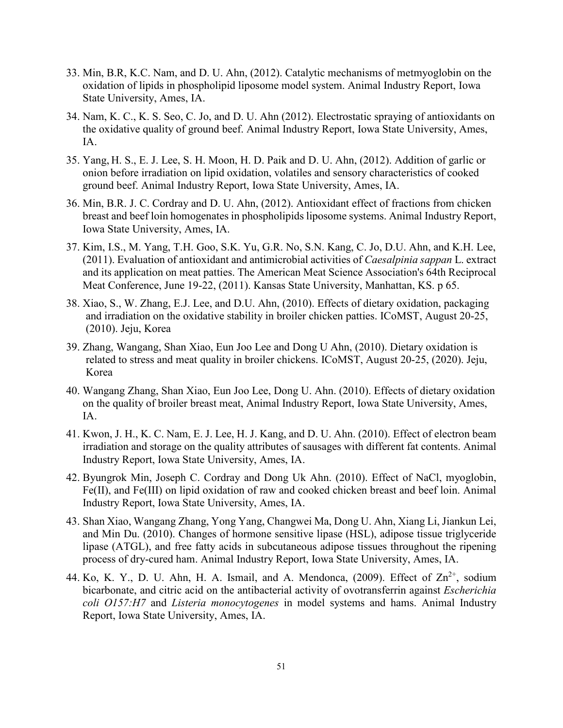33. Min, B.R, K.C. Nam, and D. U. Ahn, (2012). Catalytic mechanisms of metmyoglobin on the oxidation of lipids in phospholipid liposome model system. Animal Industry Report, Iowa State University, Ames, IA.

34. Nam, K. C., K. S. Seo, C. Jo, and D. U. Ahn (2012). Electrostatic spraying of antioxidants on the oxidative quality of ground beef. Animal Industry Report, Iowa State University, Ames, IA.

35. Yang, H. S., E. J. Lee, S. H. Moon, H. D. Paik and D. U. Ahn, (2012). Addition of garlic or onion before irradiation on lipid oxidation, volatiles and sensory characteristics of cooked ground beef. Animal Industry Report, Iowa State University, Ames, IA.

36. Min, B.R. J. C. Cordray and D. U. Ahn, (2012). Antioxidant effect of fractions from chicken breast and beef loin homogenates in phospholipids liposome systems. Animal Industry Report, Iowa State University, Ames, IA.

37. Kim, I.S., M. Yang, T.H. Goo, S.K. Yu, G.R. No, S.N. Kang, C. Jo, D.U. Ahn, and K.H. Lee, (2011). Evaluation of antioxidant and antimicrobial activities of *Caesalpinia sappan* L. extract and its application on meat patties. The American Meat Science Association's 64th Reciprocal Meat Conference, June 19-22, (2011). Kansas State University, Manhattan, KS. p 65.

38. Xiao, S., W. Zhang, E.J. Lee, and D.U. Ahn, (2010). Effects of dietary oxidation, packaging and irradiation on the oxidative stability in broiler chicken patties. ICoMST, August 20-25, (2010). Jeju, Korea

39. Zhang, Wangang, Shan Xiao, Eun Joo Lee and Dong U Ahn, (2010). Dietary oxidation is related to stress and meat quality in broiler chickens. ICoMST, August 20-25, (2020). Jeju, Korea

40. Wangang Zhang, Shan Xiao, Eun Joo Lee, Dong U. Ahn. (2010). Effects of dietary oxidation on the quality of broiler breast meat, Animal Industry Report, Iowa State University, Ames, IA.

41. Kwon, J. H., K. C. Nam, E. J. Lee, H. J. Kang, and D. U. Ahn. (2010). Effect of electron beam irradiation and storage on the quality attributes of sausages with different fat contents. Animal Industry Report, Iowa State University, Ames, IA.

42. Byungrok Min, Joseph C. Cordray and Dong Uk Ahn. (2010). Effect of NaCl, myoglobin, Fe(II), and Fe(III) on lipid oxidation of raw and cooked chicken breast and beef loin. Animal Industry Report, Iowa State University, Ames, IA.

43. Shan Xiao, Wangang Zhang, Yong Yang, Changwei Ma, Dong U. Ahn, Xiang Li, Jiankun Lei, and Min Du. (2010). Changes of hormone sensitive lipase (HSL), adipose tissue triglyceride lipase (ATGL), and free fatty acids in subcutaneous adipose tissues throughout the ripening process of dry-cured ham. Animal Industry Report, Iowa State University, Ames, IA.

44. Ko, K. Y., D. U. Ahn, H. A. Ismail, and A. Mendonca, (2009). Effect of $Zn^{2+}$, sodium bicarbonate, and citric acid on the antibacterial activity of ovotransferrin against *Escherichia coli O157:H7* and *Listeria monocytogenes* in model systems and hams. Animal Industry Report, Iowa State University, Ames, IA.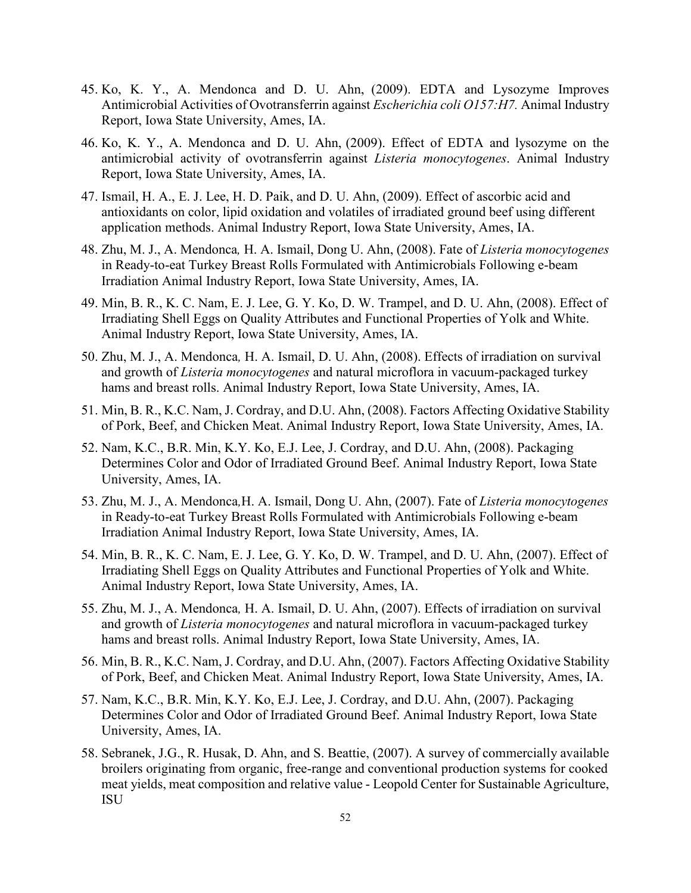45. Ko, K. Y., A. Mendonca and D. U. Ahn, (2009). EDTA and Lysozyme Improves Antimicrobial Activities of Ovotransferrin against *Escherichia coli O157:H7.* Animal Industry Report, Iowa State University, Ames, IA.
46. Ko, K. Y., A. Mendonca and D. U. Ahn, (2009). Effect of EDTA and lysozyme on the antimicrobial activity of ovotransferrin against *Listeria monocytogenes*. Animal Industry Report, Iowa State University, Ames, IA.
47. Ismail, H. A., E. J. Lee, H. D. Paik, and D. U. Ahn, (2009). Effect of ascorbic acid and antioxidants on color, lipid oxidation and volatiles of irradiated ground beef using different application methods. Animal Industry Report, Iowa State University, Ames, IA.
48. Zhu, M. J., A. Mendonca*,* H. A. Ismail, Dong U. Ahn, (2008). Fate of *Listeria monocytogenes* in Ready-to-eat Turkey Breast Rolls Formulated with Antimicrobials Following e-beam Irradiation Animal Industry Report, Iowa State University, Ames, IA.
49. Min, B. R., K. C. Nam, E. J. Lee, G. Y. Ko, D. W. Trampel, and D. U. Ahn, (2008). Effect of Irradiating Shell Eggs on Quality Attributes and Functional Properties of Yolk and White. Animal Industry Report, Iowa State University, Ames, IA.
50. Zhu, M. J., A. Mendonca*,* H. A. Ismail, D. U. Ahn, (2008). Effects of irradiation on survival and growth of *Listeria monocytogenes* and natural microflora in vacuum-packaged turkey hams and breast rolls. Animal Industry Report, Iowa State University, Ames, IA.
51. Min, B. R., K.C. Nam, J. Cordray, and D.U. Ahn, (2008). Factors Affecting Oxidative Stability of Pork, Beef, and Chicken Meat. Animal Industry Report, Iowa State University, Ames, IA.
52. Nam, K.C., B.R. Min, K.Y. Ko, E.J. Lee, J. Cordray, and D.U. Ahn, (2008). Packaging Determines Color and Odor of Irradiated Ground Beef. Animal Industry Report, Iowa State University, Ames, IA.
53. Zhu, M. J., A. Mendonca*,*H. A. Ismail, Dong U. Ahn, (2007). Fate of *Listeria monocytogenes* in Ready-to-eat Turkey Breast Rolls Formulated with Antimicrobials Following e-beam Irradiation Animal Industry Report, Iowa State University, Ames, IA.
54. Min, B. R., K. C. Nam, E. J. Lee, G. Y. Ko, D. W. Trampel, and D. U. Ahn, (2007). Effect of Irradiating Shell Eggs on Quality Attributes and Functional Properties of Yolk and White. Animal Industry Report, Iowa State University, Ames, IA.
55. Zhu, M. J., A. Mendonca*,* H. A. Ismail, D. U. Ahn, (2007). Effects of irradiation on survival and growth of *Listeria monocytogenes* and natural microflora in vacuum-packaged turkey hams and breast rolls. Animal Industry Report, Iowa State University, Ames, IA.
56. Min, B. R., K.C. Nam, J. Cordray, and D.U. Ahn, (2007). Factors Affecting Oxidative Stability of Pork, Beef, and Chicken Meat. Animal Industry Report, Iowa State University, Ames, IA.
57. Nam, K.C., B.R. Min, K.Y. Ko, E.J. Lee, J. Cordray, and D.U. Ahn, (2007). Packaging Determines Color and Odor of Irradiated Ground Beef. Animal Industry Report, Iowa State University, Ames, IA.
58. Sebranek, J.G., R. Husak, D. Ahn, and S. Beattie, (2007). A survey of commercially available broilers originating from organic, free-range and conventional production systems for cooked meat yields, meat composition and relative value - Leopold Center for Sustainable Agriculture, ISU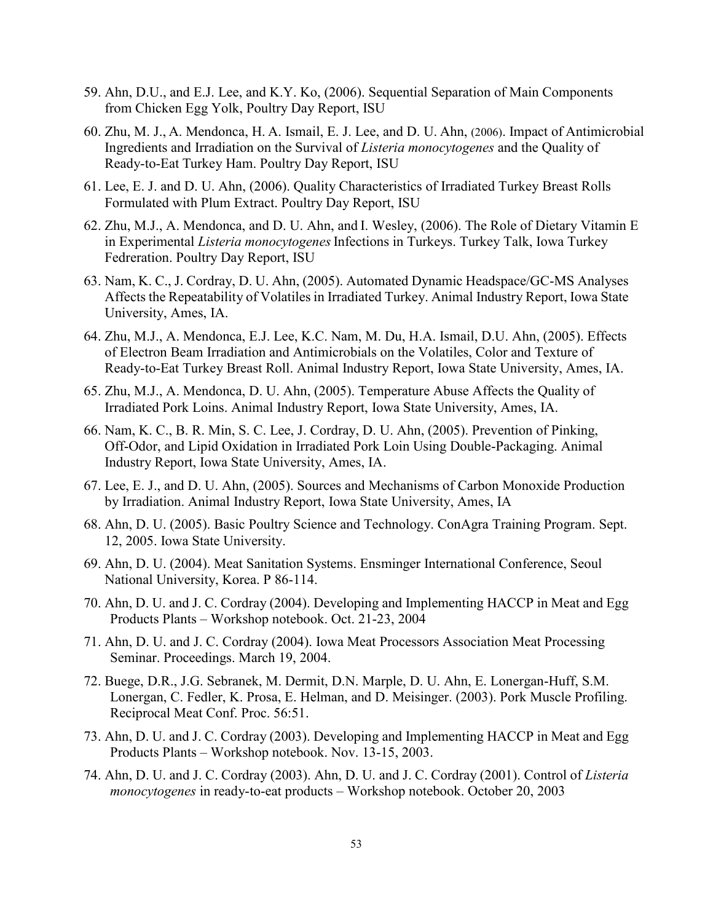59. Ahn, D.U., and E.J. Lee, and K.Y. Ko, (2006). Sequential Separation of Main Components from Chicken Egg Yolk, Poultry Day Report, ISU

60. Zhu, M. J., A. Mendonca, H. A. Ismail, E. J. Lee, and D. U. Ahn, (2006). Impact of Antimicrobial Ingredients and Irradiation on the Survival of *Listeria monocytogenes* and the Quality of Ready-to-Eat Turkey Ham. Poultry Day Report, ISU

61. Lee, E. J. and D. U. Ahn, (2006). Quality Characteristics of Irradiated Turkey Breast Rolls Formulated with Plum Extract. Poultry Day Report, ISU

62. Zhu, M.J., A. Mendonca, and D. U. Ahn, and I. Wesley, (2006). The Role of Dietary Vitamin E in Experimental *Listeria monocytogenes* Infections in Turkeys. Turkey Talk, Iowa Turkey Fedreration. Poultry Day Report, ISU

63. Nam, K. C., J. Cordray, D. U. Ahn, (2005). Automated Dynamic Headspace/GC-MS Analyses Affects the Repeatability of Volatiles in Irradiated Turkey. Animal Industry Report, Iowa State University, Ames, IA.

64. Zhu, M.J., A. Mendonca, E.J. Lee, K.C. Nam, M. Du, H.A. Ismail, D.U. Ahn, (2005). Effects of Electron Beam Irradiation and Antimicrobials on the Volatiles, Color and Texture of Ready-to-Eat Turkey Breast Roll. Animal Industry Report, Iowa State University, Ames, IA.

65. Zhu, M.J., A. Mendonca, D. U. Ahn, (2005). Temperature Abuse Affects the Quality of Irradiated Pork Loins. Animal Industry Report, Iowa State University, Ames, IA.

66. Nam, K. C., B. R. Min, S. C. Lee, J. Cordray, D. U. Ahn, (2005). Prevention of Pinking, Off-Odor, and Lipid Oxidation in Irradiated Pork Loin Using Double-Packaging. Animal Industry Report, Iowa State University, Ames, IA.

67. Lee, E. J., and D. U. Ahn, (2005). Sources and Mechanisms of Carbon Monoxide Production by Irradiation. Animal Industry Report, Iowa State University, Ames, IA

68. Ahn, D. U. (2005). Basic Poultry Science and Technology. ConAgra Training Program. Sept. 12, 2005. Iowa State University.

69. Ahn, D. U. (2004). Meat Sanitation Systems. Ensminger International Conference, Seoul National University, Korea. P 86-114.

70. Ahn, D. U. and J. C. Cordray (2004). Developing and Implementing HACCP in Meat and Egg Products Plants – Workshop notebook. Oct. 21-23, 2004

71. Ahn, D. U. and J. C. Cordray (2004). Iowa Meat Processors Association Meat Processing Seminar. Proceedings. March 19, 2004.

72. Buege, D.R., J.G. Sebranek, M. Dermit, D.N. Marple, D. U. Ahn, E. Lonergan-Huff, S.M. Lonergan, C. Fedler, K. Prosa, E. Helman, and D. Meisinger. (2003). Pork Muscle Profiling. Reciprocal Meat Conf. Proc. 56:51.

73. Ahn, D. U. and J. C. Cordray (2003). Developing and Implementing HACCP in Meat and Egg Products Plants – Workshop notebook. Nov. 13-15, 2003.

74. Ahn, D. U. and J. C. Cordray (2003). Ahn, D. U. and J. C. Cordray (2001). Control of *Listeria monocytogenes* in ready-to-eat products – Workshop notebook. October 20, 2003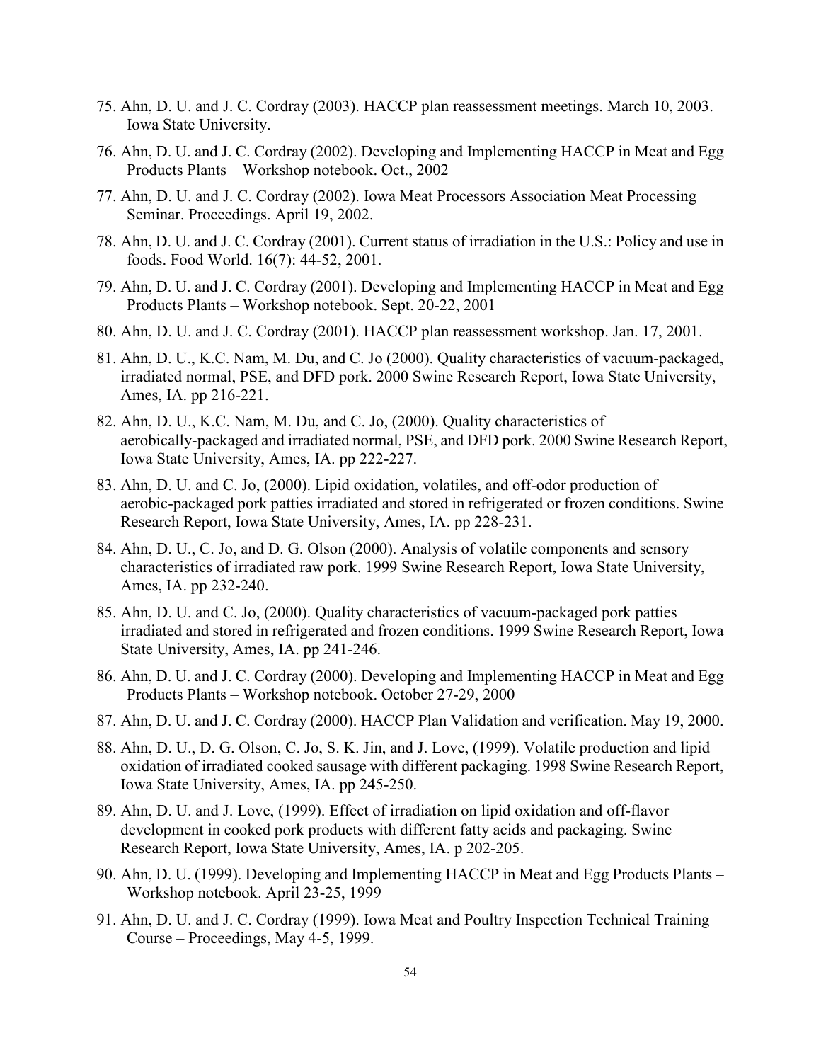75. Ahn, D. U. and J. C. Cordray (2003). HACCP plan reassessment meetings. March 10, 2003. Iowa State University.
76. Ahn, D. U. and J. C. Cordray (2002). Developing and Implementing HACCP in Meat and Egg Products Plants – Workshop notebook. Oct., 2002
77. Ahn, D. U. and J. C. Cordray (2002). Iowa Meat Processors Association Meat Processing Seminar. Proceedings. April 19, 2002.
78. Ahn, D. U. and J. C. Cordray (2001). Current status of irradiation in the U.S.: Policy and use in foods. Food World. 16(7): 44-52, 2001.
79. Ahn, D. U. and J. C. Cordray (2001). Developing and Implementing HACCP in Meat and Egg Products Plants – Workshop notebook. Sept. 20-22, 2001
80. Ahn, D. U. and J. C. Cordray (2001). HACCP plan reassessment workshop. Jan. 17, 2001.
81. Ahn, D. U., K.C. Nam, M. Du, and C. Jo (2000). Quality characteristics of vacuum-packaged, irradiated normal, PSE, and DFD pork. 2000 Swine Research Report, Iowa State University, Ames, IA. pp 216-221.
82. Ahn, D. U., K.C. Nam, M. Du, and C. Jo, (2000). Quality characteristics of aerobically-packaged and irradiated normal, PSE, and DFD pork. 2000 Swine Research Report, Iowa State University, Ames, IA. pp 222-227.
83. Ahn, D. U. and C. Jo, (2000). Lipid oxidation, volatiles, and off-odor production of aerobic-packaged pork patties irradiated and stored in refrigerated or frozen conditions. Swine Research Report, Iowa State University, Ames, IA. pp 228-231.
84. Ahn, D. U., C. Jo, and D. G. Olson (2000). Analysis of volatile components and sensory characteristics of irradiated raw pork. 1999 Swine Research Report, Iowa State University, Ames, IA. pp 232-240.
85. Ahn, D. U. and C. Jo, (2000). Quality characteristics of vacuum-packaged pork patties irradiated and stored in refrigerated and frozen conditions. 1999 Swine Research Report, Iowa State University, Ames, IA. pp 241-246.
86. Ahn, D. U. and J. C. Cordray (2000). Developing and Implementing HACCP in Meat and Egg Products Plants – Workshop notebook. October 27-29, 2000
87. Ahn, D. U. and J. C. Cordray (2000). HACCP Plan Validation and verification. May 19, 2000.
88. Ahn, D. U., D. G. Olson, C. Jo, S. K. Jin, and J. Love, (1999). Volatile production and lipid oxidation of irradiated cooked sausage with different packaging. 1998 Swine Research Report, Iowa State University, Ames, IA. pp 245-250.
89. Ahn, D. U. and J. Love, (1999). Effect of irradiation on lipid oxidation and off-flavor development in cooked pork products with different fatty acids and packaging. Swine Research Report, Iowa State University, Ames, IA. p 202-205.
90. Ahn, D. U. (1999). Developing and Implementing HACCP in Meat and Egg Products Plants – Workshop notebook. April 23-25, 1999
91. Ahn, D. U. and J. C. Cordray (1999). Iowa Meat and Poultry Inspection Technical Training Course – Proceedings, May 4-5, 1999.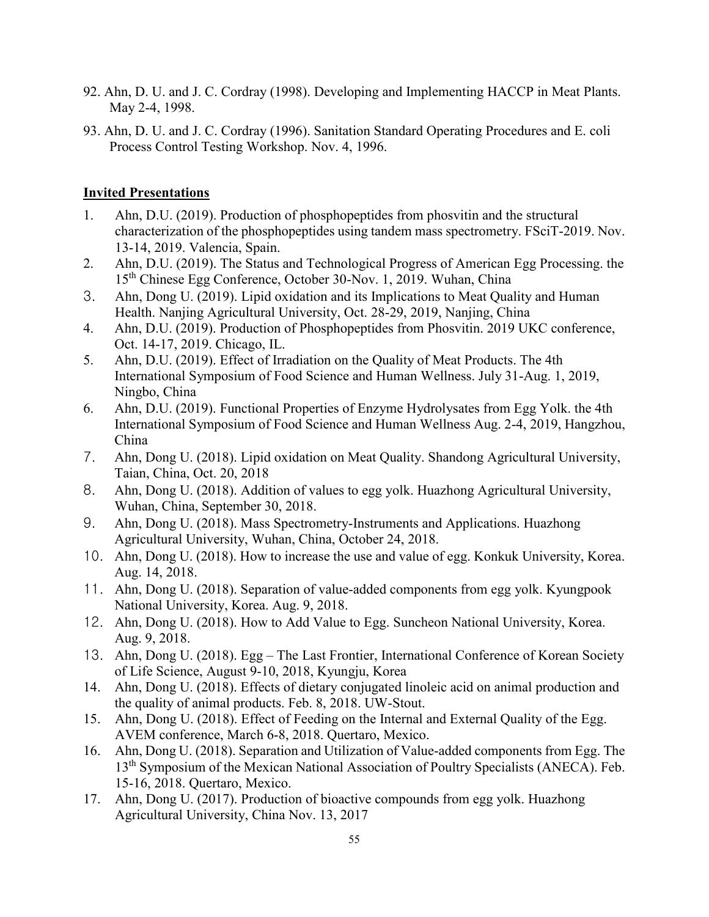92. Ahn, D. U. and J. C. Cordray (1998). Developing and Implementing HACCP in Meat Plants. May 2-4, 1998.
93. Ahn, D. U. and J. C. Cordray (1996). Sanitation Standard Operating Procedures and E. coli Process Control Testing Workshop. Nov. 4, 1996.

## Invited Presentations

1. Ahn, D.U. (2019). Production of phosphopeptides from phosvitin and the structural characterization of the phosphopeptides using tandem mass spectrometry. FSciT-2019. Nov. 13-14, 2019. Valencia, Spain.
2. Ahn, D.U. (2019). The Status and Technological Progress of American Egg Processing. the 15th Chinese Egg Conference, October 30-Nov. 1, 2019. Wuhan, China
3. Ahn, Dong U. (2019). Lipid oxidation and its Implications to Meat Quality and Human Health. Nanjing Agricultural University, Oct. 28-29, 2019, Nanjing, China
4. Ahn, D.U. (2019). Production of Phosphopeptides from Phosvitin. 2019 UKC conference, Oct. 14-17, 2019. Chicago, IL.
5. Ahn, D.U. (2019). Effect of Irradiation on the Quality of Meat Products. The 4th International Symposium of Food Science and Human Wellness. July 31-Aug. 1, 2019, Ningbo, China
6. Ahn, D.U. (2019). Functional Properties of Enzyme Hydrolysates from Egg Yolk. the 4th International Symposium of Food Science and Human Wellness Aug. 2-4, 2019, Hangzhou, China
7. Ahn, Dong U. (2018). Lipid oxidation on Meat Quality. Shandong Agricultural University, Taian, China, Oct. 20, 2018
8. Ahn, Dong U. (2018). Addition of values to egg yolk. Huazhong Agricultural University, Wuhan, China, September 30, 2018.
9. Ahn, Dong U. (2018). Mass Spectrometry-Instruments and Applications. Huazhong Agricultural University, Wuhan, China, October 24, 2018.
10. Ahn, Dong U. (2018). How to increase the use and value of egg. Konkuk University, Korea. Aug. 14, 2018.
11. Ahn, Dong U. (2018). Separation of value-added components from egg yolk. Kyungpook National University, Korea. Aug. 9, 2018.
12. Ahn, Dong U. (2018). How to Add Value to Egg. Suncheon National University, Korea. Aug. 9, 2018.
13. Ahn, Dong U. (2018). Egg – The Last Frontier, International Conference of Korean Society of Life Science, August 9-10, 2018, Kyungju, Korea
14. Ahn, Dong U. (2018). Effects of dietary conjugated linoleic acid on animal production and the quality of animal products. Feb. 8, 2018. UW-Stout.
15. Ahn, Dong U. (2018). Effect of Feeding on the Internal and External Quality of the Egg. AVEM conference, March 6-8, 2018. Quertaro, Mexico.
16. Ahn, Dong U. (2018). Separation and Utilization of Value-added components from Egg. The 13th Symposium of the Mexican National Association of Poultry Specialists (ANECA). Feb. 15-16, 2018. Quertaro, Mexico.
17. Ahn, Dong U. (2017). Production of bioactive compounds from egg yolk. Huazhong Agricultural University, China Nov. 13, 2017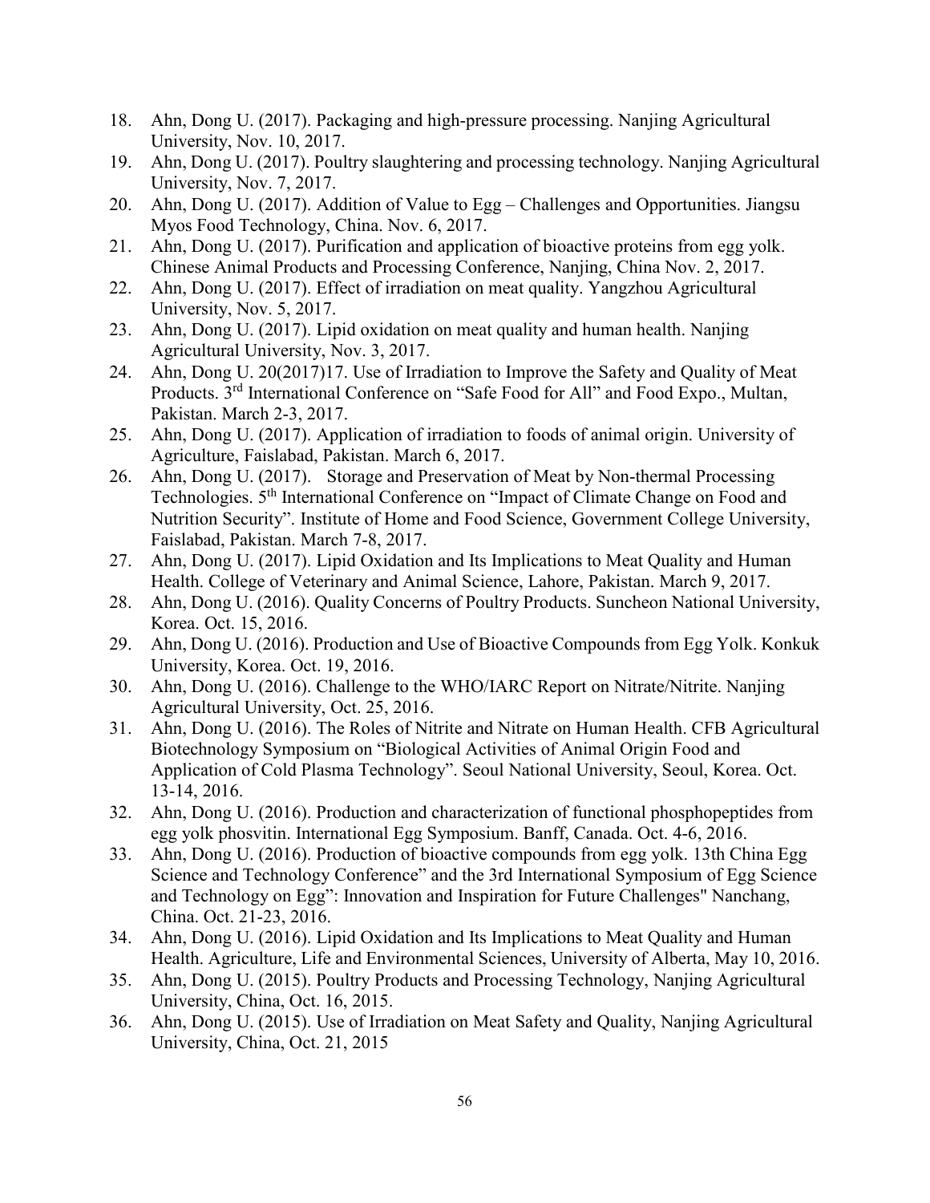18. Ahn, Dong U. (2017). Packaging and high-pressure processing. Nanjing Agricultural University, Nov. 10, 2017.
19. Ahn, Dong U. (2017). Poultry slaughtering and processing technology. Nanjing Agricultural University, Nov. 7, 2017.
20. Ahn, Dong U. (2017). Addition of Value to Egg – Challenges and Opportunities. Jiangsu Myos Food Technology, China. Nov. 6, 2017.
21. Ahn, Dong U. (2017). Purification and application of bioactive proteins from egg yolk. Chinese Animal Products and Processing Conference, Nanjing, China Nov. 2, 2017.
22. Ahn, Dong U. (2017). Effect of irradiation on meat quality. Yangzhou Agricultural University, Nov. 5, 2017.
23. Ahn, Dong U. (2017). Lipid oxidation on meat quality and human health. Nanjing Agricultural University, Nov. 3, 2017.
24. Ahn, Dong U. 20(2017)17. Use of Irradiation to Improve the Safety and Quality of Meat Products. 3rd International Conference on "Safe Food for All" and Food Expo., Multan, Pakistan. March 2-3, 2017.
25. Ahn, Dong U. (2017). Application of irradiation to foods of animal origin. University of Agriculture, Faislabad, Pakistan. March 6, 2017.
26. Ahn, Dong U. (2017). Storage and Preservation of Meat by Non-thermal Processing Technologies. 5th International Conference on "Impact of Climate Change on Food and Nutrition Security". Institute of Home and Food Science, Government College University, Faislabad, Pakistan. March 7-8, 2017.
27. Ahn, Dong U. (2017). Lipid Oxidation and Its Implications to Meat Quality and Human Health. College of Veterinary and Animal Science, Lahore, Pakistan. March 9, 2017.
28. Ahn, Dong U. (2016). Quality Concerns of Poultry Products. Suncheon National University, Korea. Oct. 15, 2016.
29. Ahn, Dong U. (2016). Production and Use of Bioactive Compounds from Egg Yolk. Konkuk University, Korea. Oct. 19, 2016.
30. Ahn, Dong U. (2016). Challenge to the WHO/IARC Report on Nitrate/Nitrite. Nanjing Agricultural University, Oct. 25, 2016.
31. Ahn, Dong U. (2016). The Roles of Nitrite and Nitrate on Human Health. CFB Agricultural Biotechnology Symposium on "Biological Activities of Animal Origin Food and Application of Cold Plasma Technology". Seoul National University, Seoul, Korea. Oct. 13-14, 2016.
32. Ahn, Dong U. (2016). Production and characterization of functional phosphopeptides from egg yolk phosvitin. International Egg Symposium. Banff, Canada. Oct. 4-6, 2016.
33. Ahn, Dong U. (2016). Production of bioactive compounds from egg yolk. 13th China Egg Science and Technology Conference" and the 3rd International Symposium of Egg Science and Technology on Egg": Innovation and Inspiration for Future Challenges" Nanchang, China. Oct. 21-23, 2016.
34. Ahn, Dong U. (2016). Lipid Oxidation and Its Implications to Meat Quality and Human Health. Agriculture, Life and Environmental Sciences, University of Alberta, May 10, 2016.
35. Ahn, Dong U. (2015). Poultry Products and Processing Technology, Nanjing Agricultural University, China, Oct. 16, 2015.
36. Ahn, Dong U. (2015). Use of Irradiation on Meat Safety and Quality, Nanjing Agricultural University, China, Oct. 21, 2015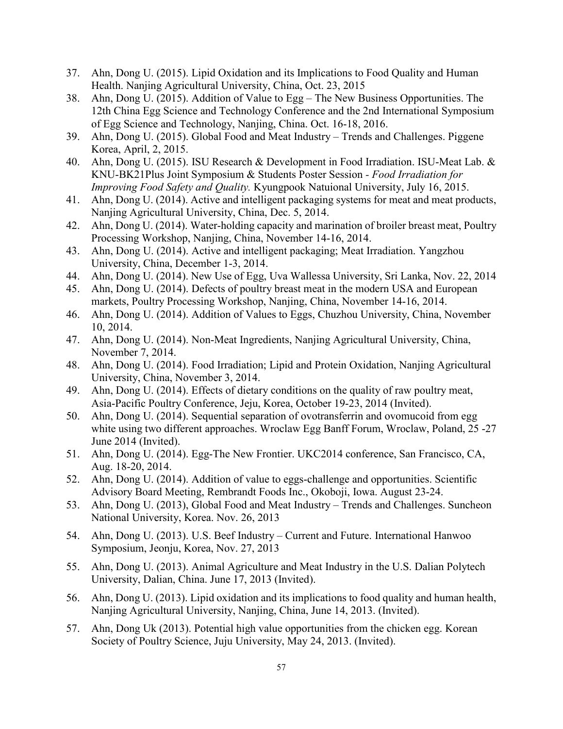37. Ahn, Dong U. (2015). Lipid Oxidation and its Implications to Food Quality and Human Health. Nanjing Agricultural University, China, Oct. 23, 2015
38. Ahn, Dong U. (2015). Addition of Value to Egg – The New Business Opportunities. The 12th China Egg Science and Technology Conference and the 2nd International Symposium of Egg Science and Technology, Nanjing, China. Oct. 16-18, 2016.
39. Ahn, Dong U. (2015). Global Food and Meat Industry – Trends and Challenges. Piggene Korea, April, 2, 2015.
40. Ahn, Dong U. (2015). ISU Research & Development in Food Irradiation. ISU-Meat Lab. & KNU-BK21Plus Joint Symposium & Students Poster Session - *Food Irradiation for Improving Food Safety and Quality.* Kyungpook Natuional University, July 16, 2015.
41. Ahn, Dong U. (2014). Active and intelligent packaging systems for meat and meat products, Nanjing Agricultural University, China, Dec. 5, 2014.
42. Ahn, Dong U. (2014). Water-holding capacity and marination of broiler breast meat, Poultry Processing Workshop, Nanjing, China, November 14-16, 2014.
43. Ahn, Dong U. (2014). Active and intelligent packaging; Meat Irradiation. Yangzhou University, China, December 1-3, 2014.
44. Ahn, Dong U. (2014). New Use of Egg, Uva Wallessa University, Sri Lanka, Nov. 22, 2014
45. Ahn, Dong U. (2014). Defects of poultry breast meat in the modern USA and European markets, Poultry Processing Workshop, Nanjing, China, November 14-16, 2014.
46. Ahn, Dong U. (2014). Addition of Values to Eggs, Chuzhou University, China, November 10, 2014.
47. Ahn, Dong U. (2014). Non-Meat Ingredients, Nanjing Agricultural University, China, November 7, 2014.
48. Ahn, Dong U. (2014). Food Irradiation; Lipid and Protein Oxidation, Nanjing Agricultural University, China, November 3, 2014.
49. Ahn, Dong U. (2014). Effects of dietary conditions on the quality of raw poultry meat, Asia-Pacific Poultry Conference, Jeju, Korea, October 19-23, 2014 (Invited).
50. Ahn, Dong U. (2014). Sequential separation of ovotransferrin and ovomucoid from egg white using two different approaches. Wroclaw Egg Banff Forum, Wroclaw, Poland, 25 -27 June 2014 (Invited).
51. Ahn, Dong U. (2014). Egg-The New Frontier. UKC2014 conference, San Francisco, CA, Aug. 18-20, 2014.
52. Ahn, Dong U. (2014). Addition of value to eggs-challenge and opportunities. Scientific Advisory Board Meeting, Rembrandt Foods Inc., Okoboji, Iowa. August 23-24.
53. Ahn, Dong U. (2013), Global Food and Meat Industry – Trends and Challenges. Suncheon National University, Korea. Nov. 26, 2013
54. Ahn, Dong U. (2013). U.S. Beef Industry – Current and Future. International Hanwoo Symposium, Jeonju, Korea, Nov. 27, 2013
55. Ahn, Dong U. (2013). Animal Agriculture and Meat Industry in the U.S. Dalian Polytech University, Dalian, China. June 17, 2013 (Invited).
56. Ahn, Dong U. (2013). Lipid oxidation and its implications to food quality and human health, Nanjing Agricultural University, Nanjing, China, June 14, 2013. (Invited).
57. Ahn, Dong Uk (2013). Potential high value opportunities from the chicken egg. Korean Society of Poultry Science, Juju University, May 24, 2013. (Invited).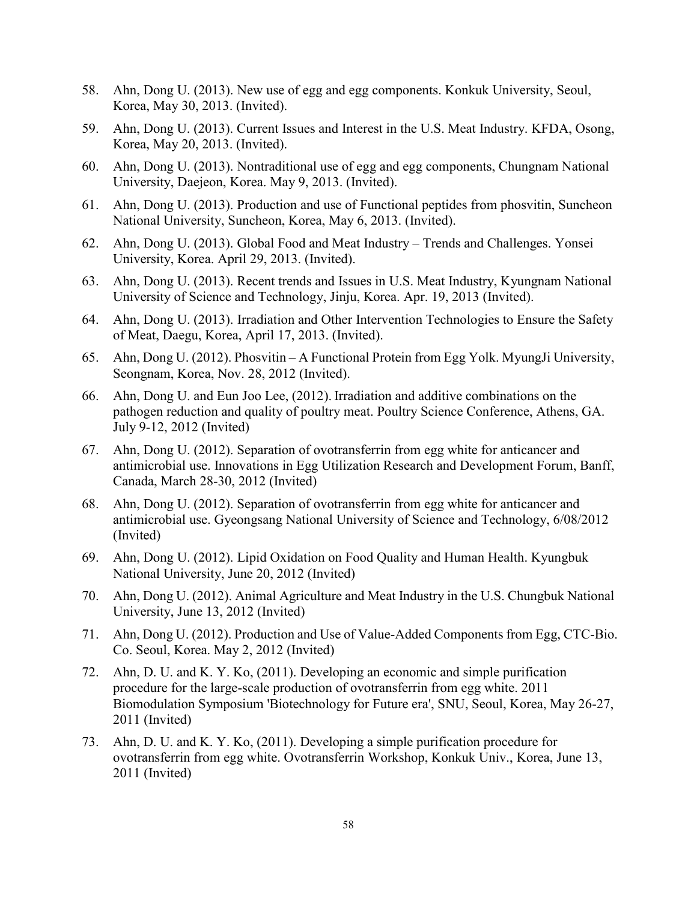58. Ahn, Dong U. (2013). New use of egg and egg components. Konkuk University, Seoul, Korea, May 30, 2013. (Invited).
59. Ahn, Dong U. (2013). Current Issues and Interest in the U.S. Meat Industry. KFDA, Osong, Korea, May 20, 2013. (Invited).
60. Ahn, Dong U. (2013). Nontraditional use of egg and egg components, Chungnam National University, Daejeon, Korea. May 9, 2013. (Invited).
61. Ahn, Dong U. (2013). Production and use of Functional peptides from phosvitin, Suncheon National University, Suncheon, Korea, May 6, 2013. (Invited).
62. Ahn, Dong U. (2013). Global Food and Meat Industry – Trends and Challenges. Yonsei University, Korea. April 29, 2013. (Invited).
63. Ahn, Dong U. (2013). Recent trends and Issues in U.S. Meat Industry, Kyungnam National University of Science and Technology, Jinju, Korea. Apr. 19, 2013 (Invited).
64. Ahn, Dong U. (2013). Irradiation and Other Intervention Technologies to Ensure the Safety of Meat, Daegu, Korea, April 17, 2013. (Invited).
65. Ahn, Dong U. (2012). Phosvitin – A Functional Protein from Egg Yolk. MyungJi University, Seongnam, Korea, Nov. 28, 2012 (Invited).
66. Ahn, Dong U. and Eun Joo Lee, (2012). Irradiation and additive combinations on the pathogen reduction and quality of poultry meat. Poultry Science Conference, Athens, GA. July 9-12, 2012 (Invited)
67. Ahn, Dong U. (2012). Separation of ovotransferrin from egg white for anticancer and antimicrobial use. Innovations in Egg Utilization Research and Development Forum, Banff, Canada, March 28-30, 2012 (Invited)
68. Ahn, Dong U. (2012). Separation of ovotransferrin from egg white for anticancer and antimicrobial use. Gyeongsang National University of Science and Technology, 6/08/2012 (Invited)
69. Ahn, Dong U. (2012). Lipid Oxidation on Food Quality and Human Health. Kyungbuk National University, June 20, 2012 (Invited)
70. Ahn, Dong U. (2012). Animal Agriculture and Meat Industry in the U.S. Chungbuk National University, June 13, 2012 (Invited)
71. Ahn, Dong U. (2012). Production and Use of Value-Added Components from Egg, CTC-Bio. Co. Seoul, Korea. May 2, 2012 (Invited)
72. Ahn, D. U. and K. Y. Ko, (2011). Developing an economic and simple purification procedure for the large-scale production of ovotransferrin from egg white. 2011 Biomodulation Symposium 'Biotechnology for Future era', SNU, Seoul, Korea, May 26-27, 2011 (Invited)
73. Ahn, D. U. and K. Y. Ko, (2011). Developing a simple purification procedure for ovotransferrin from egg white. Ovotransferrin Workshop, Konkuk Univ., Korea, June 13, 2011 (Invited)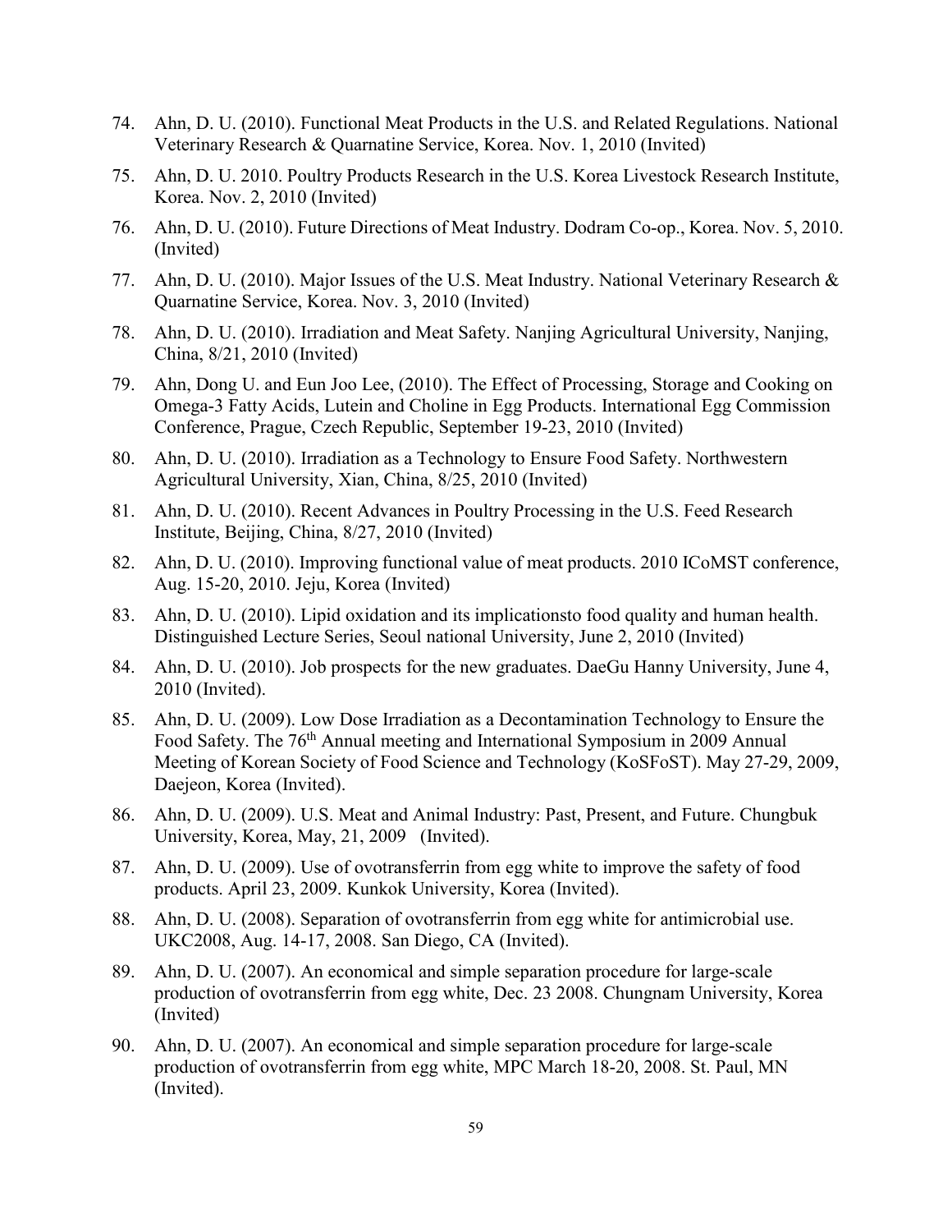74. Ahn, D. U. (2010). Functional Meat Products in the U.S. and Related Regulations. National Veterinary Research & Quarnatine Service, Korea. Nov. 1, 2010 (Invited)

75. Ahn, D. U. 2010. Poultry Products Research in the U.S. Korea Livestock Research Institute, Korea. Nov. 2, 2010 (Invited)

76. Ahn, D. U. (2010). Future Directions of Meat Industry. Dodram Co-op., Korea. Nov. 5, 2010. (Invited)

77. Ahn, D. U. (2010). Major Issues of the U.S. Meat Industry. National Veterinary Research & Quarnatine Service, Korea. Nov. 3, 2010 (Invited)

78. Ahn, D. U. (2010). Irradiation and Meat Safety. Nanjing Agricultural University, Nanjing, China, 8/21, 2010 (Invited)

79. Ahn, Dong U. and Eun Joo Lee, (2010). The Effect of Processing, Storage and Cooking on Omega-3 Fatty Acids, Lutein and Choline in Egg Products. International Egg Commission Conference, Prague, Czech Republic, September 19-23, 2010 (Invited)

80. Ahn, D. U. (2010). Irradiation as a Technology to Ensure Food Safety. Northwestern Agricultural University, Xian, China, 8/25, 2010 (Invited)

81. Ahn, D. U. (2010). Recent Advances in Poultry Processing in the U.S. Feed Research Institute, Beijing, China, 8/27, 2010 (Invited)

82. Ahn, D. U. (2010). Improving functional value of meat products. 2010 ICoMST conference, Aug. 15-20, 2010. Jeju, Korea (Invited)

83. Ahn, D. U. (2010). Lipid oxidation and its implicationsto food quality and human health. Distinguished Lecture Series, Seoul national University, June 2, 2010 (Invited)

84. Ahn, D. U. (2010). Job prospects for the new graduates. DaeGu Hanny University, June 4, 2010 (Invited).

85. Ahn, D. U. (2009). Low Dose Irradiation as a Decontamination Technology to Ensure the Food Safety. The 76th Annual meeting and International Symposium in 2009 Annual Meeting of Korean Society of Food Science and Technology (KoSFoST). May 27-29, 2009, Daejeon, Korea (Invited).

86. Ahn, D. U. (2009). U.S. Meat and Animal Industry: Past, Present, and Future. Chungbuk University, Korea, May, 21, 2009 (Invited).

87. Ahn, D. U. (2009). Use of ovotransferrin from egg white to improve the safety of food products. April 23, 2009. Kunkok University, Korea (Invited).

88. Ahn, D. U. (2008). Separation of ovotransferrin from egg white for antimicrobial use. UKC2008, Aug. 14-17, 2008. San Diego, CA (Invited).

89. Ahn, D. U. (2007). An economical and simple separation procedure for large-scale production of ovotransferrin from egg white, Dec. 23 2008. Chungnam University, Korea (Invited)

90. Ahn, D. U. (2007). An economical and simple separation procedure for large-scale production of ovotransferrin from egg white, MPC March 18-20, 2008. St. Paul, MN (Invited).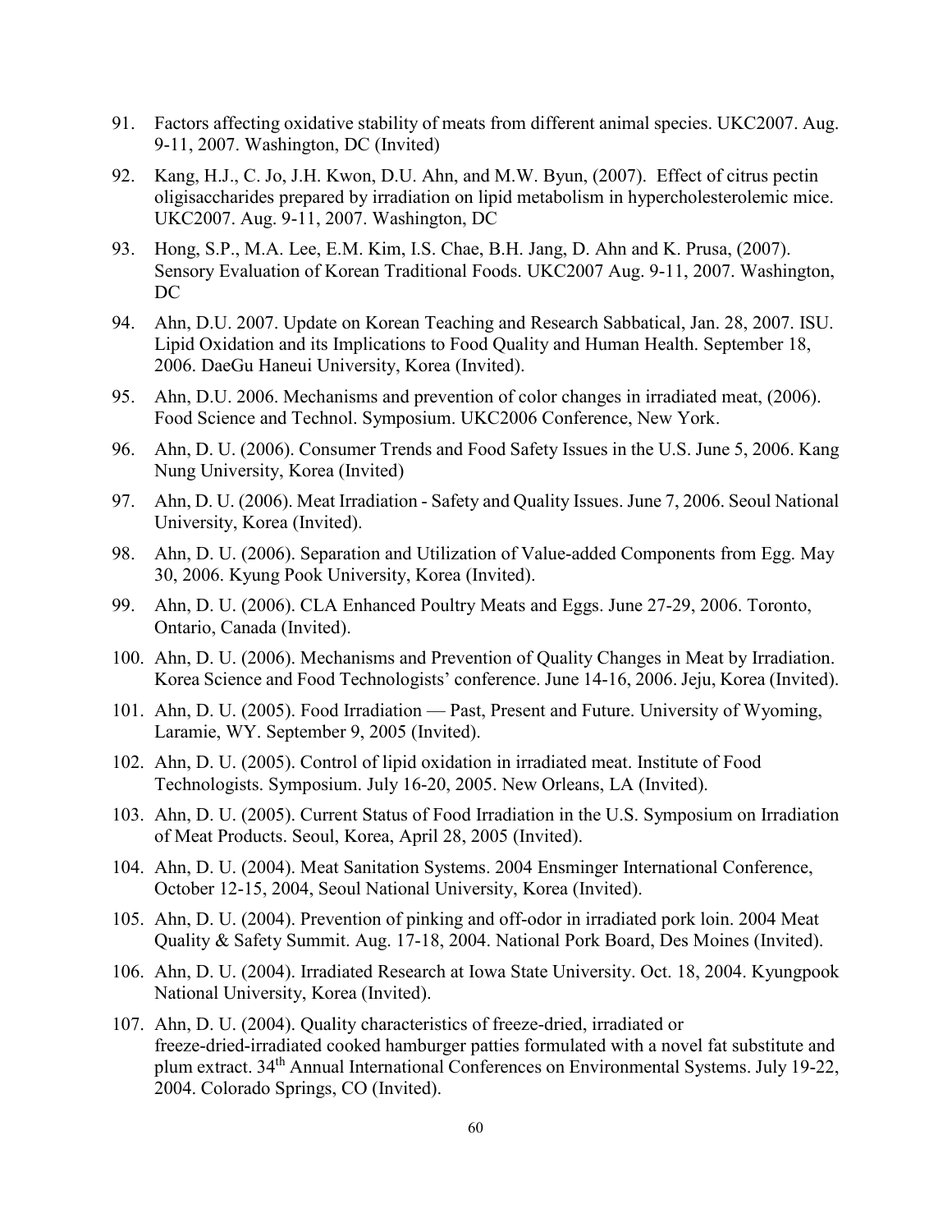91. Factors affecting oxidative stability of meats from different animal species. UKC2007. Aug. 9-11, 2007. Washington, DC (Invited)

92. Kang, H.J., C. Jo, J.H. Kwon, D.U. Ahn, and M.W. Byun, (2007). Effect of citrus pectin oligisaccharides prepared by irradiation on lipid metabolism in hypercholesterolemic mice. UKC2007. Aug. 9-11, 2007. Washington, DC

93. Hong, S.P., M.A. Lee, E.M. Kim, I.S. Chae, B.H. Jang, D. Ahn and K. Prusa, (2007). Sensory Evaluation of Korean Traditional Foods. UKC2007 Aug. 9-11, 2007. Washington, DC

94. Ahn, D.U. 2007. Update on Korean Teaching and Research Sabbatical, Jan. 28, 2007. ISU. Lipid Oxidation and its Implications to Food Quality and Human Health. September 18, 2006. DaeGu Haneui University, Korea (Invited).

95. Ahn, D.U. 2006. Mechanisms and prevention of color changes in irradiated meat, (2006). Food Science and Technol. Symposium. UKC2006 Conference, New York.

96. Ahn, D. U. (2006). Consumer Trends and Food Safety Issues in the U.S. June 5, 2006. Kang Nung University, Korea (Invited)

97. Ahn, D. U. (2006). Meat Irradiation - Safety and Quality Issues. June 7, 2006. Seoul National University, Korea (Invited).

98. Ahn, D. U. (2006). Separation and Utilization of Value-added Components from Egg. May 30, 2006. Kyung Pook University, Korea (Invited).

99. Ahn, D. U. (2006). CLA Enhanced Poultry Meats and Eggs. June 27-29, 2006. Toronto, Ontario, Canada (Invited).

100. Ahn, D. U. (2006). Mechanisms and Prevention of Quality Changes in Meat by Irradiation. Korea Science and Food Technologists' conference. June 14-16, 2006. Jeju, Korea (Invited).

101. Ahn, D. U. (2005). Food Irradiation — Past, Present and Future. University of Wyoming, Laramie, WY. September 9, 2005 (Invited).

102. Ahn, D. U. (2005). Control of lipid oxidation in irradiated meat. Institute of Food Technologists. Symposium. July 16-20, 2005. New Orleans, LA (Invited).

103. Ahn, D. U. (2005). Current Status of Food Irradiation in the U.S. Symposium on Irradiation of Meat Products. Seoul, Korea, April 28, 2005 (Invited).

104. Ahn, D. U. (2004). Meat Sanitation Systems. 2004 Ensminger International Conference, October 12-15, 2004, Seoul National University, Korea (Invited).

105. Ahn, D. U. (2004). Prevention of pinking and off-odor in irradiated pork loin. 2004 Meat Quality & Safety Summit. Aug. 17-18, 2004. National Pork Board, Des Moines (Invited).

106. Ahn, D. U. (2004). Irradiated Research at Iowa State University. Oct. 18, 2004. Kyungpook National University, Korea (Invited).

107. Ahn, D. U. (2004). Quality characteristics of freeze-dried, irradiated or freeze-dried-irradiated cooked hamburger patties formulated with a novel fat substitute and plum extract. 34th Annual International Conferences on Environmental Systems. July 19-22, 2004. Colorado Springs, CO (Invited).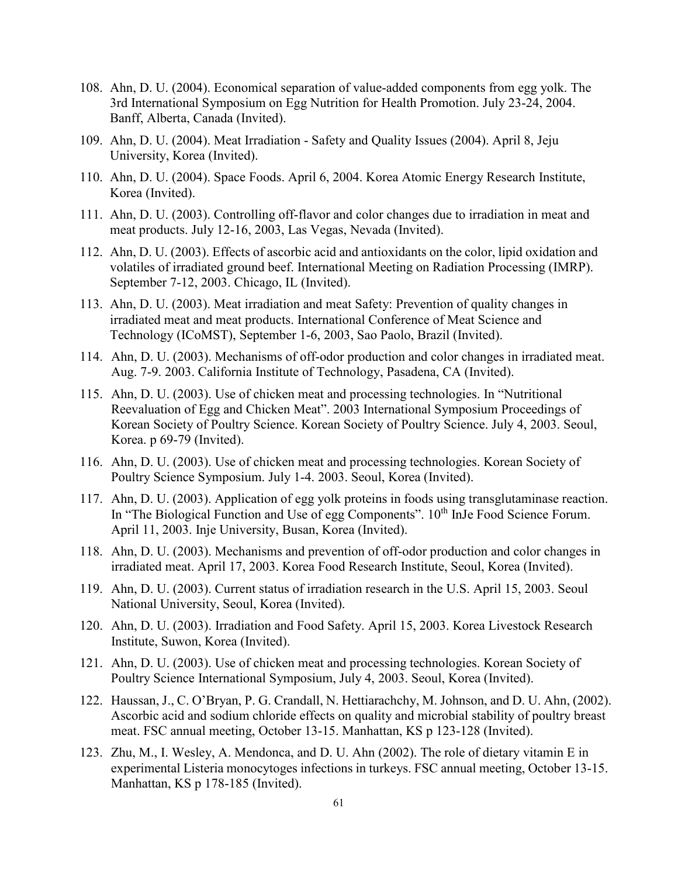108. Ahn, D. U. (2004). Economical separation of value-added components from egg yolk. The 3rd International Symposium on Egg Nutrition for Health Promotion. July 23-24, 2004. Banff, Alberta, Canada (Invited).

109. Ahn, D. U. (2004). Meat Irradiation - Safety and Quality Issues (2004). April 8, Jeju University, Korea (Invited).

110. Ahn, D. U. (2004). Space Foods. April 6, 2004. Korea Atomic Energy Research Institute, Korea (Invited).

111. Ahn, D. U. (2003). Controlling off-flavor and color changes due to irradiation in meat and meat products. July 12-16, 2003, Las Vegas, Nevada (Invited).

112. Ahn, D. U. (2003). Effects of ascorbic acid and antioxidants on the color, lipid oxidation and volatiles of irradiated ground beef. International Meeting on Radiation Processing (IMRP). September 7-12, 2003. Chicago, IL (Invited).

113. Ahn, D. U. (2003). Meat irradiation and meat Safety: Prevention of quality changes in irradiated meat and meat products. International Conference of Meat Science and Technology (ICoMST), September 1-6, 2003, Sao Paolo, Brazil (Invited).

114. Ahn, D. U. (2003). Mechanisms of off-odor production and color changes in irradiated meat. Aug. 7-9. 2003. California Institute of Technology, Pasadena, CA (Invited).

115. Ahn, D. U. (2003). Use of chicken meat and processing technologies. In "Nutritional Reevaluation of Egg and Chicken Meat". 2003 International Symposium Proceedings of Korean Society of Poultry Science. Korean Society of Poultry Science. July 4, 2003. Seoul, Korea. p 69-79 (Invited).

116. Ahn, D. U. (2003). Use of chicken meat and processing technologies. Korean Society of Poultry Science Symposium. July 1-4. 2003. Seoul, Korea (Invited).

117. Ahn, D. U. (2003). Application of egg yolk proteins in foods using transglutaminase reaction. In "The Biological Function and Use of egg Components". 10th InJe Food Science Forum. April 11, 2003. Inje University, Busan, Korea (Invited).

118. Ahn, D. U. (2003). Mechanisms and prevention of off-odor production and color changes in irradiated meat. April 17, 2003. Korea Food Research Institute, Seoul, Korea (Invited).

119. Ahn, D. U. (2003). Current status of irradiation research in the U.S. April 15, 2003. Seoul National University, Seoul, Korea (Invited).

120. Ahn, D. U. (2003). Irradiation and Food Safety. April 15, 2003. Korea Livestock Research Institute, Suwon, Korea (Invited).

121. Ahn, D. U. (2003). Use of chicken meat and processing technologies. Korean Society of Poultry Science International Symposium, July 4, 2003. Seoul, Korea (Invited).

122. Haussan, J., C. O'Bryan, P. G. Crandall, N. Hettiarachchy, M. Johnson, and D. U. Ahn, (2002). Ascorbic acid and sodium chloride effects on quality and microbial stability of poultry breast meat. FSC annual meeting, October 13-15. Manhattan, KS p 123-128 (Invited).

123. Zhu, M., I. Wesley, A. Mendonca, and D. U. Ahn (2002). The role of dietary vitamin E in experimental Listeria monocytoges infections in turkeys. FSC annual meeting, October 13-15. Manhattan, KS p 178-185 (Invited).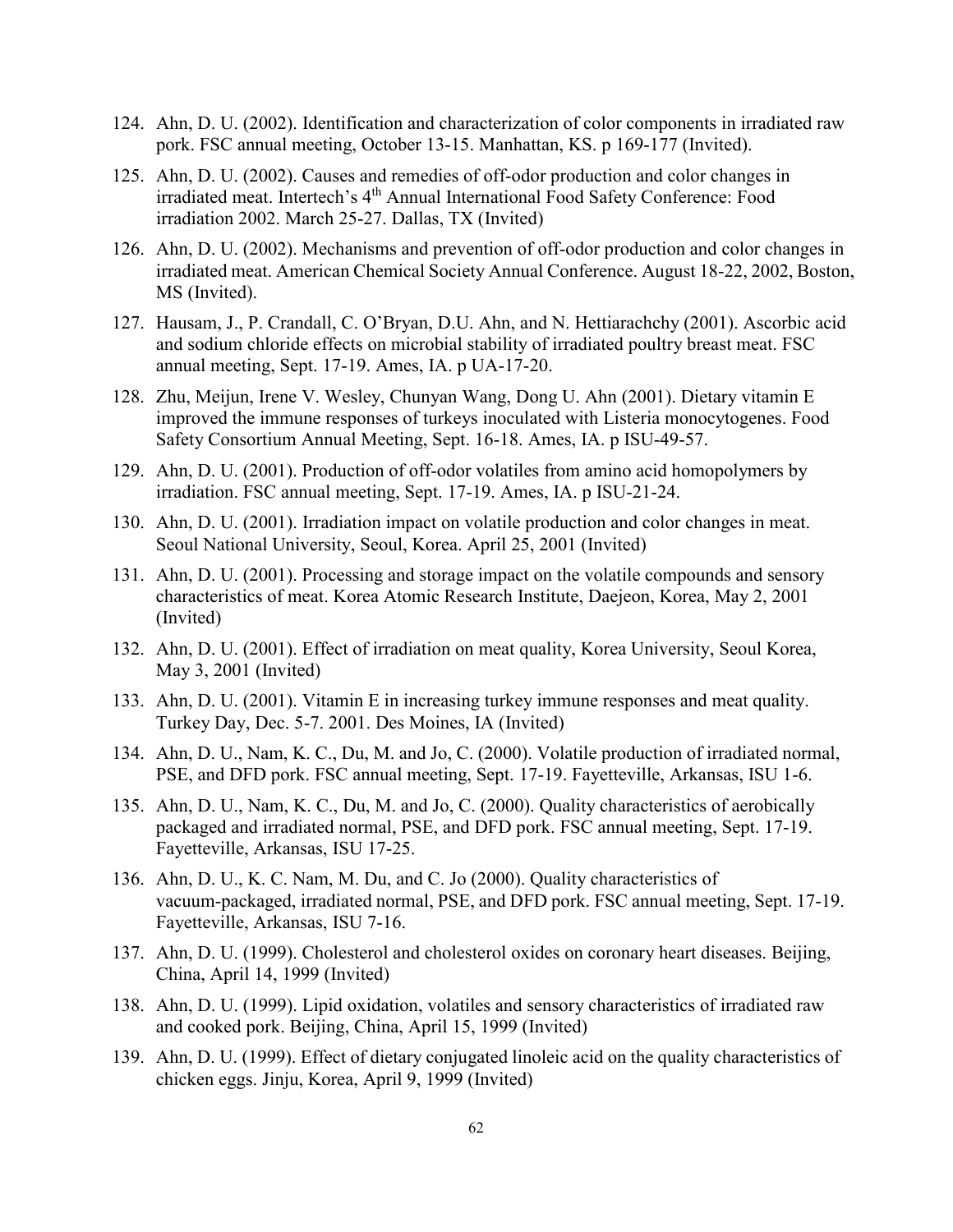124. Ahn, D. U. (2002). Identification and characterization of color components in irradiated raw pork. FSC annual meeting, October 13-15. Manhattan, KS. p 169-177 (Invited).

125. Ahn, D. U. (2002). Causes and remedies of off-odor production and color changes in irradiated meat. Intertech's 4th Annual International Food Safety Conference: Food irradiation 2002. March 25-27. Dallas, TX (Invited)

126. Ahn, D. U. (2002). Mechanisms and prevention of off-odor production and color changes in irradiated meat. American Chemical Society Annual Conference. August 18-22, 2002, Boston, MS (Invited).

127. Hausam, J., P. Crandall, C. O'Bryan, D.U. Ahn, and N. Hettiarachchy (2001). Ascorbic acid and sodium chloride effects on microbial stability of irradiated poultry breast meat. FSC annual meeting, Sept. 17-19. Ames, IA. p UA-17-20.

128. Zhu, Meijun, Irene V. Wesley, Chunyan Wang, Dong U. Ahn (2001). Dietary vitamin E improved the immune responses of turkeys inoculated with Listeria monocytogenes. Food Safety Consortium Annual Meeting, Sept. 16-18. Ames, IA. p ISU-49-57.

129. Ahn, D. U. (2001). Production of off-odor volatiles from amino acid homopolymers by irradiation. FSC annual meeting, Sept. 17-19. Ames, IA. p ISU-21-24.

130. Ahn, D. U. (2001). Irradiation impact on volatile production and color changes in meat. Seoul National University, Seoul, Korea. April 25, 2001 (Invited)

131. Ahn, D. U. (2001). Processing and storage impact on the volatile compounds and sensory characteristics of meat. Korea Atomic Research Institute, Daejeon, Korea, May 2, 2001 (Invited)

132. Ahn, D. U. (2001). Effect of irradiation on meat quality, Korea University, Seoul Korea, May 3, 2001 (Invited)

133. Ahn, D. U. (2001). Vitamin E in increasing turkey immune responses and meat quality. Turkey Day, Dec. 5-7. 2001. Des Moines, IA (Invited)

134. Ahn, D. U., Nam, K. C., Du, M. and Jo, C. (2000). Volatile production of irradiated normal, PSE, and DFD pork. FSC annual meeting, Sept. 17-19. Fayetteville, Arkansas, ISU 1-6.

135. Ahn, D. U., Nam, K. C., Du, M. and Jo, C. (2000). Quality characteristics of aerobically packaged and irradiated normal, PSE, and DFD pork. FSC annual meeting, Sept. 17-19. Fayetteville, Arkansas, ISU 17-25.

136. Ahn, D. U., K. C. Nam, M. Du, and C. Jo (2000). Quality characteristics of vacuum-packaged, irradiated normal, PSE, and DFD pork. FSC annual meeting, Sept. 17-19. Fayetteville, Arkansas, ISU 7-16.

137. Ahn, D. U. (1999). Cholesterol and cholesterol oxides on coronary heart diseases. Beijing, China, April 14, 1999 (Invited)

138. Ahn, D. U. (1999). Lipid oxidation, volatiles and sensory characteristics of irradiated raw and cooked pork. Beijing, China, April 15, 1999 (Invited)

139. Ahn, D. U. (1999). Effect of dietary conjugated linoleic acid on the quality characteristics of chicken eggs. Jinju, Korea, April 9, 1999 (Invited)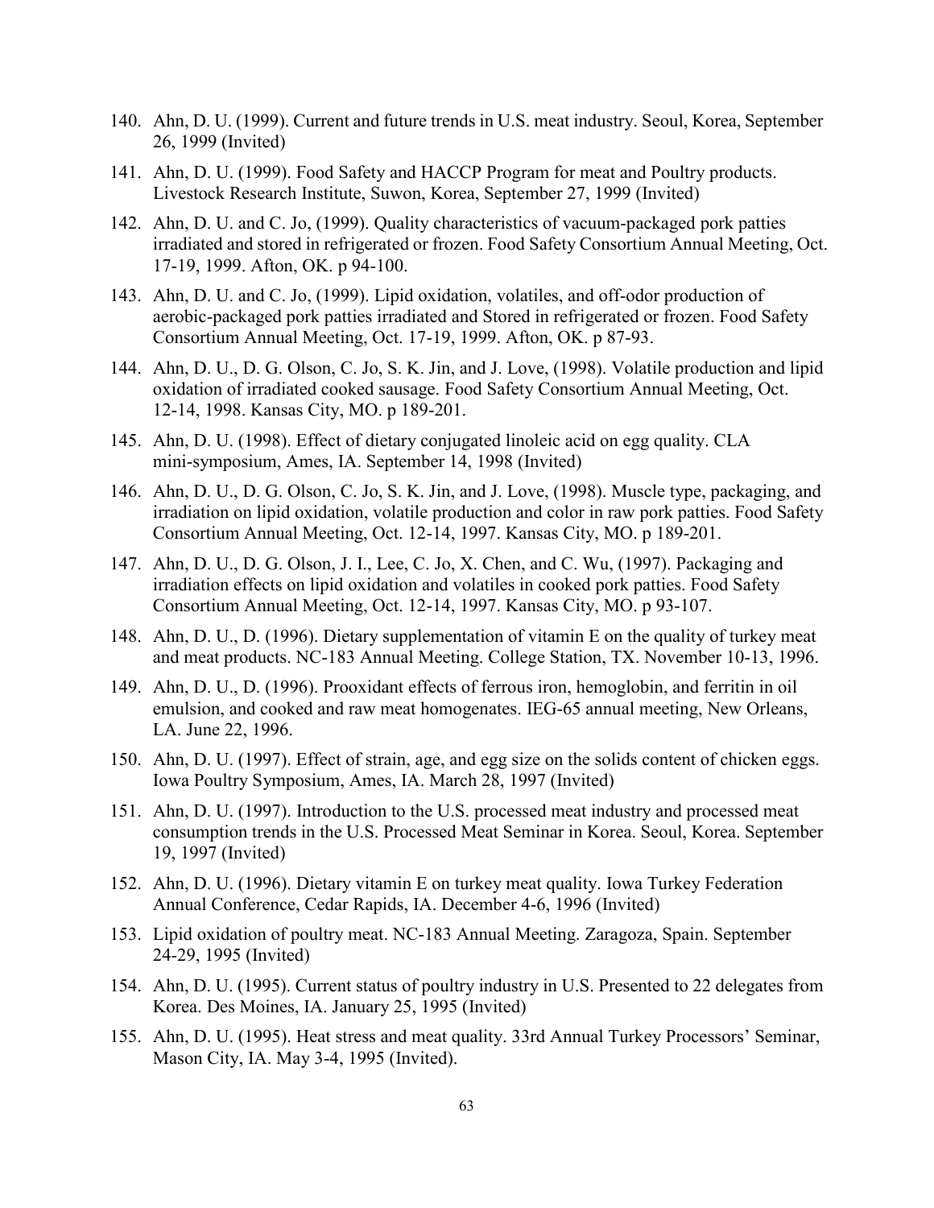140. Ahn, D. U. (1999). Current and future trends in U.S. meat industry. Seoul, Korea, September 26, 1999 (Invited)
141. Ahn, D. U. (1999). Food Safety and HACCP Program for meat and Poultry products. Livestock Research Institute, Suwon, Korea, September 27, 1999 (Invited)
142. Ahn, D. U. and C. Jo, (1999). Quality characteristics of vacuum-packaged pork patties irradiated and stored in refrigerated or frozen. Food Safety Consortium Annual Meeting, Oct. 17-19, 1999. Afton, OK. p 94-100.
143. Ahn, D. U. and C. Jo, (1999). Lipid oxidation, volatiles, and off-odor production of aerobic-packaged pork patties irradiated and Stored in refrigerated or frozen. Food Safety Consortium Annual Meeting, Oct. 17-19, 1999. Afton, OK. p 87-93.
144. Ahn, D. U., D. G. Olson, C. Jo, S. K. Jin, and J. Love, (1998). Volatile production and lipid oxidation of irradiated cooked sausage. Food Safety Consortium Annual Meeting, Oct. 12-14, 1998. Kansas City, MO. p 189-201.
145. Ahn, D. U. (1998). Effect of dietary conjugated linoleic acid on egg quality. CLA mini-symposium, Ames, IA. September 14, 1998 (Invited)
146. Ahn, D. U., D. G. Olson, C. Jo, S. K. Jin, and J. Love, (1998). Muscle type, packaging, and irradiation on lipid oxidation, volatile production and color in raw pork patties. Food Safety Consortium Annual Meeting, Oct. 12-14, 1997. Kansas City, MO. p 189-201.
147. Ahn, D. U., D. G. Olson, J. I., Lee, C. Jo, X. Chen, and C. Wu, (1997). Packaging and irradiation effects on lipid oxidation and volatiles in cooked pork patties. Food Safety Consortium Annual Meeting, Oct. 12-14, 1997. Kansas City, MO. p 93-107.
148. Ahn, D. U., D. (1996). Dietary supplementation of vitamin E on the quality of turkey meat and meat products. NC-183 Annual Meeting. College Station, TX. November 10-13, 1996.
149. Ahn, D. U., D. (1996). Prooxidant effects of ferrous iron, hemoglobin, and ferritin in oil emulsion, and cooked and raw meat homogenates. IEG-65 annual meeting, New Orleans, LA. June 22, 1996.
150. Ahn, D. U. (1997). Effect of strain, age, and egg size on the solids content of chicken eggs. Iowa Poultry Symposium, Ames, IA. March 28, 1997 (Invited)
151. Ahn, D. U. (1997). Introduction to the U.S. processed meat industry and processed meat consumption trends in the U.S. Processed Meat Seminar in Korea. Seoul, Korea. September 19, 1997 (Invited)
152. Ahn, D. U. (1996). Dietary vitamin E on turkey meat quality. Iowa Turkey Federation Annual Conference, Cedar Rapids, IA. December 4-6, 1996 (Invited)
153. Lipid oxidation of poultry meat. NC-183 Annual Meeting. Zaragoza, Spain. September 24-29, 1995 (Invited)
154. Ahn, D. U. (1995). Current status of poultry industry in U.S. Presented to 22 delegates from Korea. Des Moines, IA. January 25, 1995 (Invited)
155. Ahn, D. U. (1995). Heat stress and meat quality. 33rd Annual Turkey Processors' Seminar, Mason City, IA. May 3-4, 1995 (Invited).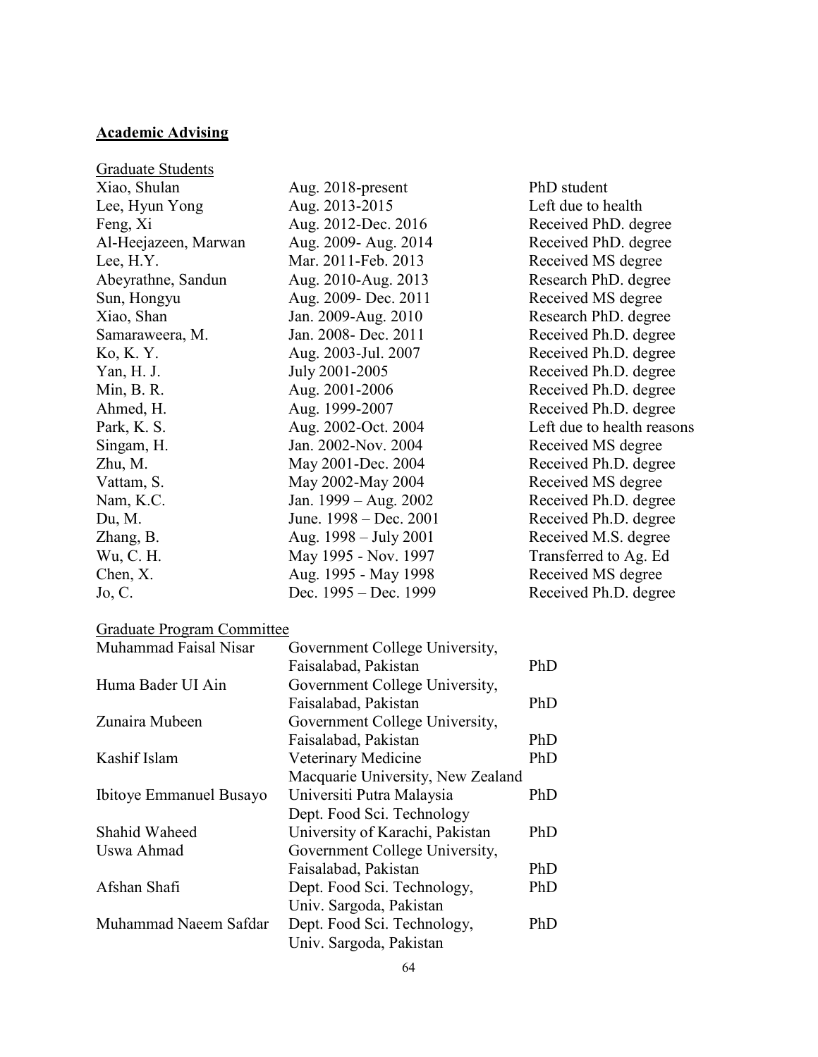## Academic Advising

### Graduate Students

| Name | Period | Status |
|---|---|---|
| Xiao, Shulan | Aug. 2018-present | PhD student |
| Lee, Hyun Yong | Aug. 2013-2015 | Left due to health |
| Feng, Xi | Aug. 2012-Dec. 2016 | Received PhD. degree |
| Al-Heejazeen, Marwan | Aug. 2009- Aug. 2014 | Received PhD. degree |
| Lee, H.Y. | Mar. 2011-Feb. 2013 | Received MS degree |
| Abeyrathne, Sandun | Aug. 2010-Aug. 2013 | Research PhD. degree |
| Sun, Hongyu | Aug. 2009- Dec. 2011 | Received MS degree |
| Xiao, Shan | Jan. 2009-Aug. 2010 | Research PhD. degree |
| Samaraweera, M. | Jan. 2008- Dec. 2011 | Received Ph.D. degree |
| Ko, K. Y. | Aug. 2003-Jul. 2007 | Received Ph.D. degree |
| Yan, H. J. | July 2001-2005 | Received Ph.D. degree |
| Min, B. R. | Aug. 2001-2006 | Received Ph.D. degree |
| Ahmed, H. | Aug. 1999-2007 | Received Ph.D. degree |
| Park, K. S. | Aug. 2002-Oct. 2004 | Left due to health reasons |
| Singam, H. | Jan. 2002-Nov. 2004 | Received MS degree |
| Zhu, M. | May 2001-Dec. 2004 | Received Ph.D. degree |
| Vattam, S. | May 2002-May 2004 | Received MS degree |
| Nam, K.C. | Jan. 1999 – Aug. 2002 | Received Ph.D. degree |
| Du, M. | June. 1998 – Dec. 2001 | Received Ph.D. degree |
| Zhang, B. | Aug. 1998 – July 2001 | Received M.S. degree |
| Wu, C. H. | May 1995 - Nov. 1997 | Transferred to Ag. Ed |
| Chen, X. | Aug. 1995 - May 1998 | Received MS degree |
| Jo, C. | Dec. 1995 – Dec. 1999 | Received Ph.D. degree |

### Graduate Program Committee

| Name | Institution | Degree |
|---|---|---|
| Muhammad Faisal Nisar | Government College University, Faisalabad, Pakistan | PhD |
| Huma Bader UI Ain | Government College University, Faisalabad, Pakistan | PhD |
| Zunaira Mubeen | Government College University, Faisalabad, Pakistan | PhD |
| Kashif Islam | Veterinary Medicine Macquarie University, New Zealand | PhD |
| Ibitoye Emmanuel Busayo | Universiti Putra Malaysia Dept. Food Sci. Technology | PhD |
| Shahid Waheed | University of Karachi, Pakistan | PhD |
| Uswa Ahmad | Government College University, Faisalabad, Pakistan | PhD |
| Afshan Shafi | Dept. Food Sci. Technology, Univ. Sargoda, Pakistan | PhD |
| Muhammad Naeem Safdar | Dept. Food Sci. Technology, Univ. Sargoda, Pakistan | PhD |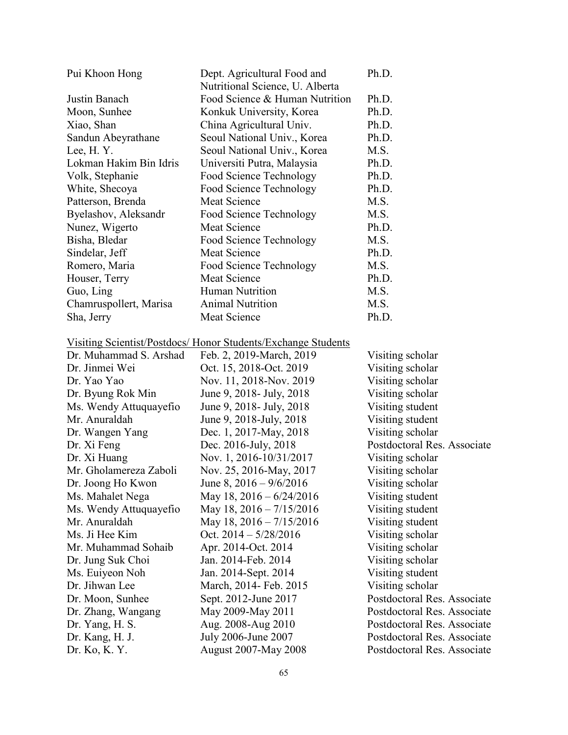| | | |
|---|---|---|
| Pui Khoon Hong | Dept. Agricultural Food and Nutritional Science, U. Alberta | Ph.D. |
| Justin Banach | Food Science & Human Nutrition | Ph.D. |
| Moon, Sunhee | Konkuk University, Korea | Ph.D. |
| Xiao, Shan | China Agricultural Univ. | Ph.D. |
| Sandun Abeyrathane | Seoul National Univ., Korea | Ph.D. |
| Lee, H. Y. | Seoul National Univ., Korea | M.S. |
| Lokman Hakim Bin Idris | Universiti Putra, Malaysia | Ph.D. |
| Volk, Stephanie | Food Science Technology | Ph.D. |
| White, Shecoya | Food Science Technology | Ph.D. |
| Patterson, Brenda | Meat Science | M.S. |
| Byelashov, Aleksandr | Food Science Technology | M.S. |
| Nunez, Wigerto | Meat Science | Ph.D. |
| Bisha, Bledar | Food Science Technology | M.S. |
| Sindelar, Jeff | Meat Science | Ph.D. |
| Romero, Maria | Food Science Technology | M.S. |
| Houser, Terry | Meat Science | Ph.D. |
| Guo, Ling | Human Nutrition | M.S. |
| Chamruspollert, Marisa | Animal Nutrition | M.S. |
| Sha, Jerry | Meat Science | Ph.D. |

<u>Visiting Scientist/Postdocs/ Honor Students/Exchange Students</u>

| | | |
|---|---|---|
| Dr. Muhammad S. Arshad | Feb. 2, 2019-March, 2019 | Visiting scholar |
| Dr. Jinmei Wei | Oct. 15, 2018-Oct. 2019 | Visiting scholar |
| Dr. Yao Yao | Nov. 11, 2018-Nov. 2019 | Visiting scholar |
| Dr. Byung Rok Min | June 9, 2018- July, 2018 | Visiting scholar |
| Ms. Wendy Attuquayefio | June 9, 2018- July, 2018 | Visiting student |
| Mr. Anuraldah | June 9, 2018-July, 2018 | Visiting student |
| Dr. Wangen Yang | Dec. 1, 2017-May, 2018 | Visiting scholar |
| Dr. Xi Feng | Dec. 2016-July, 2018 | Postdoctoral Res. Associate |
| Dr. Xi Huang | Nov. 1, 2016-10/31/2017 | Visiting scholar |
| Mr. Gholamereza Zaboli | Nov. 25, 2016-May, 2017 | Visiting scholar |
| Dr. Joong Ho Kwon | June 8, 2016 – 9/6/2016 | Visiting scholar |
| Ms. Mahalet Nega | May 18, 2016 – 6/24/2016 | Visiting student |
| Ms. Wendy Attuquayefio | May 18, 2016 – 7/15/2016 | Visiting student |
| Mr. Anuraldah | May 18, 2016 – 7/15/2016 | Visiting student |
| Ms. Ji Hee Kim | Oct. 2014 – 5/28/2016 | Visiting scholar |
| Mr. Muhammad Sohaib | Apr. 2014-Oct. 2014 | Visiting scholar |
| Dr. Jung Suk Choi | Jan. 2014-Feb. 2014 | Visiting scholar |
| Ms. Euiyeon Noh | Jan. 2014-Sept. 2014 | Visiting student |
| Dr. Jihwan Lee | March, 2014- Feb. 2015 | Visiting scholar |
| Dr. Moon, Sunhee | Sept. 2012-June 2017 | Postdoctoral Res. Associate |
| Dr. Zhang, Wangang | May 2009-May 2011 | Postdoctoral Res. Associate |
| Dr. Yang, H. S. | Aug. 2008-Aug 2010 | Postdoctoral Res. Associate |
| Dr. Kang, H. J. | July 2006-June 2007 | Postdoctoral Res. Associate |
| Dr. Ko, K. Y. | August 2007-May 2008 | Postdoctoral Res. Associate |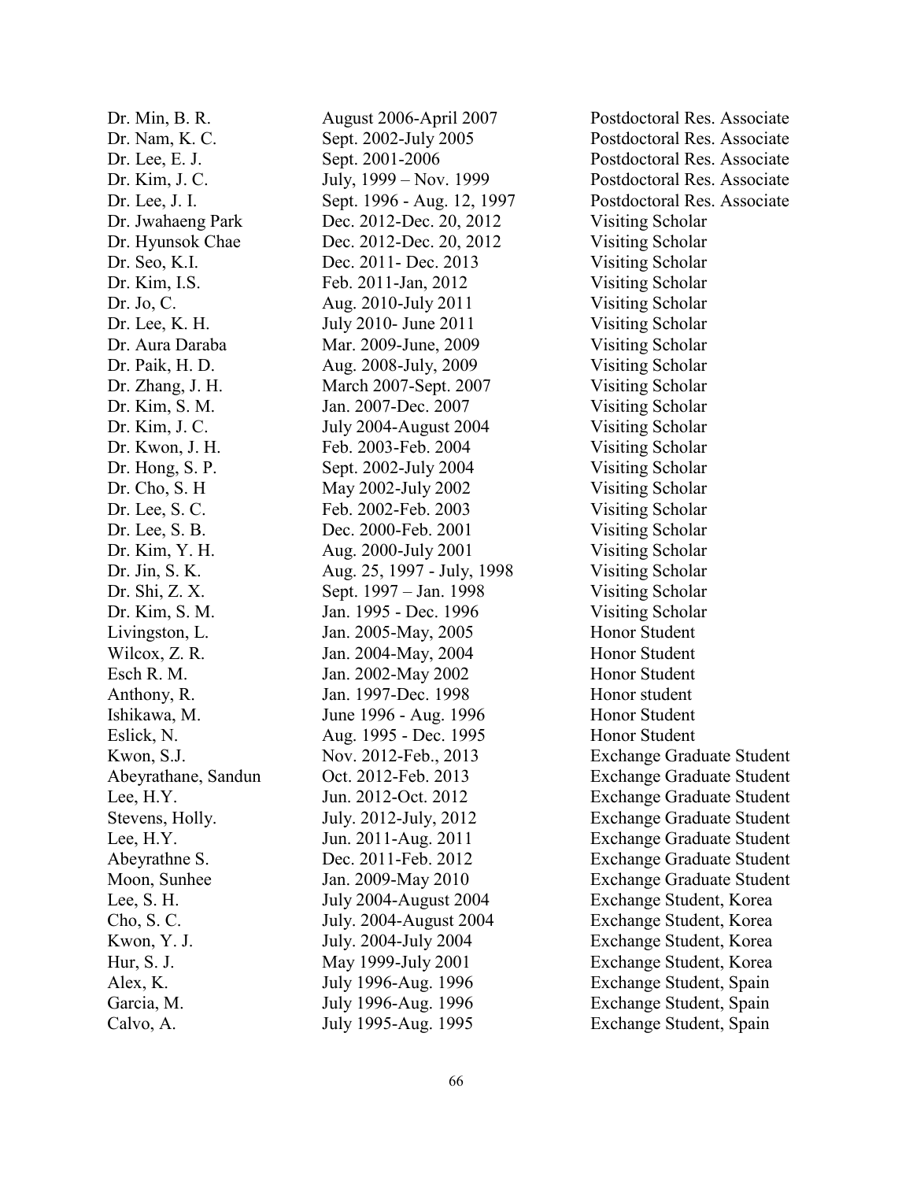| | | |
|---|---|---|
| Dr. Min, B. R. | August 2006-April 2007 | Postdoctoral Res. Associate |
| Dr. Nam, K. C. | Sept. 2002-July 2005 | Postdoctoral Res. Associate |
| Dr. Lee, E. J. | Sept. 2001-2006 | Postdoctoral Res. Associate |
| Dr. Kim, J. C. | July, 1999 – Nov. 1999 | Postdoctoral Res. Associate |
| Dr. Lee, J. I. | Sept. 1996 - Aug. 12, 1997 | Postdoctoral Res. Associate |
| Dr. Jwahaeng Park | Dec. 2012-Dec. 20, 2012 | Visiting Scholar |
| Dr. Hyunsok Chae | Dec. 2012-Dec. 20, 2012 | Visiting Scholar |
| Dr. Seo, K.I. | Dec. 2011- Dec. 2013 | Visiting Scholar |
| Dr. Kim, I.S. | Feb. 2011-Jan, 2012 | Visiting Scholar |
| Dr. Jo, C. | Aug. 2010-July 2011 | Visiting Scholar |
| Dr. Lee, K. H. | July 2010- June 2011 | Visiting Scholar |
| Dr. Aura Daraba | Mar. 2009-June, 2009 | Visiting Scholar |
| Dr. Paik, H. D. | Aug. 2008-July, 2009 | Visiting Scholar |
| Dr. Zhang, J. H. | March 2007-Sept. 2007 | Visiting Scholar |
| Dr. Kim, S. M. | Jan. 2007-Dec. 2007 | Visiting Scholar |
| Dr. Kim, J. C. | July 2004-August 2004 | Visiting Scholar |
| Dr. Kwon, J. H. | Feb. 2003-Feb. 2004 | Visiting Scholar |
| Dr. Hong, S. P. | Sept. 2002-July 2004 | Visiting Scholar |
| Dr. Cho, S. H | May 2002-July 2002 | Visiting Scholar |
| Dr. Lee, S. C. | Feb. 2002-Feb. 2003 | Visiting Scholar |
| Dr. Lee, S. B. | Dec. 2000-Feb. 2001 | Visiting Scholar |
| Dr. Kim, Y. H. | Aug. 2000-July 2001 | Visiting Scholar |
| Dr. Jin, S. K. | Aug. 25, 1997 - July, 1998 | Visiting Scholar |
| Dr. Shi, Z. X. | Sept. 1997 – Jan. 1998 | Visiting Scholar |
| Dr. Kim, S. M. | Jan. 1995 - Dec. 1996 | Visiting Scholar |
| Livingston, L. | Jan. 2005-May, 2005 | Honor Student |
| Wilcox, Z. R. | Jan. 2004-May, 2004 | Honor Student |
| Esch R. M. | Jan. 2002-May 2002 | Honor Student |
| Anthony, R. | Jan. 1997-Dec. 1998 | Honor student |
| Ishikawa, M. | June 1996 - Aug. 1996 | Honor Student |
| Eslick, N. | Aug. 1995 - Dec. 1995 | Honor Student |
| Kwon, S.J. | Nov. 2012-Feb., 2013 | Exchange Graduate Student |
| Abeyrathane, Sandun | Oct. 2012-Feb. 2013 | Exchange Graduate Student |
| Lee, H.Y. | Jun. 2012-Oct. 2012 | Exchange Graduate Student |
| Stevens, Holly. | July. 2012-July, 2012 | Exchange Graduate Student |
| Lee, H.Y. | Jun. 2011-Aug. 2011 | Exchange Graduate Student |
| Abeyrathne S. | Dec. 2011-Feb. 2012 | Exchange Graduate Student |
| Moon, Sunhee | Jan. 2009-May 2010 | Exchange Graduate Student |
| Lee, S. H. | July 2004-August 2004 | Exchange Student, Korea |
| Cho, S. C. | July. 2004-August 2004 | Exchange Student, Korea |
| Kwon, Y. J. | July. 2004-July 2004 | Exchange Student, Korea |
| Hur, S. J. | May 1999-July 2001 | Exchange Student, Korea |
| Alex, K. | July 1996-Aug. 1996 | Exchange Student, Spain |
| Garcia, M. | July 1996-Aug. 1996 | Exchange Student, Spain |
| Calvo, A. | July 1995-Aug. 1995 | Exchange Student, Spain |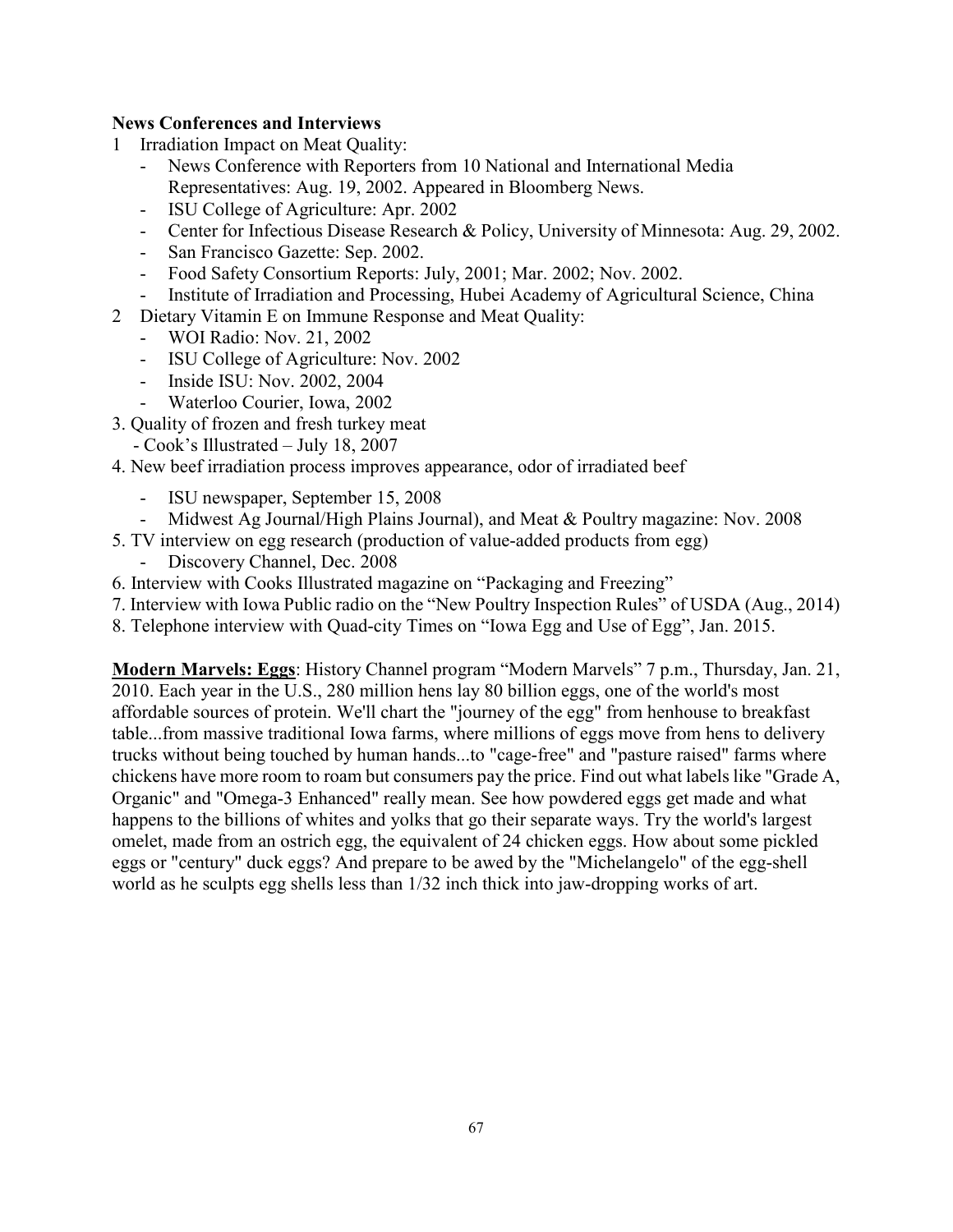**News Conferences and Interviews**

1 Irradiation Impact on Meat Quality:
   - News Conference with Reporters from 10 National and International Media Representatives: Aug. 19, 2002. Appeared in Bloomberg News.
   - ISU College of Agriculture: Apr. 2002
   - Center for Infectious Disease Research & Policy, University of Minnesota: Aug. 29, 2002.
   - San Francisco Gazette: Sep. 2002.
   - Food Safety Consortium Reports: July, 2001; Mar. 2002; Nov. 2002.
   - Institute of Irradiation and Processing, Hubei Academy of Agricultural Science, China
2 Dietary Vitamin E on Immune Response and Meat Quality:
   - WOI Radio: Nov. 21, 2002
   - ISU College of Agriculture: Nov. 2002
   - Inside ISU: Nov. 2002, 2004
   - Waterloo Courier, Iowa, 2002
3. Quality of frozen and fresh turkey meat
   - Cook's Illustrated – July 18, 2007
4. New beef irradiation process improves appearance, odor of irradiated beef
   - ISU newspaper, September 15, 2008
   - Midwest Ag Journal/High Plains Journal), and Meat & Poultry magazine: Nov. 2008
5. TV interview on egg research (production of value-added products from egg)
   - Discovery Channel, Dec. 2008
6. Interview with Cooks Illustrated magazine on "Packaging and Freezing"
7. Interview with Iowa Public radio on the "New Poultry Inspection Rules" of USDA (Aug., 2014)
8. Telephone interview with Quad-city Times on "Iowa Egg and Use of Egg", Jan. 2015.

**Modern Marvels: Eggs**: History Channel program "Modern Marvels" 7 p.m., Thursday, Jan. 21, 2010. Each year in the U.S., 280 million hens lay 80 billion eggs, one of the world's most affordable sources of protein. We'll chart the "journey of the egg" from henhouse to breakfast table...from massive traditional Iowa farms, where millions of eggs move from hens to delivery trucks without being touched by human hands...to "cage-free" and "pasture raised" farms where chickens have more room to roam but consumers pay the price. Find out what labels like "Grade A, Organic" and "Omega-3 Enhanced" really mean. See how powdered eggs get made and what happens to the billions of whites and yolks that go their separate ways. Try the world's largest omelet, made from an ostrich egg, the equivalent of 24 chicken eggs. How about some pickled eggs or "century" duck eggs? And prepare to be awed by the "Michelangelo" of the egg-shell world as he sculpts egg shells less than 1/32 inch thick into jaw-dropping works of art.